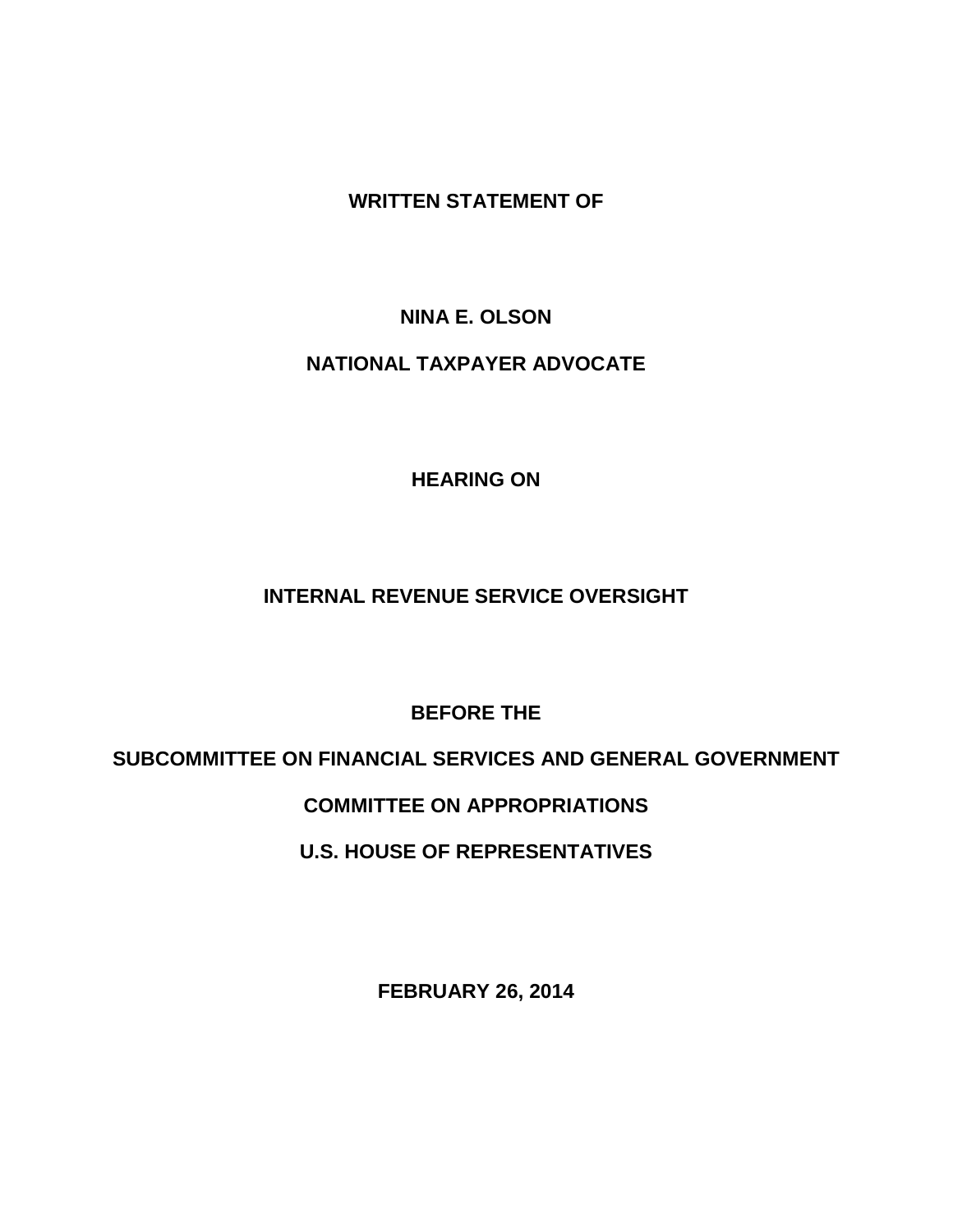**WRITTEN STATEMENT OF**

**NINA E. OLSON**

**NATIONAL TAXPAYER ADVOCATE**

**HEARING ON**

**INTERNAL REVENUE SERVICE OVERSIGHT**

**BEFORE THE**

**SUBCOMMITTEE ON FINANCIAL SERVICES AND GENERAL GOVERNMENT**

**COMMITTEE ON APPROPRIATIONS**

**U.S. HOUSE OF REPRESENTATIVES**

**FEBRUARY 26, 2014**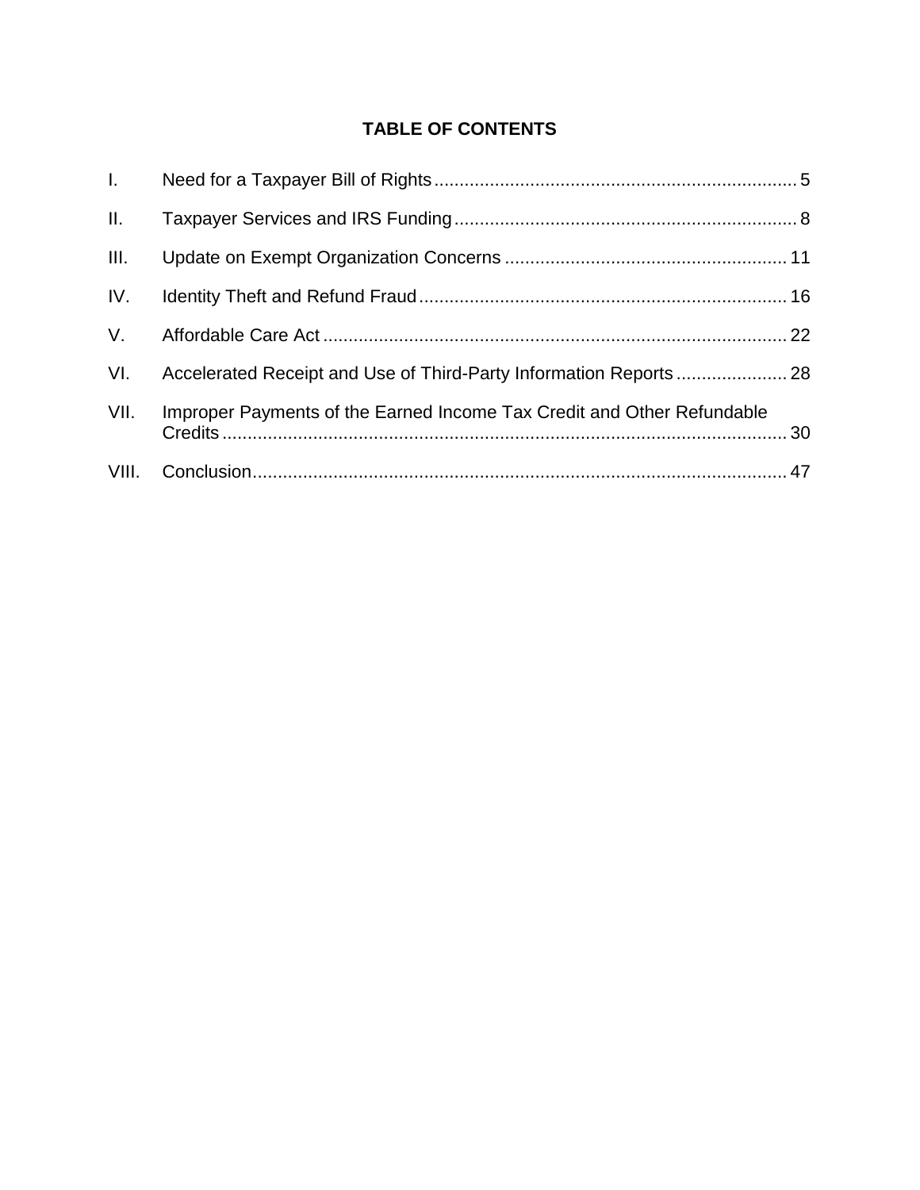## TABLE OF CONTENTS

I. Need for a Taxpayer Bill of Rights ........ 5

II. Taxpayer Services and IRS Funding ........ 8

III. Update on Exempt Organization Concerns ........ 11

IV. Identity Theft and Refund Fraud ........ 16

V. Affordable Care Act ........ 22

VI. Accelerated Receipt and Use of Third-Party Information Reports ........ 28

VII. Improper Payments of the Earned Income Tax Credit and Other Refundable Credits ........ 30

VIII. Conclusion ........ 47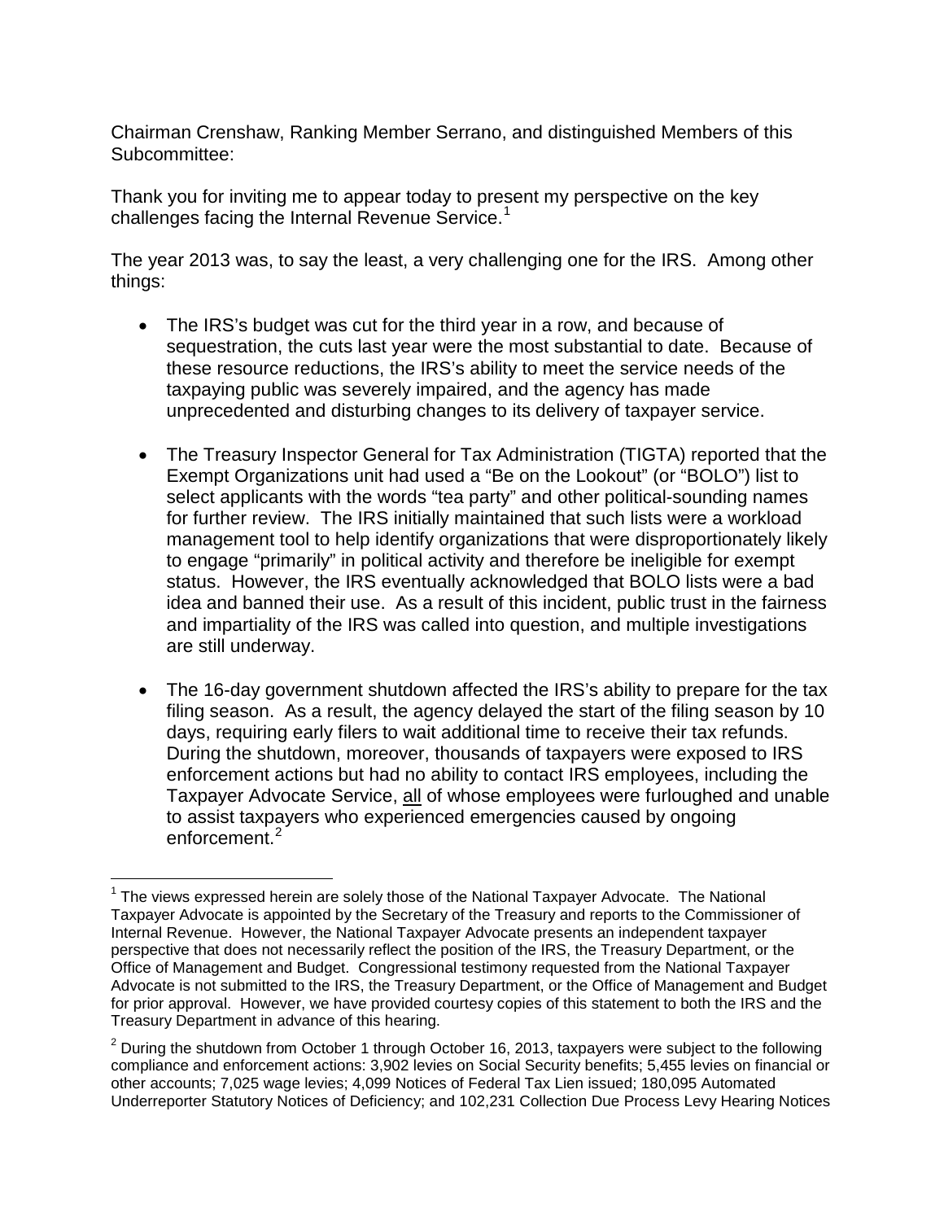Chairman Crenshaw, Ranking Member Serrano, and distinguished Members of this Subcommittee:

Thank you for inviting me to appear today to present my perspective on the key challenges facing the Internal Revenue Service.[1]

The year 2013 was, to say the least, a very challenging one for the IRS. Among other things:

- The IRS's budget was cut for the third year in a row, and because of sequestration, the cuts last year were the most substantial to date. Because of these resource reductions, the IRS's ability to meet the service needs of the taxpaying public was severely impaired, and the agency has made unprecedented and disturbing changes to its delivery of taxpayer service.

- The Treasury Inspector General for Tax Administration (TIGTA) reported that the Exempt Organizations unit had used a "Be on the Lookout" (or "BOLO") list to select applicants with the words "tea party" and other political-sounding names for further review. The IRS initially maintained that such lists were a workload management tool to help identify organizations that were disproportionately likely to engage "primarily" in political activity and therefore be ineligible for exempt status. However, the IRS eventually acknowledged that BOLO lists were a bad idea and banned their use. As a result of this incident, public trust in the fairness and impartiality of the IRS was called into question, and multiple investigations are still underway.

- The 16-day government shutdown affected the IRS's ability to prepare for the tax filing season. As a result, the agency delayed the start of the filing season by 10 days, requiring early filers to wait additional time to receive their tax refunds. During the shutdown, moreover, thousands of taxpayers were exposed to IRS enforcement actions but had no ability to contact IRS employees, including the Taxpayer Advocate Service, all of whose employees were furloughed and unable to assist taxpayers who experienced emergencies caused by ongoing enforcement.[2]

---

[1] The views expressed herein are solely those of the National Taxpayer Advocate. The National Taxpayer Advocate is appointed by the Secretary of the Treasury and reports to the Commissioner of Internal Revenue. However, the National Taxpayer Advocate presents an independent taxpayer perspective that does not necessarily reflect the position of the IRS, the Treasury Department, or the Office of Management and Budget. Congressional testimony requested from the National Taxpayer Advocate is not submitted to the IRS, the Treasury Department, or the Office of Management and Budget for prior approval. However, we have provided courtesy copies of this statement to both the IRS and the Treasury Department in advance of this hearing.

[2] During the shutdown from October 1 through October 16, 2013, taxpayers were subject to the following compliance and enforcement actions: 3,902 levies on Social Security benefits; 5,455 levies on financial or other accounts; 7,025 wage levies; 4,099 Notices of Federal Tax Lien issued; 180,095 Automated Underreporter Statutory Notices of Deficiency; and 102,231 Collection Due Process Levy Hearing Notices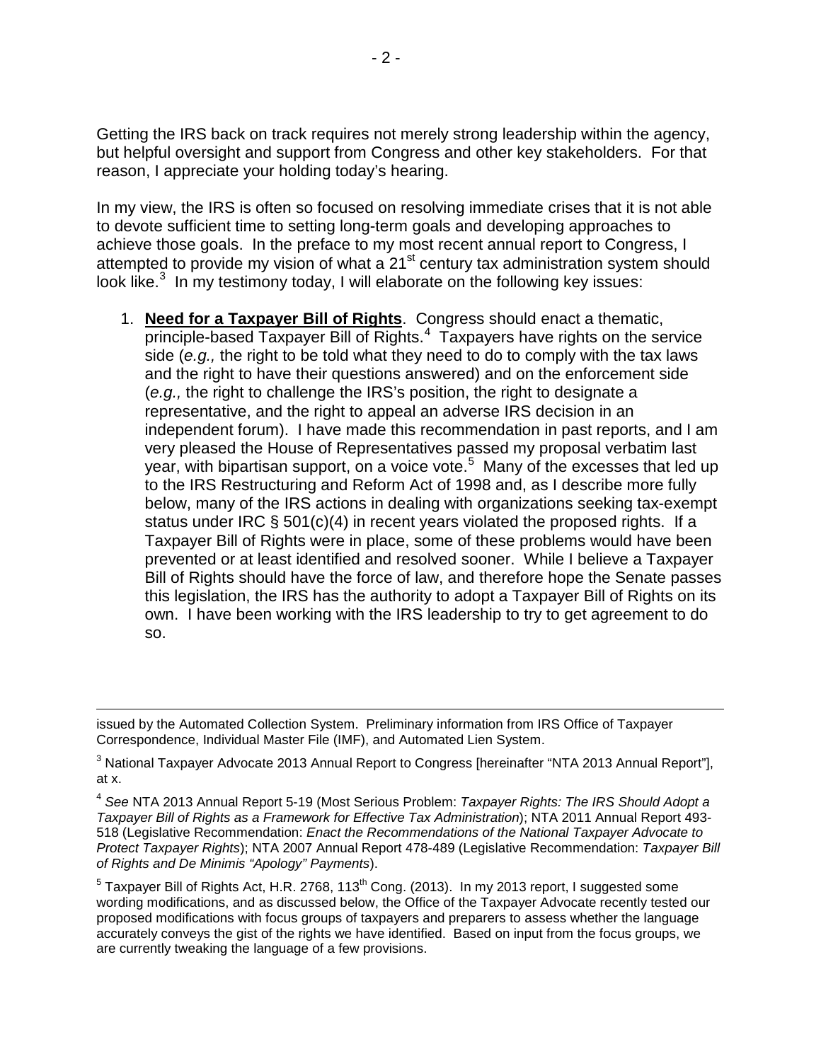Getting the IRS back on track requires not merely strong leadership within the agency, but helpful oversight and support from Congress and other key stakeholders. For that reason, I appreciate your holding today's hearing.

In my view, the IRS is often so focused on resolving immediate crises that it is not able to devote sufficient time to setting long-term goals and developing approaches to achieve those goals. In the preface to my most recent annual report to Congress, I attempted to provide my vision of what a 21st century tax administration system should look like.[3] In my testimony today, I will elaborate on the following key issues:

1. **Need for a Taxpayer Bill of Rights**. Congress should enact a thematic, principle-based Taxpayer Bill of Rights.[4] Taxpayers have rights on the service side (*e.g.,* the right to be told what they need to do to comply with the tax laws and the right to have their questions answered) and on the enforcement side (*e.g.,* the right to challenge the IRS's position, the right to designate a representative, and the right to appeal an adverse IRS decision in an independent forum). I have made this recommendation in past reports, and I am very pleased the House of Representatives passed my proposal verbatim last year, with bipartisan support, on a voice vote.[5] Many of the excesses that led up to the IRS Restructuring and Reform Act of 1998 and, as I describe more fully below, many of the IRS actions in dealing with organizations seeking tax-exempt status under IRC § 501(c)(4) in recent years violated the proposed rights. If a Taxpayer Bill of Rights were in place, some of these problems would have been prevented or at least identified and resolved sooner. While I believe a Taxpayer Bill of Rights should have the force of law, and therefore hope the Senate passes this legislation, the IRS has the authority to adopt a Taxpayer Bill of Rights on its own. I have been working with the IRS leadership to try to get agreement to do so.

---

issued by the Automated Collection System. Preliminary information from IRS Office of Taxpayer Correspondence, Individual Master File (IMF), and Automated Lien System.

[3] National Taxpayer Advocate 2013 Annual Report to Congress [hereinafter "NTA 2013 Annual Report"], at x.

[4] *See* NTA 2013 Annual Report 5-19 (Most Serious Problem: *Taxpayer Rights: The IRS Should Adopt a Taxpayer Bill of Rights as a Framework for Effective Tax Administration*); NTA 2011 Annual Report 493-518 (Legislative Recommendation: *Enact the Recommendations of the National Taxpayer Advocate to Protect Taxpayer Rights*); NTA 2007 Annual Report 478-489 (Legislative Recommendation: *Taxpayer Bill of Rights and De Minimis "Apology" Payments*).

[5] Taxpayer Bill of Rights Act, H.R. 2768, 113th Cong. (2013). In my 2013 report, I suggested some wording modifications, and as discussed below, the Office of the Taxpayer Advocate recently tested our proposed modifications with focus groups of taxpayers and preparers to assess whether the language accurately conveys the gist of the rights we have identified. Based on input from the focus groups, we are currently tweaking the language of a few provisions.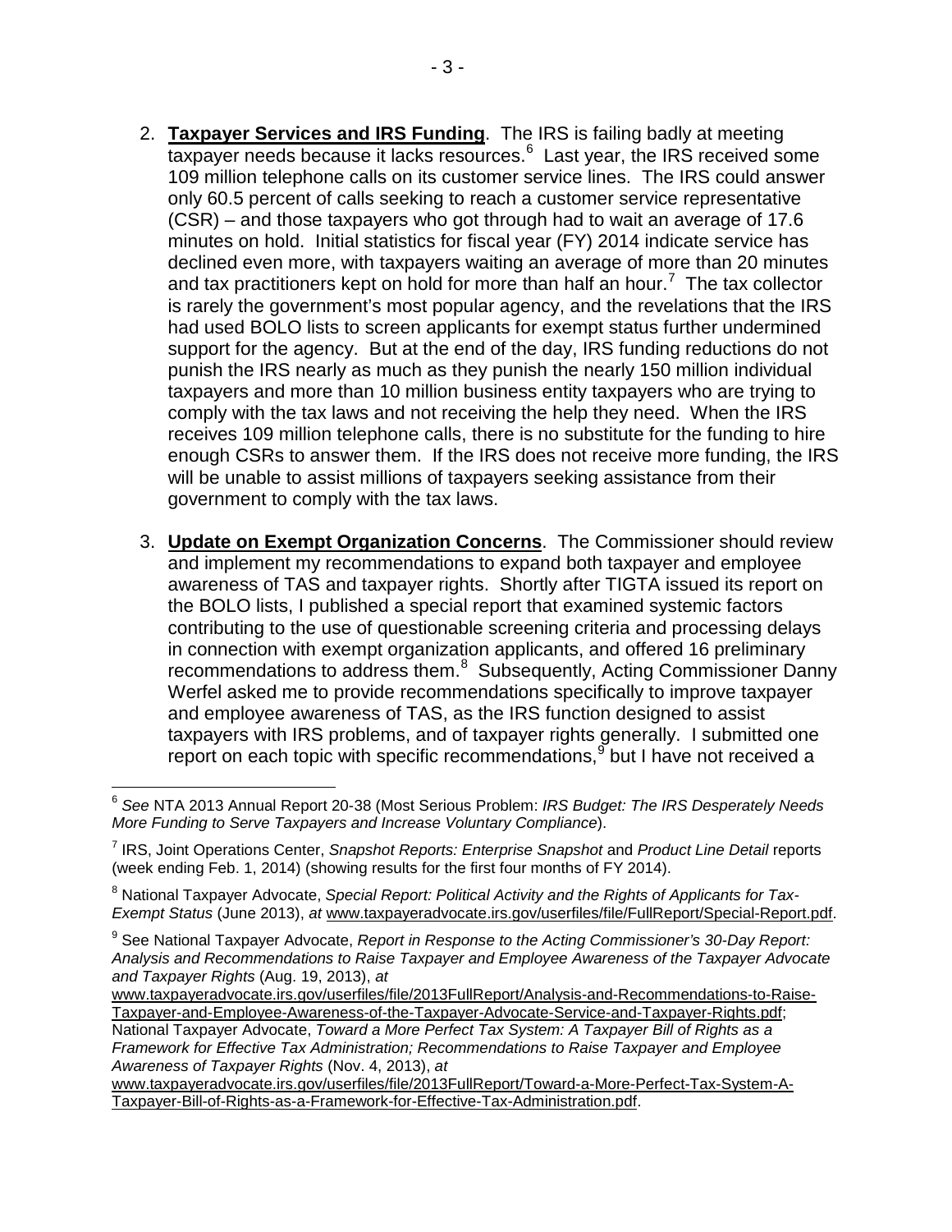2. **Taxpayer Services and IRS Funding**. The IRS is failing badly at meeting taxpayer needs because it lacks resources.[6] Last year, the IRS received some 109 million telephone calls on its customer service lines. The IRS could answer only 60.5 percent of calls seeking to reach a customer service representative (CSR) – and those taxpayers who got through had to wait an average of 17.6 minutes on hold. Initial statistics for fiscal year (FY) 2014 indicate service has declined even more, with taxpayers waiting an average of more than 20 minutes and tax practitioners kept on hold for more than half an hour.[7] The tax collector is rarely the government's most popular agency, and the revelations that the IRS had used BOLO lists to screen applicants for exempt status further undermined support for the agency. But at the end of the day, IRS funding reductions do not punish the IRS nearly as much as they punish the nearly 150 million individual taxpayers and more than 10 million business entity taxpayers who are trying to comply with the tax laws and not receiving the help they need. When the IRS receives 109 million telephone calls, there is no substitute for the funding to hire enough CSRs to answer them. If the IRS does not receive more funding, the IRS will be unable to assist millions of taxpayers seeking assistance from their government to comply with the tax laws.

3. **Update on Exempt Organization Concerns**. The Commissioner should review and implement my recommendations to expand both taxpayer and employee awareness of TAS and taxpayer rights. Shortly after TIGTA issued its report on the BOLO lists, I published a special report that examined systemic factors contributing to the use of questionable screening criteria and processing delays in connection with exempt organization applicants, and offered 16 preliminary recommendations to address them.[8] Subsequently, Acting Commissioner Danny Werfel asked me to provide recommendations specifically to improve taxpayer and employee awareness of TAS, as the IRS function designed to assist taxpayers with IRS problems, and of taxpayer rights generally. I submitted one report on each topic with specific recommendations,[9] but I have not received a

---

[6] *See* NTA 2013 Annual Report 20-38 (Most Serious Problem: *IRS Budget: The IRS Desperately Needs More Funding to Serve Taxpayers and Increase Voluntary Compliance*).

[7] IRS, Joint Operations Center, *Snapshot Reports: Enterprise Snapshot* and *Product Line Detail* reports (week ending Feb. 1, 2014) (showing results for the first four months of FY 2014).

[8] National Taxpayer Advocate, *Special Report: Political Activity and the Rights of Applicants for Tax-Exempt Status* (June 2013), *at* www.taxpayeradvocate.irs.gov/userfiles/file/FullReport/Special-Report.pdf.

[9] See National Taxpayer Advocate, *Report in Response to the Acting Commissioner's 30-Day Report: Analysis and Recommendations to Raise Taxpayer and Employee Awareness of the Taxpayer Advocate and Taxpayer Rights* (Aug. 19, 2013), *at* www.taxpayeradvocate.irs.gov/userfiles/file/2013FullReport/Analysis-and-Recommendations-to-Raise-Taxpayer-and-Employee-Awareness-of-the-Taxpayer-Advocate-Service-and-Taxpayer-Rights.pdf; National Taxpayer Advocate, *Toward a More Perfect Tax System: A Taxpayer Bill of Rights as a Framework for Effective Tax Administration; Recommendations to Raise Taxpayer and Employee Awareness of Taxpayer Rights* (Nov. 4, 2013), *at* www.taxpayeradvocate.irs.gov/userfiles/file/2013FullReport/Toward-a-More-Perfect-Tax-System-A-Taxpayer-Bill-of-Rights-as-a-Framework-for-Effective-Tax-Administration.pdf.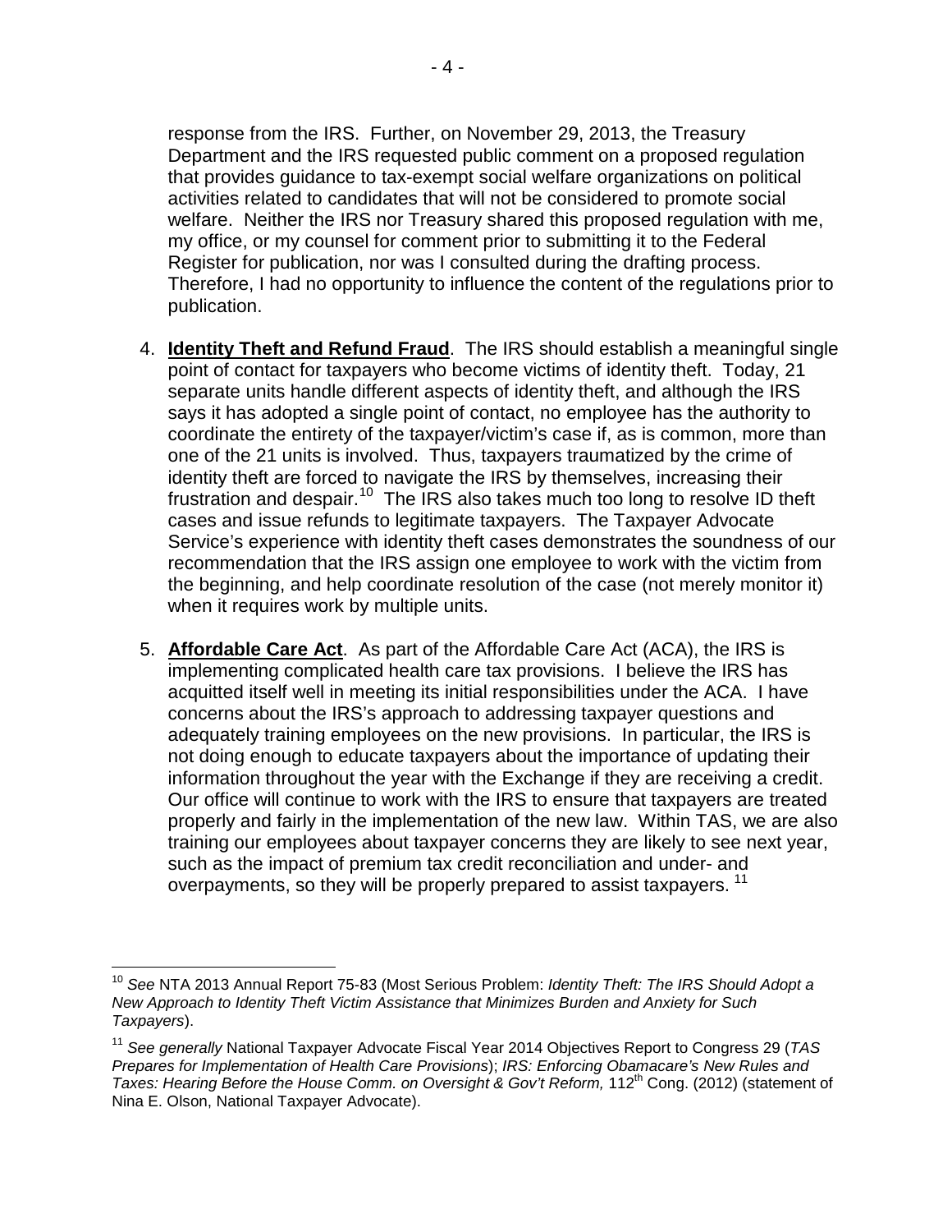response from the IRS. Further, on November 29, 2013, the Treasury Department and the IRS requested public comment on a proposed regulation that provides guidance to tax-exempt social welfare organizations on political activities related to candidates that will not be considered to promote social welfare. Neither the IRS nor Treasury shared this proposed regulation with me, my office, or my counsel for comment prior to submitting it to the Federal Register for publication, nor was I consulted during the drafting process. Therefore, I had no opportunity to influence the content of the regulations prior to publication.

4. **Identity Theft and Refund Fraud**. The IRS should establish a meaningful single point of contact for taxpayers who become victims of identity theft. Today, 21 separate units handle different aspects of identity theft, and although the IRS says it has adopted a single point of contact, no employee has the authority to coordinate the entirety of the taxpayer/victim's case if, as is common, more than one of the 21 units is involved. Thus, taxpayers traumatized by the crime of identity theft are forced to navigate the IRS by themselves, increasing their frustration and despair.[10] The IRS also takes much too long to resolve ID theft cases and issue refunds to legitimate taxpayers. The Taxpayer Advocate Service's experience with identity theft cases demonstrates the soundness of our recommendation that the IRS assign one employee to work with the victim from the beginning, and help coordinate resolution of the case (not merely monitor it) when it requires work by multiple units.

5. **Affordable Care Act**. As part of the Affordable Care Act (ACA), the IRS is implementing complicated health care tax provisions. I believe the IRS has acquitted itself well in meeting its initial responsibilities under the ACA. I have concerns about the IRS's approach to addressing taxpayer questions and adequately training employees on the new provisions. In particular, the IRS is not doing enough to educate taxpayers about the importance of updating their information throughout the year with the Exchange if they are receiving a credit. Our office will continue to work with the IRS to ensure that taxpayers are treated properly and fairly in the implementation of the new law. Within TAS, we are also training our employees about taxpayer concerns they are likely to see next year, such as the impact of premium tax credit reconciliation and under- and overpayments, so they will be properly prepared to assist taxpayers.[11]

---

[10] *See* NTA 2013 Annual Report 75-83 (Most Serious Problem: *Identity Theft: The IRS Should Adopt a New Approach to Identity Theft Victim Assistance that Minimizes Burden and Anxiety for Such Taxpayers*).

[11] *See generally* National Taxpayer Advocate Fiscal Year 2014 Objectives Report to Congress 29 (*TAS Prepares for Implementation of Health Care Provisions*); *IRS: Enforcing Obamacare's New Rules and Taxes: Hearing Before the House Comm. on Oversight & Gov't Reform,* 112th Cong. (2012) (statement of Nina E. Olson, National Taxpayer Advocate).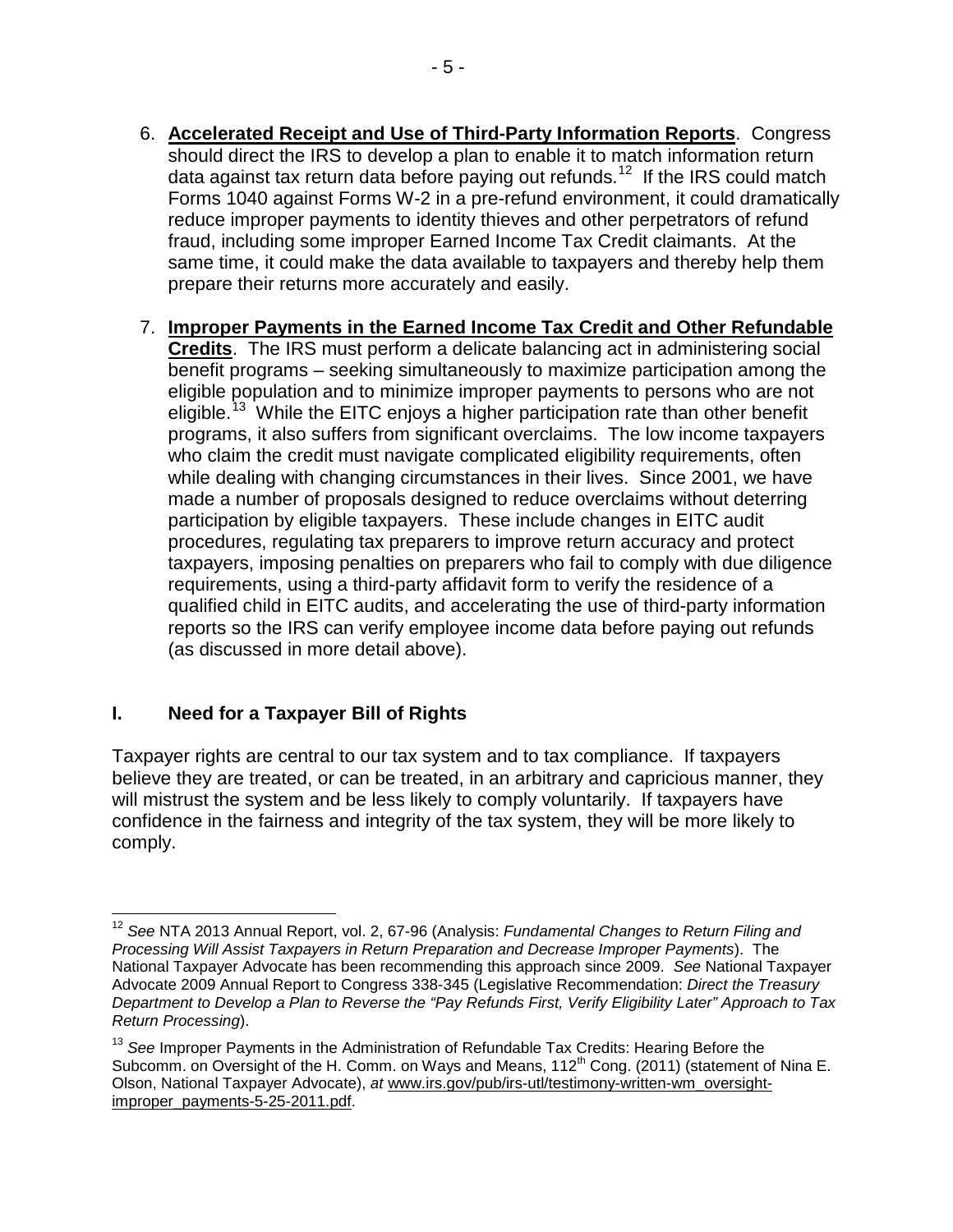6. **Accelerated Receipt and Use of Third-Party Information Reports**. Congress should direct the IRS to develop a plan to enable it to match information return data against tax return data before paying out refunds.[12] If the IRS could match Forms 1040 against Forms W-2 in a pre-refund environment, it could dramatically reduce improper payments to identity thieves and other perpetrators of refund fraud, including some improper Earned Income Tax Credit claimants. At the same time, it could make the data available to taxpayers and thereby help them prepare their returns more accurately and easily.

7. **Improper Payments in the Earned Income Tax Credit and Other Refundable Credits**. The IRS must perform a delicate balancing act in administering social benefit programs – seeking simultaneously to maximize participation among the eligible population and to minimize improper payments to persons who are not eligible.[13] While the EITC enjoys a higher participation rate than other benefit programs, it also suffers from significant overclaims. The low income taxpayers who claim the credit must navigate complicated eligibility requirements, often while dealing with changing circumstances in their lives. Since 2001, we have made a number of proposals designed to reduce overclaims without deterring participation by eligible taxpayers. These include changes in EITC audit procedures, regulating tax preparers to improve return accuracy and protect taxpayers, imposing penalties on preparers who fail to comply with due diligence requirements, using a third-party affidavit form to verify the residence of a qualified child in EITC audits, and accelerating the use of third-party information reports so the IRS can verify employee income data before paying out refunds (as discussed in more detail above).

## I. Need for a Taxpayer Bill of Rights

Taxpayer rights are central to our tax system and to tax compliance. If taxpayers believe they are treated, or can be treated, in an arbitrary and capricious manner, they will mistrust the system and be less likely to comply voluntarily. If taxpayers have confidence in the fairness and integrity of the tax system, they will be more likely to comply.

---

[12] *See* NTA 2013 Annual Report, vol. 2, 67-96 (Analysis: *Fundamental Changes to Return Filing and Processing Will Assist Taxpayers in Return Preparation and Decrease Improper Payments*). The National Taxpayer Advocate has been recommending this approach since 2009. *See* National Taxpayer Advocate 2009 Annual Report to Congress 338-345 (Legislative Recommendation: *Direct the Treasury Department to Develop a Plan to Reverse the "Pay Refunds First, Verify Eligibility Later" Approach to Tax Return Processing*).

[13] *See* Improper Payments in the Administration of Refundable Tax Credits: Hearing Before the Subcomm. on Oversight of the H. Comm. on Ways and Means, 112th Cong. (2011) (statement of Nina E. Olson, National Taxpayer Advocate), *at* www.irs.gov/pub/irs-utl/testimony-written-wm_oversight-improper_payments-5-25-2011.pdf.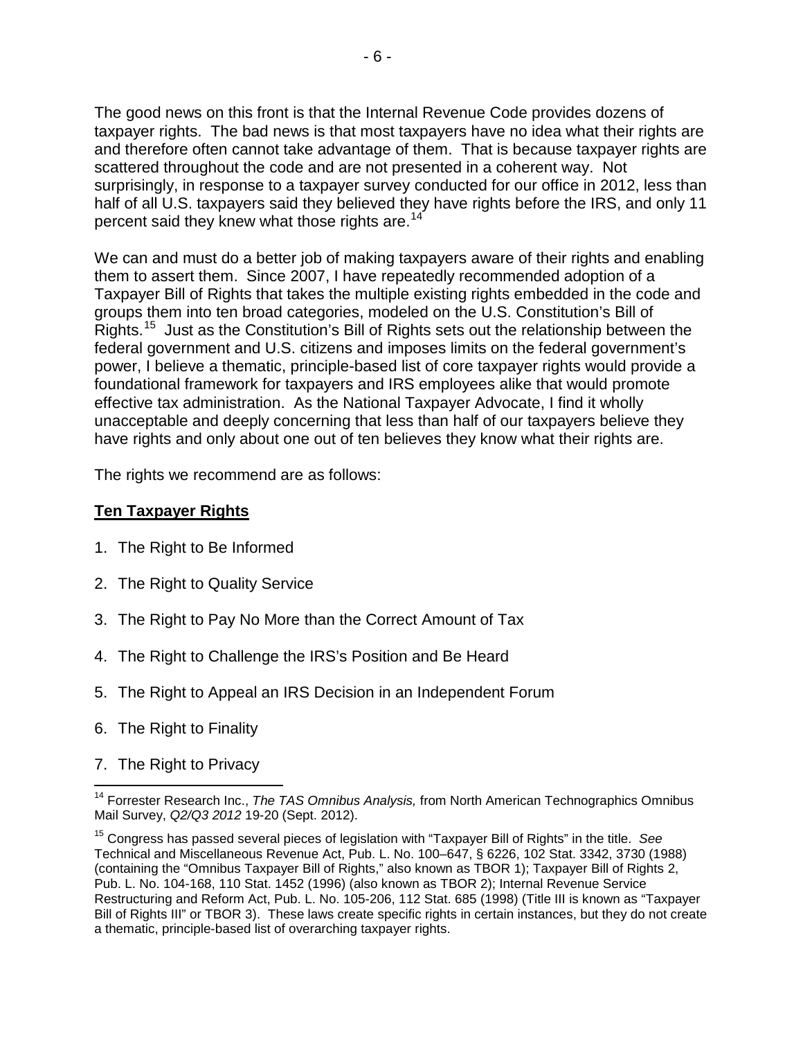The good news on this front is that the Internal Revenue Code provides dozens of taxpayer rights. The bad news is that most taxpayers have no idea what their rights are and therefore often cannot take advantage of them. That is because taxpayer rights are scattered throughout the code and are not presented in a coherent way. Not surprisingly, in response to a taxpayer survey conducted for our office in 2012, less than half of all U.S. taxpayers said they believed they have rights before the IRS, and only 11 percent said they knew what those rights are.[14]

We can and must do a better job of making taxpayers aware of their rights and enabling them to assert them. Since 2007, I have repeatedly recommended adoption of a Taxpayer Bill of Rights that takes the multiple existing rights embedded in the code and groups them into ten broad categories, modeled on the U.S. Constitution's Bill of Rights.[15] Just as the Constitution's Bill of Rights sets out the relationship between the federal government and U.S. citizens and imposes limits on the federal government's power, I believe a thematic, principle-based list of core taxpayer rights would provide a foundational framework for taxpayers and IRS employees alike that would promote effective tax administration. As the National Taxpayer Advocate, I find it wholly unacceptable and deeply concerning that less than half of our taxpayers believe they have rights and only about one out of ten believes they know what their rights are.

The rights we recommend are as follows:

**Ten Taxpayer Rights**

1. The Right to Be Informed
2. The Right to Quality Service
3. The Right to Pay No More than the Correct Amount of Tax
4. The Right to Challenge the IRS's Position and Be Heard
5. The Right to Appeal an IRS Decision in an Independent Forum
6. The Right to Finality
7. The Right to Privacy

---

[14] Forrester Research Inc., *The TAS Omnibus Analysis,* from North American Technographics Omnibus Mail Survey, *Q2/Q3 2012* 19-20 (Sept. 2012).

[15] Congress has passed several pieces of legislation with "Taxpayer Bill of Rights" in the title. *See* Technical and Miscellaneous Revenue Act, Pub. L. No. 100–647, § 6226, 102 Stat. 3342, 3730 (1988) (containing the "Omnibus Taxpayer Bill of Rights," also known as TBOR 1); Taxpayer Bill of Rights 2, Pub. L. No. 104-168, 110 Stat. 1452 (1996) (also known as TBOR 2); Internal Revenue Service Restructuring and Reform Act, Pub. L. No. 105-206, 112 Stat. 685 (1998) (Title III is known as "Taxpayer Bill of Rights III" or TBOR 3). These laws create specific rights in certain instances, but they do not create a thematic, principle-based list of overarching taxpayer rights.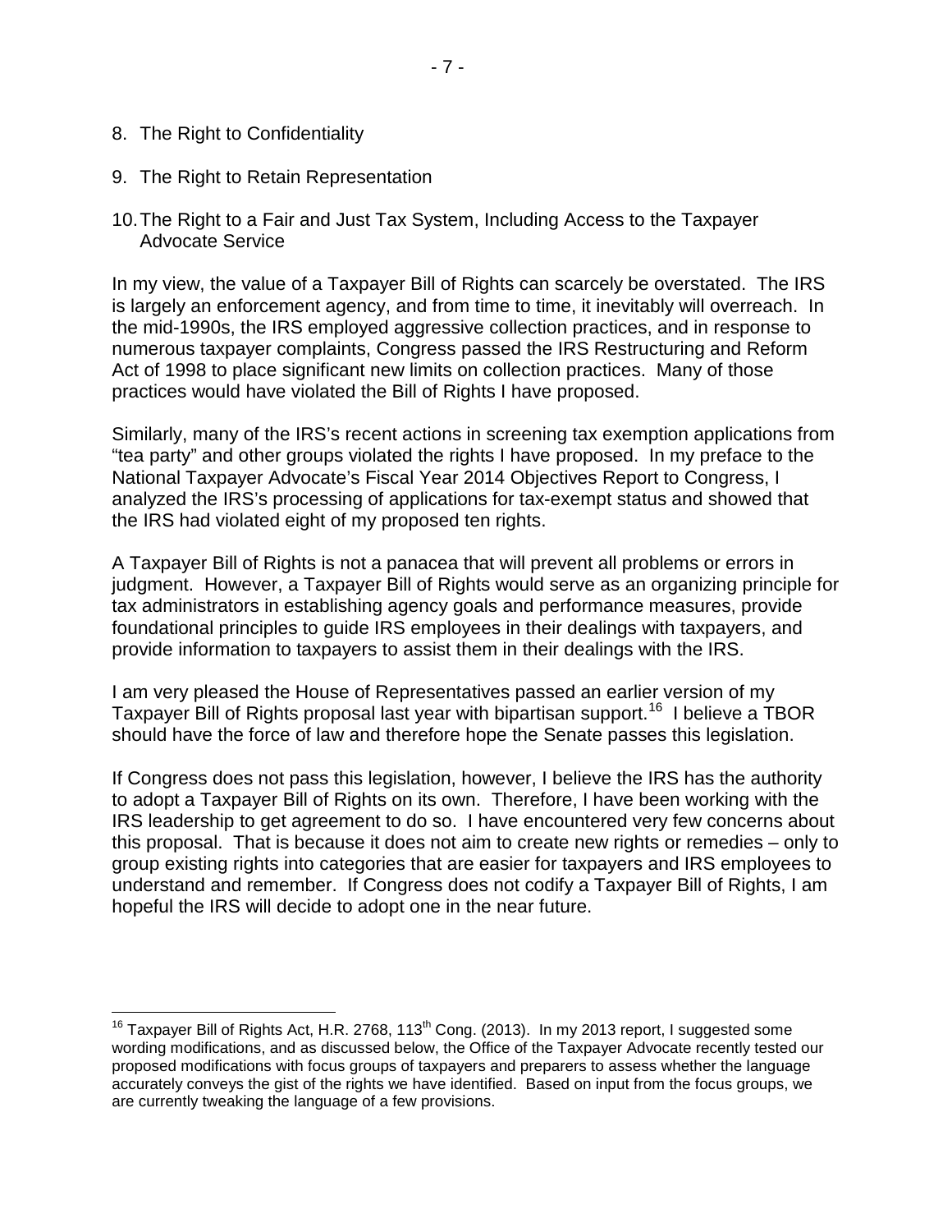8. The Right to Confidentiality

9. The Right to Retain Representation

10. The Right to a Fair and Just Tax System, Including Access to the Taxpayer Advocate Service

In my view, the value of a Taxpayer Bill of Rights can scarcely be overstated. The IRS is largely an enforcement agency, and from time to time, it inevitably will overreach. In the mid-1990s, the IRS employed aggressive collection practices, and in response to numerous taxpayer complaints, Congress passed the IRS Restructuring and Reform Act of 1998 to place significant new limits on collection practices. Many of those practices would have violated the Bill of Rights I have proposed.

Similarly, many of the IRS's recent actions in screening tax exemption applications from "tea party" and other groups violated the rights I have proposed. In my preface to the National Taxpayer Advocate's Fiscal Year 2014 Objectives Report to Congress, I analyzed the IRS's processing of applications for tax-exempt status and showed that the IRS had violated eight of my proposed ten rights.

A Taxpayer Bill of Rights is not a panacea that will prevent all problems or errors in judgment. However, a Taxpayer Bill of Rights would serve as an organizing principle for tax administrators in establishing agency goals and performance measures, provide foundational principles to guide IRS employees in their dealings with taxpayers, and provide information to taxpayers to assist them in their dealings with the IRS.

I am very pleased the House of Representatives passed an earlier version of my Taxpayer Bill of Rights proposal last year with bipartisan support.[16] I believe a TBOR should have the force of law and therefore hope the Senate passes this legislation.

If Congress does not pass this legislation, however, I believe the IRS has the authority to adopt a Taxpayer Bill of Rights on its own. Therefore, I have been working with the IRS leadership to get agreement to do so. I have encountered very few concerns about this proposal. That is because it does not aim to create new rights or remedies – only to group existing rights into categories that are easier for taxpayers and IRS employees to understand and remember. If Congress does not codify a Taxpayer Bill of Rights, I am hopeful the IRS will decide to adopt one in the near future.

---

[16] Taxpayer Bill of Rights Act, H.R. 2768, 113th Cong. (2013). In my 2013 report, I suggested some wording modifications, and as discussed below, the Office of the Taxpayer Advocate recently tested our proposed modifications with focus groups of taxpayers and preparers to assess whether the language accurately conveys the gist of the rights we have identified. Based on input from the focus groups, we are currently tweaking the language of a few provisions.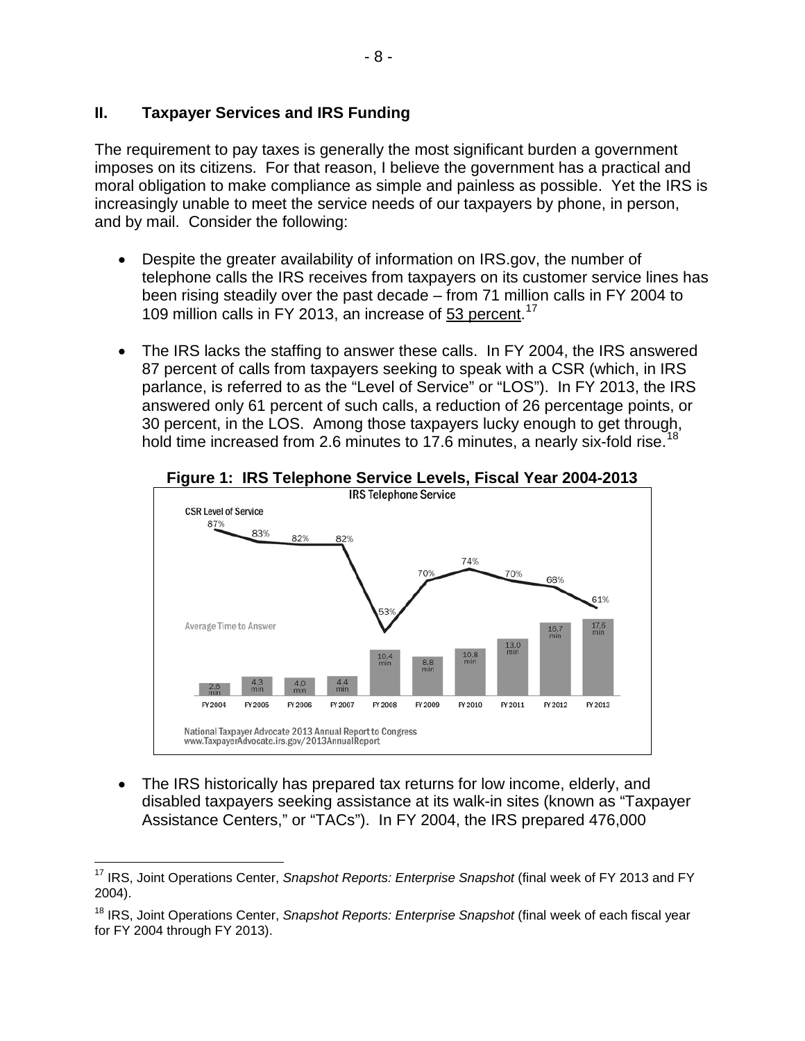## II. Taxpayer Services and IRS Funding

The requirement to pay taxes is generally the most significant burden a government imposes on its citizens. For that reason, I believe the government has a practical and moral obligation to make compliance as simple and painless as possible. Yet the IRS is increasingly unable to meet the service needs of our taxpayers by phone, in person, and by mail. Consider the following:

- Despite the greater availability of information on IRS.gov, the number of telephone calls the IRS receives from taxpayers on its customer service lines has been rising steadily over the past decade – from 71 million calls in FY 2004 to 109 million calls in FY 2013, an increase of 53 percent.[17]

- The IRS lacks the staffing to answer these calls. In FY 2004, the IRS answered 87 percent of calls from taxpayers seeking to speak with a CSR (which, in IRS parlance, is referred to as the "Level of Service" or "LOS"). In FY 2013, the IRS answered only 61 percent of such calls, a reduction of 26 percentage points, or 30 percent, in the LOS. Among those taxpayers lucky enough to get through, hold time increased from 2.6 minutes to 17.6 minutes, a nearly six-fold rise.[18]

**Figure 1: IRS Telephone Service Levels, Fiscal Year 2004-2013**

IRS Telephone Service

| | FY 2004 | FY 2005 | FY 2006 | FY 2007 | FY 2008 | FY 2009 | FY 2010 | FY 2011 | FY 2012 | FY 2013 |
|---|---|---|---|---|---|---|---|---|---|---|
| CSR Level of Service | 87% | 83% | 82% | 82% | 53% | 70% | 74% | 70% | 68% | 61% |
| Average Time to Answer | 2.6 min | 4.3 min | 4.0 min | 4.4 min | 10.4 min | 8.8 min | 10.8 min | 13.0 min | 16.7 min | 17.6 min |

National Taxpayer Advocate 2013 Annual Report to Congress
www.TaxpayerAdvocate.irs.gov/2013AnnualReport

- The IRS historically has prepared tax returns for low income, elderly, and disabled taxpayers seeking assistance at its walk-in sites (known as "Taxpayer Assistance Centers," or "TACs"). In FY 2004, the IRS prepared 476,000

---

[17] IRS, Joint Operations Center, *Snapshot Reports: Enterprise Snapshot* (final week of FY 2013 and FY 2004).

[18] IRS, Joint Operations Center, *Snapshot Reports: Enterprise Snapshot* (final week of each fiscal year for FY 2004 through FY 2013).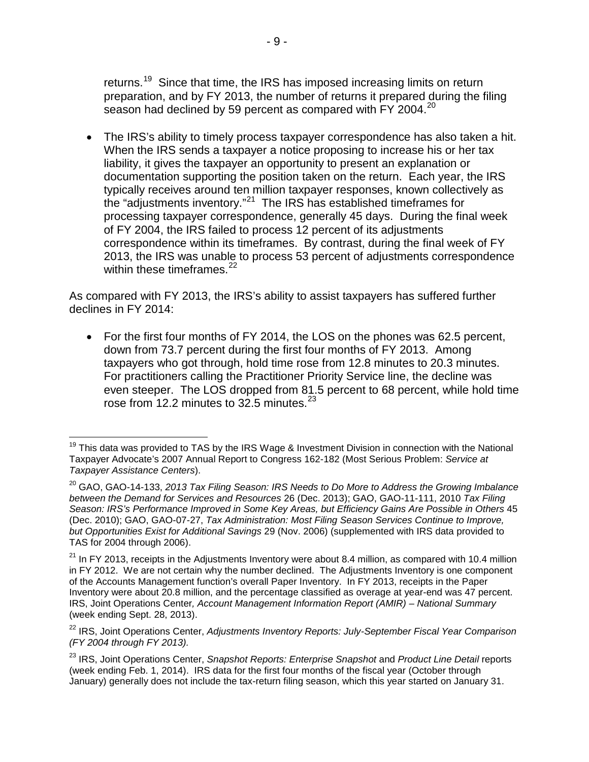returns.[19] Since that time, the IRS has imposed increasing limits on return preparation, and by FY 2013, the number of returns it prepared during the filing season had declined by 59 percent as compared with FY 2004.[20]

- The IRS's ability to timely process taxpayer correspondence has also taken a hit. When the IRS sends a taxpayer a notice proposing to increase his or her tax liability, it gives the taxpayer an opportunity to present an explanation or documentation supporting the position taken on the return. Each year, the IRS typically receives around ten million taxpayer responses, known collectively as the "adjustments inventory."[21] The IRS has established timeframes for processing taxpayer correspondence, generally 45 days. During the final week of FY 2004, the IRS failed to process 12 percent of its adjustments correspondence within its timeframes. By contrast, during the final week of FY 2013, the IRS was unable to process 53 percent of adjustments correspondence within these timeframes.[22]

As compared with FY 2013, the IRS's ability to assist taxpayers has suffered further declines in FY 2014:

- For the first four months of FY 2014, the LOS on the phones was 62.5 percent, down from 73.7 percent during the first four months of FY 2013. Among taxpayers who got through, hold time rose from 12.8 minutes to 20.3 minutes. For practitioners calling the Practitioner Priority Service line, the decline was even steeper. The LOS dropped from 81.5 percent to 68 percent, while hold time rose from 12.2 minutes to 32.5 minutes.[23]

---

[19] This data was provided to TAS by the IRS Wage & Investment Division in connection with the National Taxpayer Advocate's 2007 Annual Report to Congress 162-182 (Most Serious Problem: *Service at Taxpayer Assistance Centers*).

[20] GAO, GAO-14-133, *2013 Tax Filing Season: IRS Needs to Do More to Address the Growing Imbalance between the Demand for Services and Resources* 26 (Dec. 2013); GAO, GAO-11-111, 2010 *Tax Filing Season: IRS's Performance Improved in Some Key Areas, but Efficiency Gains Are Possible in Others* 45 (Dec. 2010); GAO, GAO-07-27, *Tax Administration: Most Filing Season Services Continue to Improve, but Opportunities Exist for Additional Savings* 29 (Nov. 2006) (supplemented with IRS data provided to TAS for 2004 through 2006).

[21] In FY 2013, receipts in the Adjustments Inventory were about 8.4 million, as compared with 10.4 million in FY 2012. We are not certain why the number declined. The Adjustments Inventory is one component of the Accounts Management function's overall Paper Inventory. In FY 2013, receipts in the Paper Inventory were about 20.8 million, and the percentage classified as overage at year-end was 47 percent. IRS, Joint Operations Center*, Account Management Information Report (AMIR) – National Summary* (week ending Sept. 28, 2013).

[22] IRS, Joint Operations Center, *Adjustments Inventory Reports: July-September Fiscal Year Comparison (FY 2004 through FY 2013).*

[23] IRS, Joint Operations Center, *Snapshot Reports: Enterprise Snapshot* and *Product Line Detail* reports (week ending Feb. 1, 2014). IRS data for the first four months of the fiscal year (October through January) generally does not include the tax-return filing season, which this year started on January 31.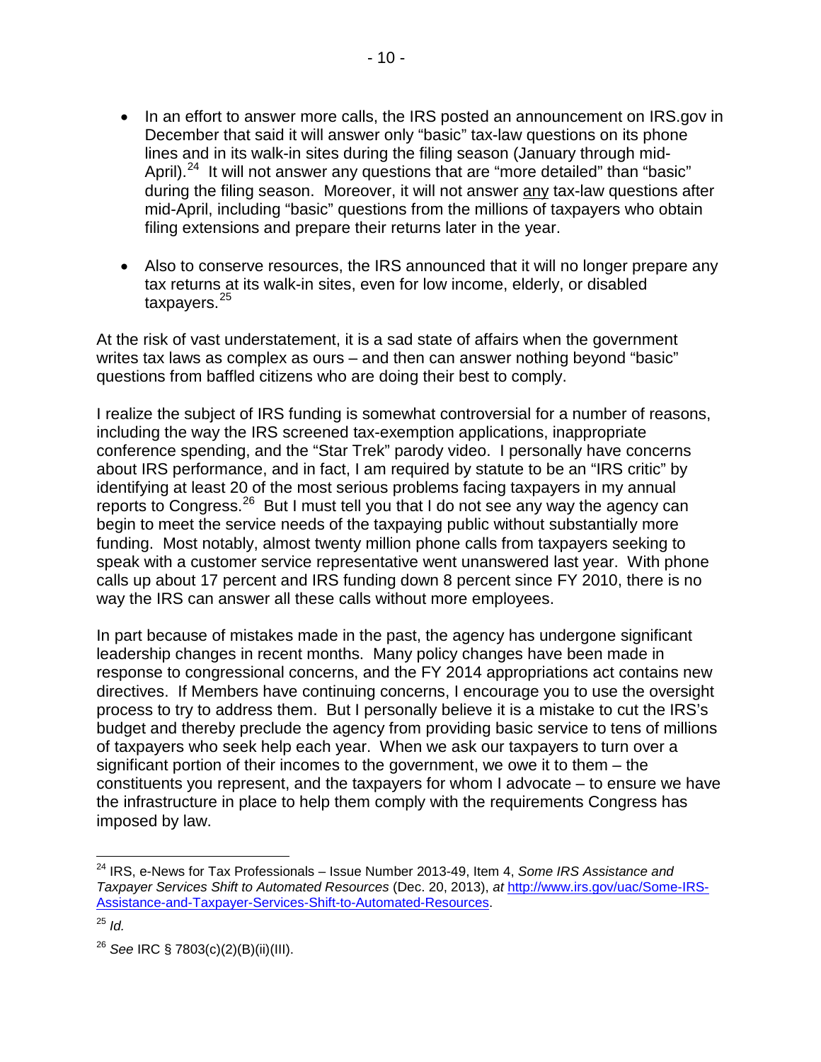- In an effort to answer more calls, the IRS posted an announcement on IRS.gov in December that said it will answer only "basic" tax-law questions on its phone lines and in its walk-in sites during the filing season (January through mid-April).[24] It will not answer any questions that are "more detailed" than "basic" during the filing season. Moreover, it will not answer any tax-law questions after mid-April, including "basic" questions from the millions of taxpayers who obtain filing extensions and prepare their returns later in the year.

- Also to conserve resources, the IRS announced that it will no longer prepare any tax returns at its walk-in sites, even for low income, elderly, or disabled taxpayers.[25]

At the risk of vast understatement, it is a sad state of affairs when the government writes tax laws as complex as ours – and then can answer nothing beyond "basic" questions from baffled citizens who are doing their best to comply.

I realize the subject of IRS funding is somewhat controversial for a number of reasons, including the way the IRS screened tax-exemption applications, inappropriate conference spending, and the "Star Trek" parody video. I personally have concerns about IRS performance, and in fact, I am required by statute to be an "IRS critic" by identifying at least 20 of the most serious problems facing taxpayers in my annual reports to Congress.[26] But I must tell you that I do not see any way the agency can begin to meet the service needs of the taxpaying public without substantially more funding. Most notably, almost twenty million phone calls from taxpayers seeking to speak with a customer service representative went unanswered last year. With phone calls up about 17 percent and IRS funding down 8 percent since FY 2010, there is no way the IRS can answer all these calls without more employees.

In part because of mistakes made in the past, the agency has undergone significant leadership changes in recent months. Many policy changes have been made in response to congressional concerns, and the FY 2014 appropriations act contains new directives. If Members have continuing concerns, I encourage you to use the oversight process to try to address them. But I personally believe it is a mistake to cut the IRS's budget and thereby preclude the agency from providing basic service to tens of millions of taxpayers who seek help each year. When we ask our taxpayers to turn over a significant portion of their incomes to the government, we owe it to them – the constituents you represent, and the taxpayers for whom I advocate – to ensure we have the infrastructure in place to help them comply with the requirements Congress has imposed by law.

---

[24] IRS, e-News for Tax Professionals – Issue Number 2013-49, Item 4, *Some IRS Assistance and Taxpayer Services Shift to Automated Resources* (Dec. 20, 2013), *at* http://www.irs.gov/uac/Some-IRS-Assistance-and-Taxpayer-Services-Shift-to-Automated-Resources.

[25] *Id.*

[26] *See* IRC § 7803(c)(2)(B)(ii)(III).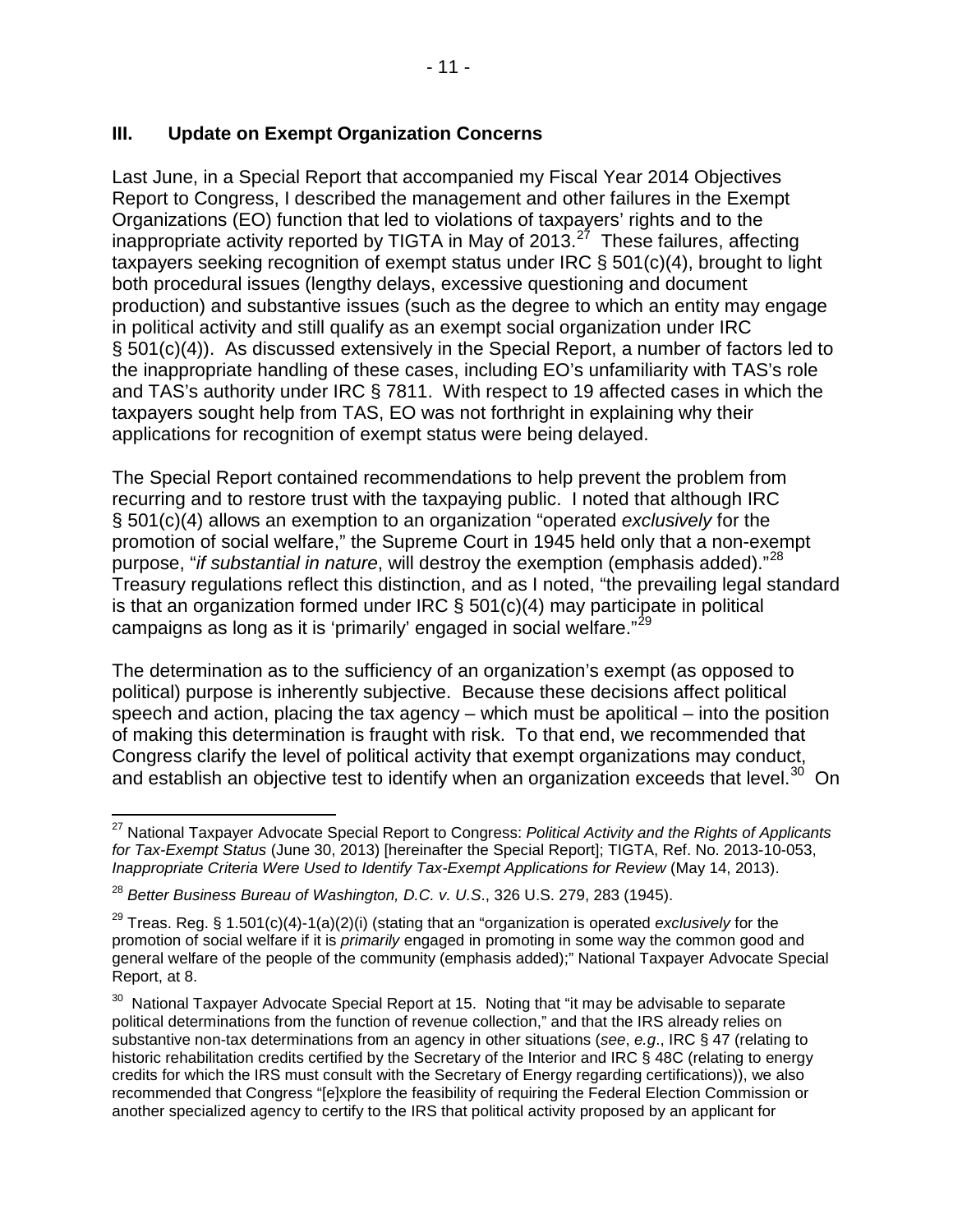## III. Update on Exempt Organization Concerns

Last June, in a Special Report that accompanied my Fiscal Year 2014 Objectives Report to Congress, I described the management and other failures in the Exempt Organizations (EO) function that led to violations of taxpayers' rights and to the inappropriate activity reported by TIGTA in May of 2013.[27] These failures, affecting taxpayers seeking recognition of exempt status under IRC § 501(c)(4), brought to light both procedural issues (lengthy delays, excessive questioning and document production) and substantive issues (such as the degree to which an entity may engage in political activity and still qualify as an exempt social organization under IRC § 501(c)(4)). As discussed extensively in the Special Report, a number of factors led to the inappropriate handling of these cases, including EO's unfamiliarity with TAS's role and TAS's authority under IRC § 7811. With respect to 19 affected cases in which the taxpayers sought help from TAS, EO was not forthright in explaining why their applications for recognition of exempt status were being delayed.

The Special Report contained recommendations to help prevent the problem from recurring and to restore trust with the taxpaying public. I noted that although IRC § 501(c)(4) allows an exemption to an organization "operated *exclusively* for the promotion of social welfare," the Supreme Court in 1945 held only that a non-exempt purpose, "*if substantial in nature*, will destroy the exemption (emphasis added)."[28] Treasury regulations reflect this distinction, and as I noted, "the prevailing legal standard is that an organization formed under IRC § 501(c)(4) may participate in political campaigns as long as it is 'primarily' engaged in social welfare."[29]

The determination as to the sufficiency of an organization's exempt (as opposed to political) purpose is inherently subjective. Because these decisions affect political speech and action, placing the tax agency – which must be apolitical – into the position of making this determination is fraught with risk. To that end, we recommended that Congress clarify the level of political activity that exempt organizations may conduct, and establish an objective test to identify when an organization exceeds that level.[30] On

---

[27] National Taxpayer Advocate Special Report to Congress: *Political Activity and the Rights of Applicants for Tax-Exempt Status* (June 30, 2013) [hereinafter the Special Report]; TIGTA, Ref. No. 2013-10-053, *Inappropriate Criteria Were Used to Identify Tax-Exempt Applications for Review* (May 14, 2013).

[28] *Better Business Bureau of Washington, D.C. v. U.S.*, 326 U.S. 279, 283 (1945).

[29] Treas. Reg. § 1.501(c)(4)-1(a)(2)(i) (stating that an "organization is operated *exclusively* for the promotion of social welfare if it is *primarily* engaged in promoting in some way the common good and general welfare of the people of the community (emphasis added);" National Taxpayer Advocate Special Report, at 8.

[30] National Taxpayer Advocate Special Report at 15. Noting that "it may be advisable to separate political determinations from the function of revenue collection," and that the IRS already relies on substantive non-tax determinations from an agency in other situations (*see*, *e.g*., IRC § 47 (relating to historic rehabilitation credits certified by the Secretary of the Interior and IRC § 48C (relating to energy credits for which the IRS must consult with the Secretary of Energy regarding certifications)), we also recommended that Congress "[e]xplore the feasibility of requiring the Federal Election Commission or another specialized agency to certify to the IRS that political activity proposed by an applicant for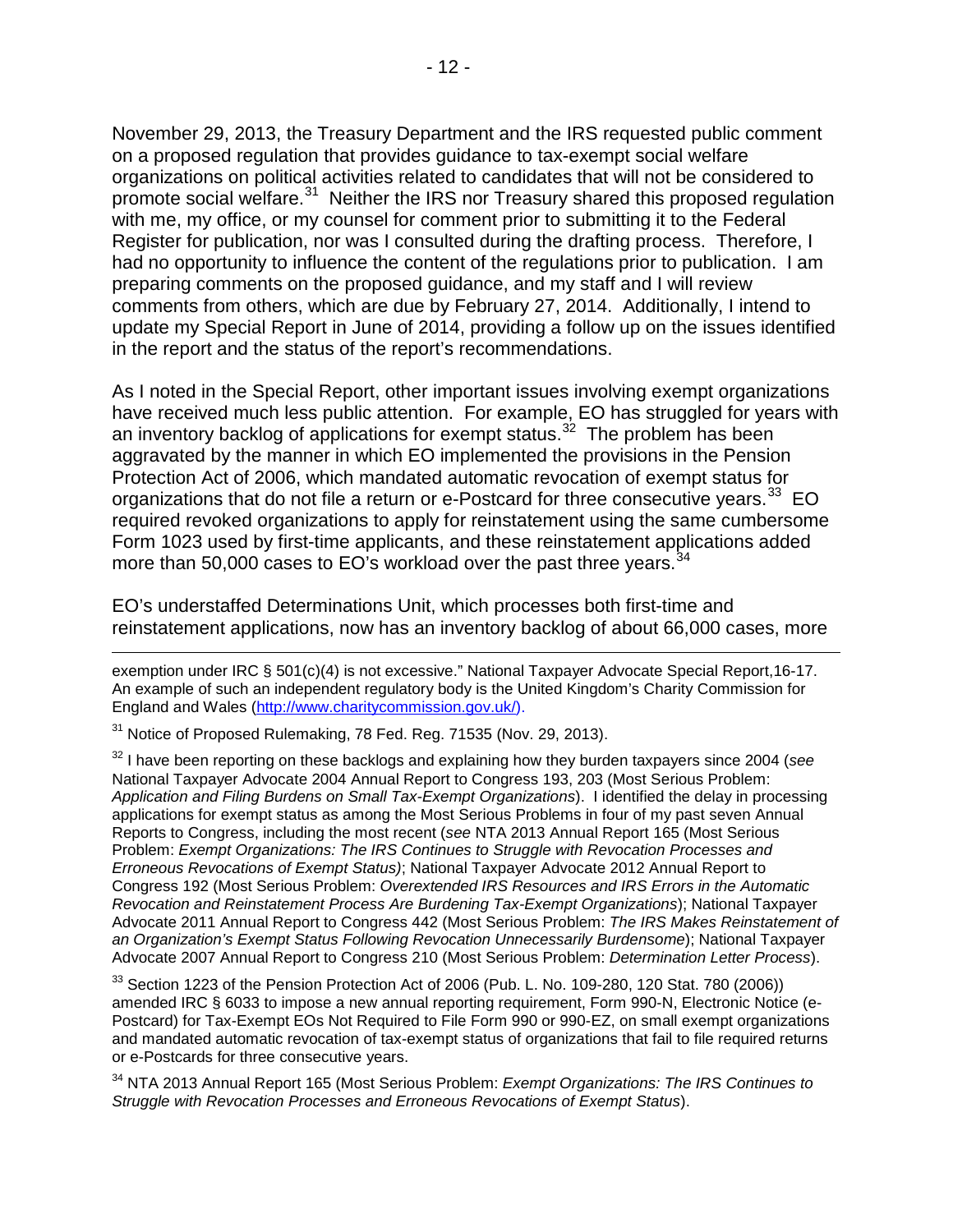November 29, 2013, the Treasury Department and the IRS requested public comment on a proposed regulation that provides guidance to tax-exempt social welfare organizations on political activities related to candidates that will not be considered to promote social welfare.[31] Neither the IRS nor Treasury shared this proposed regulation with me, my office, or my counsel for comment prior to submitting it to the Federal Register for publication, nor was I consulted during the drafting process. Therefore, I had no opportunity to influence the content of the regulations prior to publication. I am preparing comments on the proposed guidance, and my staff and I will review comments from others, which are due by February 27, 2014. Additionally, I intend to update my Special Report in June of 2014, providing a follow up on the issues identified in the report and the status of the report's recommendations.

As I noted in the Special Report, other important issues involving exempt organizations have received much less public attention. For example, EO has struggled for years with an inventory backlog of applications for exempt status.[32] The problem has been aggravated by the manner in which EO implemented the provisions in the Pension Protection Act of 2006, which mandated automatic revocation of exempt status for organizations that do not file a return or e-Postcard for three consecutive years.[33] EO required revoked organizations to apply for reinstatement using the same cumbersome Form 1023 used by first-time applicants, and these reinstatement applications added more than 50,000 cases to EO's workload over the past three years.[34]

EO's understaffed Determinations Unit, which processes both first-time and reinstatement applications, now has an inventory backlog of about 66,000 cases, more

---

exemption under IRC § 501(c)(4) is not excessive." National Taxpayer Advocate Special Report,16-17. An example of such an independent regulatory body is the United Kingdom's Charity Commission for England and Wales (http://www.charitycommission.gov.uk/).

[31] Notice of Proposed Rulemaking, 78 Fed. Reg. 71535 (Nov. 29, 2013).

[32] I have been reporting on these backlogs and explaining how they burden taxpayers since 2004 (*see* National Taxpayer Advocate 2004 Annual Report to Congress 193, 203 (Most Serious Problem: *Application and Filing Burdens on Small Tax-Exempt Organizations*). I identified the delay in processing applications for exempt status as among the Most Serious Problems in four of my past seven Annual Reports to Congress, including the most recent (*see* NTA 2013 Annual Report 165 (Most Serious Problem: *Exempt Organizations: The IRS Continues to Struggle with Revocation Processes and Erroneous Revocations of Exempt Status)*; National Taxpayer Advocate 2012 Annual Report to Congress 192 (Most Serious Problem: *Overextended IRS Resources and IRS Errors in the Automatic Revocation and Reinstatement Process Are Burdening Tax-Exempt Organizations*); National Taxpayer Advocate 2011 Annual Report to Congress 442 (Most Serious Problem: *The IRS Makes Reinstatement of an Organization's Exempt Status Following Revocation Unnecessarily Burdensome*); National Taxpayer Advocate 2007 Annual Report to Congress 210 (Most Serious Problem: *Determination Letter Process*).

[33] Section 1223 of the Pension Protection Act of 2006 (Pub. L. No. 109-280, 120 Stat. 780 (2006)) amended IRC § 6033 to impose a new annual reporting requirement, Form 990-N, Electronic Notice (e-Postcard) for Tax-Exempt EOs Not Required to File Form 990 or 990-EZ, on small exempt organizations and mandated automatic revocation of tax-exempt status of organizations that fail to file required returns or e-Postcards for three consecutive years.

[34] NTA 2013 Annual Report 165 (Most Serious Problem: *Exempt Organizations: The IRS Continues to Struggle with Revocation Processes and Erroneous Revocations of Exempt Status*).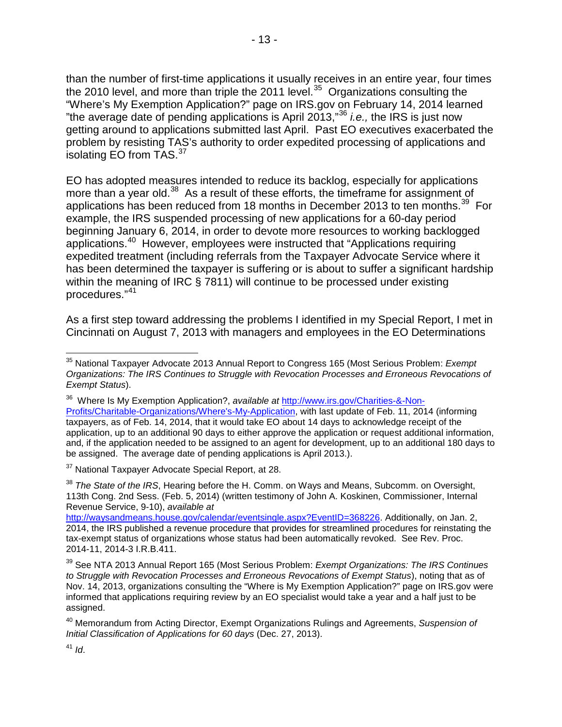than the number of first-time applications it usually receives in an entire year, four times the 2010 level, and more than triple the 2011 level.[35] Organizations consulting the "Where's My Exemption Application?" page on IRS.gov on February 14, 2014 learned "the average date of pending applications is April 2013,"[36] *i.e.,* the IRS is just now getting around to applications submitted last April. Past EO executives exacerbated the problem by resisting TAS's authority to order expedited processing of applications and isolating EO from TAS.[37]

EO has adopted measures intended to reduce its backlog, especially for applications more than a year old.[38] As a result of these efforts, the timeframe for assignment of applications has been reduced from 18 months in December 2013 to ten months.[39] For example, the IRS suspended processing of new applications for a 60-day period beginning January 6, 2014, in order to devote more resources to working backlogged applications.[40] However, employees were instructed that "Applications requiring expedited treatment (including referrals from the Taxpayer Advocate Service where it has been determined the taxpayer is suffering or is about to suffer a significant hardship within the meaning of IRC § 7811) will continue to be processed under existing procedures."[41]

As a first step toward addressing the problems I identified in my Special Report, I met in Cincinnati on August 7, 2013 with managers and employees in the EO Determinations

---

[35] National Taxpayer Advocate 2013 Annual Report to Congress 165 (Most Serious Problem: *Exempt Organizations: The IRS Continues to Struggle with Revocation Processes and Erroneous Revocations of Exempt Status*).

[36] Where Is My Exemption Application?, *available at* http://www.irs.gov/Charities-&-Non-Profits/Charitable-Organizations/Where's-My-Application, with last update of Feb. 11, 2014 (informing taxpayers, as of Feb. 14, 2014, that it would take EO about 14 days to acknowledge receipt of the application, up to an additional 90 days to either approve the application or request additional information, and, if the application needed to be assigned to an agent for development, up to an additional 180 days to be assigned. The average date of pending applications is April 2013.).

[37] National Taxpayer Advocate Special Report, at 28.

[38] *The State of the IRS*, Hearing before the H. Comm. on Ways and Means, Subcomm. on Oversight, 113th Cong. 2nd Sess. (Feb. 5, 2014) (written testimony of John A. Koskinen, Commissioner, Internal Revenue Service, 9-10), *available at* http://waysandmeans.house.gov/calendar/eventsingle.aspx?EventID=368226. Additionally, on Jan. 2, 2014, the IRS published a revenue procedure that provides for streamlined procedures for reinstating the tax-exempt status of organizations whose status had been automatically revoked. See Rev. Proc. 2014-11, 2014-3 I.R.B.411.

[39] See NTA 2013 Annual Report 165 (Most Serious Problem: *Exempt Organizations: The IRS Continues to Struggle with Revocation Processes and Erroneous Revocations of Exempt Status*), noting that as of Nov. 14, 2013, organizations consulting the "Where is My Exemption Application?" page on IRS.gov were informed that applications requiring review by an EO specialist would take a year and a half just to be assigned.

[40] Memorandum from Acting Director, Exempt Organizations Rulings and Agreements, *Suspension of Initial Classification of Applications for 60 days* (Dec. 27, 2013).

[41] *Id*.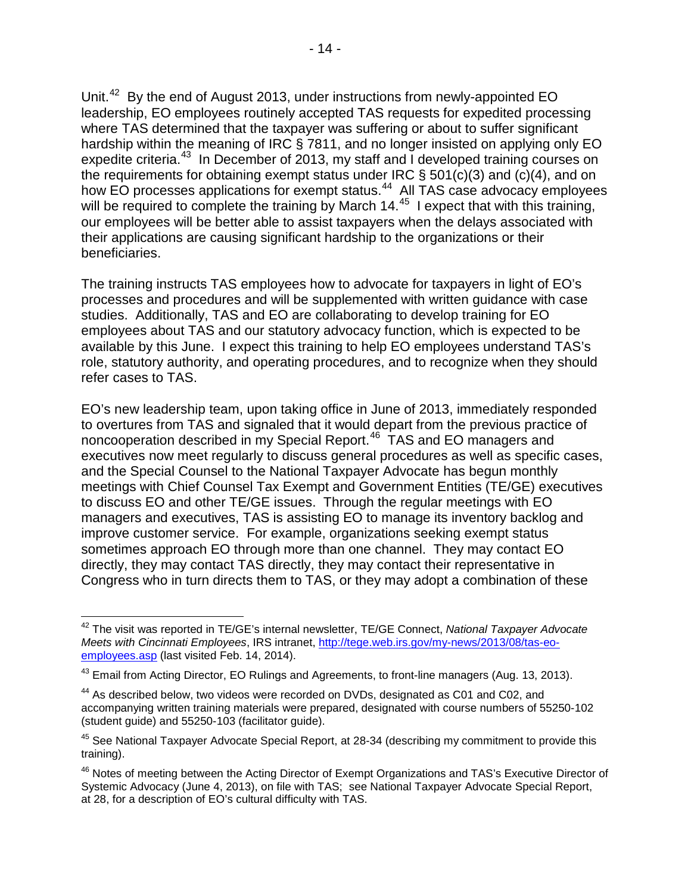Unit.[42] By the end of August 2013, under instructions from newly-appointed EO leadership, EO employees routinely accepted TAS requests for expedited processing where TAS determined that the taxpayer was suffering or about to suffer significant hardship within the meaning of IRC § 7811, and no longer insisted on applying only EO expedite criteria.[43] In December of 2013, my staff and I developed training courses on the requirements for obtaining exempt status under IRC § 501(c)(3) and (c)(4), and on how EO processes applications for exempt status.[44] All TAS case advocacy employees will be required to complete the training by March 14.[45] I expect that with this training, our employees will be better able to assist taxpayers when the delays associated with their applications are causing significant hardship to the organizations or their beneficiaries.

The training instructs TAS employees how to advocate for taxpayers in light of EO's processes and procedures and will be supplemented with written guidance with case studies. Additionally, TAS and EO are collaborating to develop training for EO employees about TAS and our statutory advocacy function, which is expected to be available by this June. I expect this training to help EO employees understand TAS's role, statutory authority, and operating procedures, and to recognize when they should refer cases to TAS.

EO's new leadership team, upon taking office in June of 2013, immediately responded to overtures from TAS and signaled that it would depart from the previous practice of noncooperation described in my Special Report.[46] TAS and EO managers and executives now meet regularly to discuss general procedures as well as specific cases, and the Special Counsel to the National Taxpayer Advocate has begun monthly meetings with Chief Counsel Tax Exempt and Government Entities (TE/GE) executives to discuss EO and other TE/GE issues. Through the regular meetings with EO managers and executives, TAS is assisting EO to manage its inventory backlog and improve customer service. For example, organizations seeking exempt status sometimes approach EO through more than one channel. They may contact EO directly, they may contact TAS directly, they may contact their representative in Congress who in turn directs them to TAS, or they may adopt a combination of these

---

[42] The visit was reported in TE/GE's internal newsletter, TE/GE Connect, *National Taxpayer Advocate Meets with Cincinnati Employees*, IRS intranet, http://tege.web.irs.gov/my-news/2013/08/tas-eo-employees.asp (last visited Feb. 14, 2014).

[43] Email from Acting Director, EO Rulings and Agreements, to front-line managers (Aug. 13, 2013).

[44] As described below, two videos were recorded on DVDs, designated as C01 and C02, and accompanying written training materials were prepared, designated with course numbers of 55250-102 (student guide) and 55250-103 (facilitator guide).

[45] See National Taxpayer Advocate Special Report, at 28-34 (describing my commitment to provide this training).

[46] Notes of meeting between the Acting Director of Exempt Organizations and TAS's Executive Director of Systemic Advocacy (June 4, 2013), on file with TAS; see National Taxpayer Advocate Special Report, at 28, for a description of EO's cultural difficulty with TAS.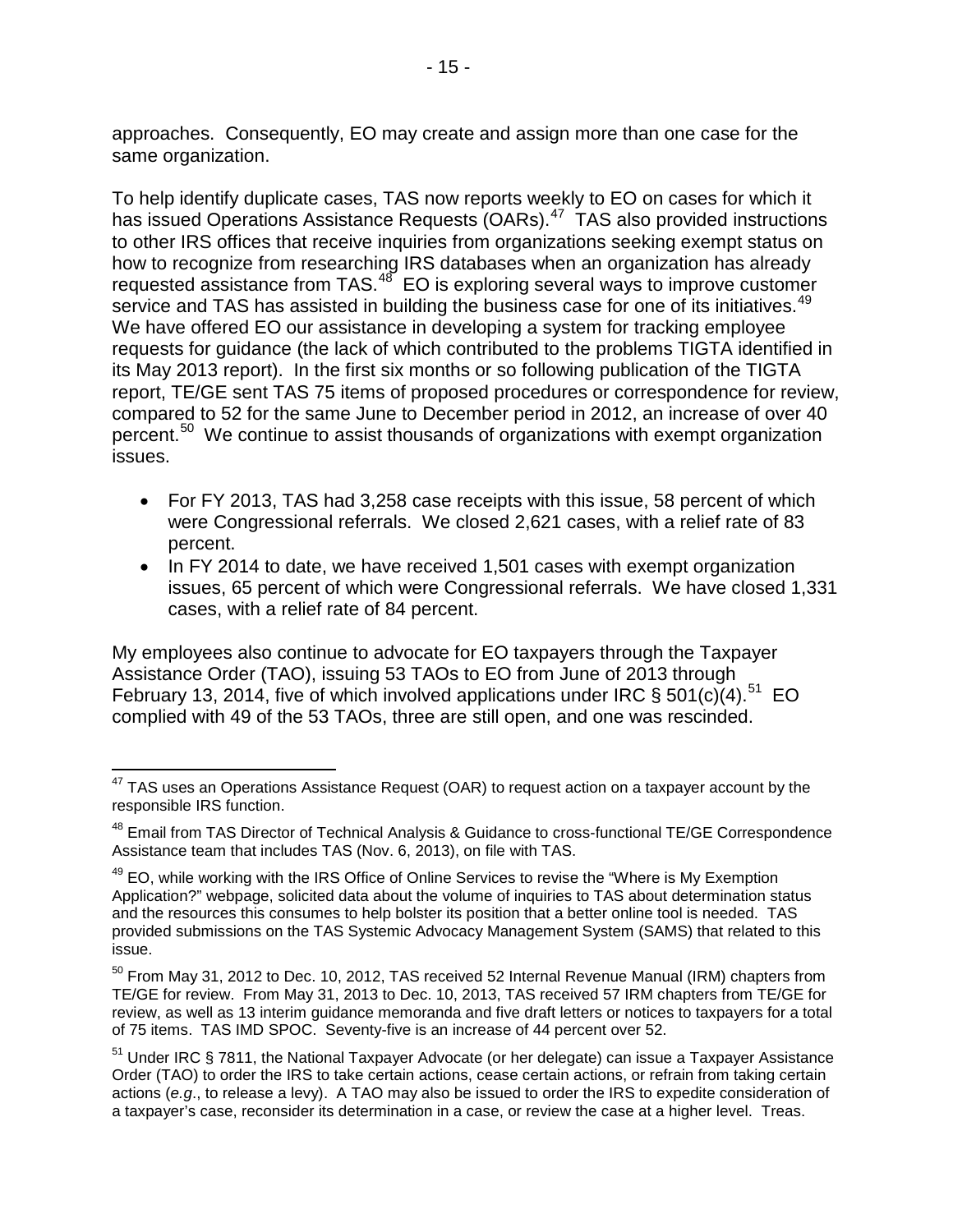approaches. Consequently, EO may create and assign more than one case for the same organization.

To help identify duplicate cases, TAS now reports weekly to EO on cases for which it has issued Operations Assistance Requests (OARs).[47] TAS also provided instructions to other IRS offices that receive inquiries from organizations seeking exempt status on how to recognize from researching IRS databases when an organization has already requested assistance from TAS.[48] EO is exploring several ways to improve customer service and TAS has assisted in building the business case for one of its initiatives.[49] We have offered EO our assistance in developing a system for tracking employee requests for guidance (the lack of which contributed to the problems TIGTA identified in its May 2013 report). In the first six months or so following publication of the TIGTA report, TE/GE sent TAS 75 items of proposed procedures or correspondence for review, compared to 52 for the same June to December period in 2012, an increase of over 40 percent.[50] We continue to assist thousands of organizations with exempt organization issues.

- For FY 2013, TAS had 3,258 case receipts with this issue, 58 percent of which were Congressional referrals. We closed 2,621 cases, with a relief rate of 83 percent.
- In FY 2014 to date, we have received 1,501 cases with exempt organization issues, 65 percent of which were Congressional referrals. We have closed 1,331 cases, with a relief rate of 84 percent.

My employees also continue to advocate for EO taxpayers through the Taxpayer Assistance Order (TAO), issuing 53 TAOs to EO from June of 2013 through February 13, 2014, five of which involved applications under IRC § 501(c)(4).[51] EO complied with 49 of the 53 TAOs, three are still open, and one was rescinded.

---

[47] TAS uses an Operations Assistance Request (OAR) to request action on a taxpayer account by the responsible IRS function.

[48] Email from TAS Director of Technical Analysis & Guidance to cross-functional TE/GE Correspondence Assistance team that includes TAS (Nov. 6, 2013), on file with TAS.

[49] EO, while working with the IRS Office of Online Services to revise the "Where is My Exemption Application?" webpage, solicited data about the volume of inquiries to TAS about determination status and the resources this consumes to help bolster its position that a better online tool is needed. TAS provided submissions on the TAS Systemic Advocacy Management System (SAMS) that related to this issue.

[50] From May 31, 2012 to Dec. 10, 2012, TAS received 52 Internal Revenue Manual (IRM) chapters from TE/GE for review. From May 31, 2013 to Dec. 10, 2013, TAS received 57 IRM chapters from TE/GE for review, as well as 13 interim guidance memoranda and five draft letters or notices to taxpayers for a total of 75 items. TAS IMD SPOC. Seventy-five is an increase of 44 percent over 52.

[51] Under IRC § 7811, the National Taxpayer Advocate (or her delegate) can issue a Taxpayer Assistance Order (TAO) to order the IRS to take certain actions, cease certain actions, or refrain from taking certain actions (*e.g.*, to release a levy). A TAO may also be issued to order the IRS to expedite consideration of a taxpayer's case, reconsider its determination in a case, or review the case at a higher level. Treas.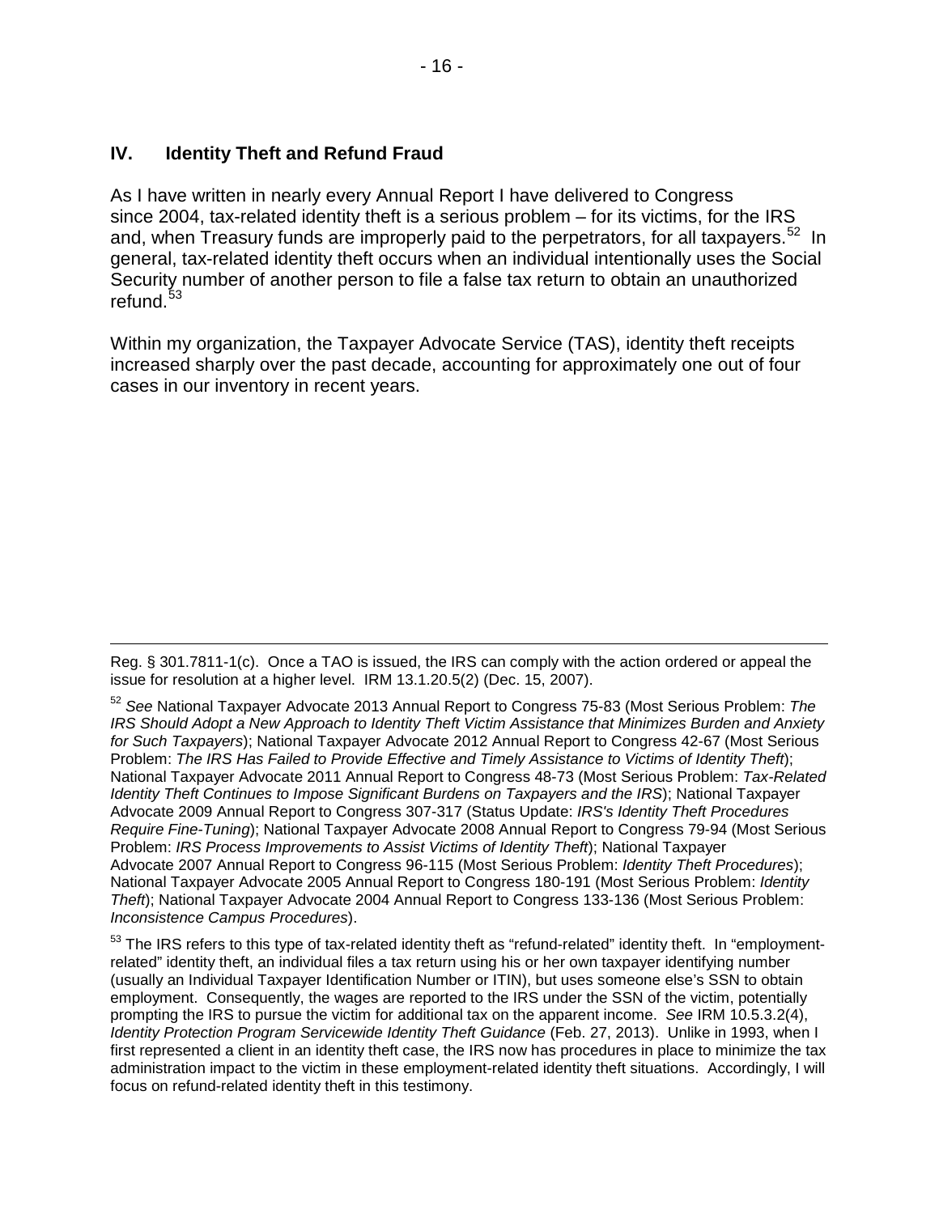## IV. Identity Theft and Refund Fraud

As I have written in nearly every Annual Report I have delivered to Congress since 2004, tax-related identity theft is a serious problem – for its victims, for the IRS and, when Treasury funds are improperly paid to the perpetrators, for all taxpayers.[52] In general, tax-related identity theft occurs when an individual intentionally uses the Social Security number of another person to file a false tax return to obtain an unauthorized refund.[53]

Within my organization, the Taxpayer Advocate Service (TAS), identity theft receipts increased sharply over the past decade, accounting for approximately one out of four cases in our inventory in recent years.

---

Reg. § 301.7811-1(c). Once a TAO is issued, the IRS can comply with the action ordered or appeal the issue for resolution at a higher level. IRM 13.1.20.5(2) (Dec. 15, 2007).

[52] *See* National Taxpayer Advocate 2013 Annual Report to Congress 75-83 (Most Serious Problem: *The IRS Should Adopt a New Approach to Identity Theft Victim Assistance that Minimizes Burden and Anxiety for Such Taxpayers*); National Taxpayer Advocate 2012 Annual Report to Congress 42-67 (Most Serious Problem: *The IRS Has Failed to Provide Effective and Timely Assistance to Victims of Identity Theft*); National Taxpayer Advocate 2011 Annual Report to Congress 48-73 (Most Serious Problem: *Tax-Related Identity Theft Continues to Impose Significant Burdens on Taxpayers and the IRS*); National Taxpayer Advocate 2009 Annual Report to Congress 307-317 (Status Update: *IRS's Identity Theft Procedures Require Fine-Tuning*); National Taxpayer Advocate 2008 Annual Report to Congress 79-94 (Most Serious Problem: *IRS Process Improvements to Assist Victims of Identity Theft*); National Taxpayer Advocate 2007 Annual Report to Congress 96-115 (Most Serious Problem: *Identity Theft Procedures*); National Taxpayer Advocate 2005 Annual Report to Congress 180-191 (Most Serious Problem: *Identity Theft*); National Taxpayer Advocate 2004 Annual Report to Congress 133-136 (Most Serious Problem: *Inconsistence Campus Procedures*).

[53] The IRS refers to this type of tax-related identity theft as "refund-related" identity theft. In "employment-related" identity theft, an individual files a tax return using his or her own taxpayer identifying number (usually an Individual Taxpayer Identification Number or ITIN), but uses someone else's SSN to obtain employment. Consequently, the wages are reported to the IRS under the SSN of the victim, potentially prompting the IRS to pursue the victim for additional tax on the apparent income. *See* IRM 10.5.3.2(4), *Identity Protection Program Servicewide Identity Theft Guidance* (Feb. 27, 2013). Unlike in 1993, when I first represented a client in an identity theft case, the IRS now has procedures in place to minimize the tax administration impact to the victim in these employment-related identity theft situations. Accordingly, I will focus on refund-related identity theft in this testimony.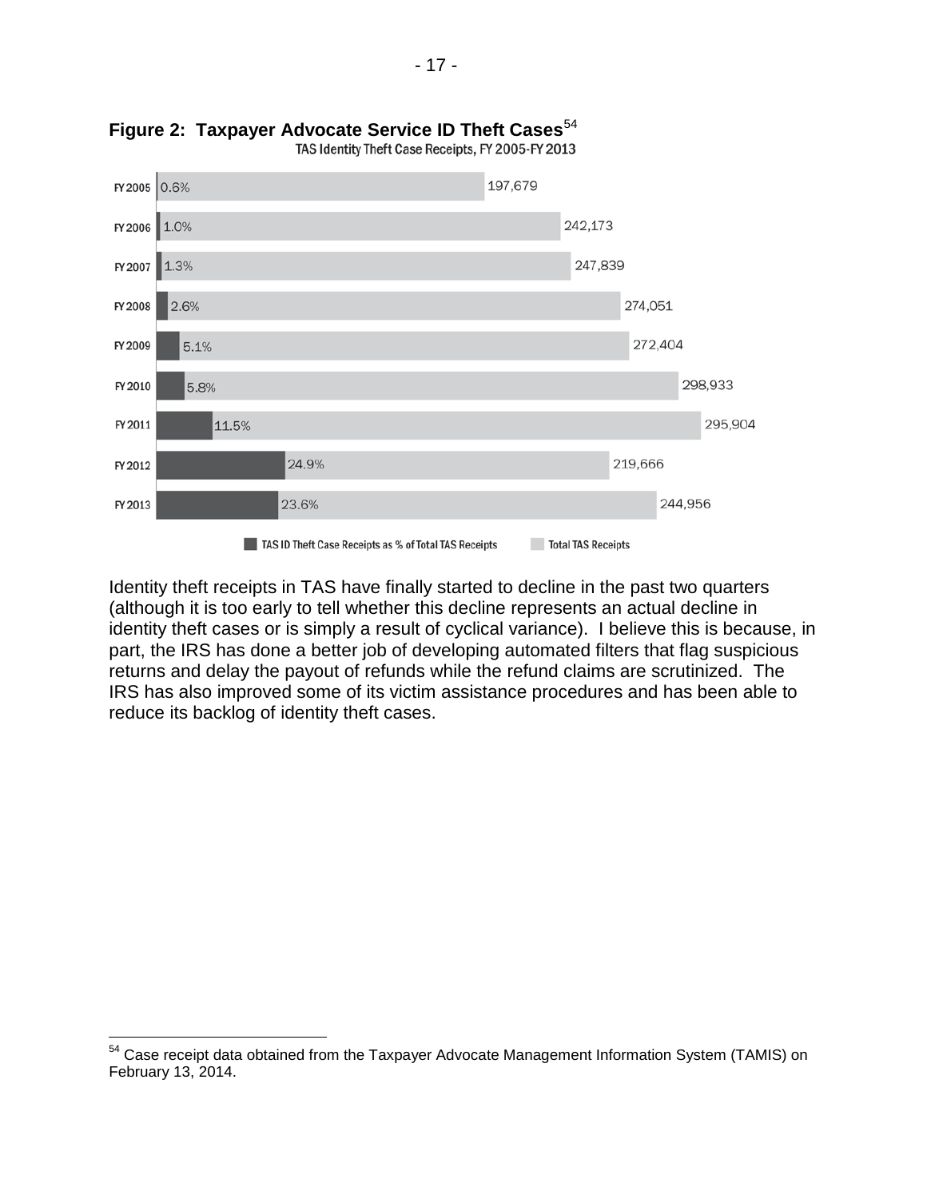**Figure 2: Taxpayer Advocate Service ID Theft Cases**[54]

TAS Identity Theft Case Receipts, FY 2005-FY 2013

| Fiscal Year | TAS ID Theft Case Receipts as % of Total TAS Receipts | Total TAS Receipts |
|---|---|---|
| FY 2005 | 0.6% | 197,679 |
| FY 2006 | 1.0% | 242,173 |
| FY 2007 | 1.3% | 247,839 |
| FY 2008 | 2.6% | 274,051 |
| FY 2009 | 5.1% | 272,404 |
| FY 2010 | 5.8% | 298,933 |
| FY 2011 | 11.5% | 295,904 |
| FY 2012 | 24.9% | 219,666 |
| FY 2013 | 23.6% | 244,956 |

Identity theft receipts in TAS have finally started to decline in the past two quarters (although it is too early to tell whether this decline represents an actual decline in identity theft cases or is simply a result of cyclical variance). I believe this is because, in part, the IRS has done a better job of developing automated filters that flag suspicious returns and delay the payout of refunds while the refund claims are scrutinized. The IRS has also improved some of its victim assistance procedures and has been able to reduce its backlog of identity theft cases.

---

[54] Case receipt data obtained from the Taxpayer Advocate Management Information System (TAMIS) on February 13, 2014.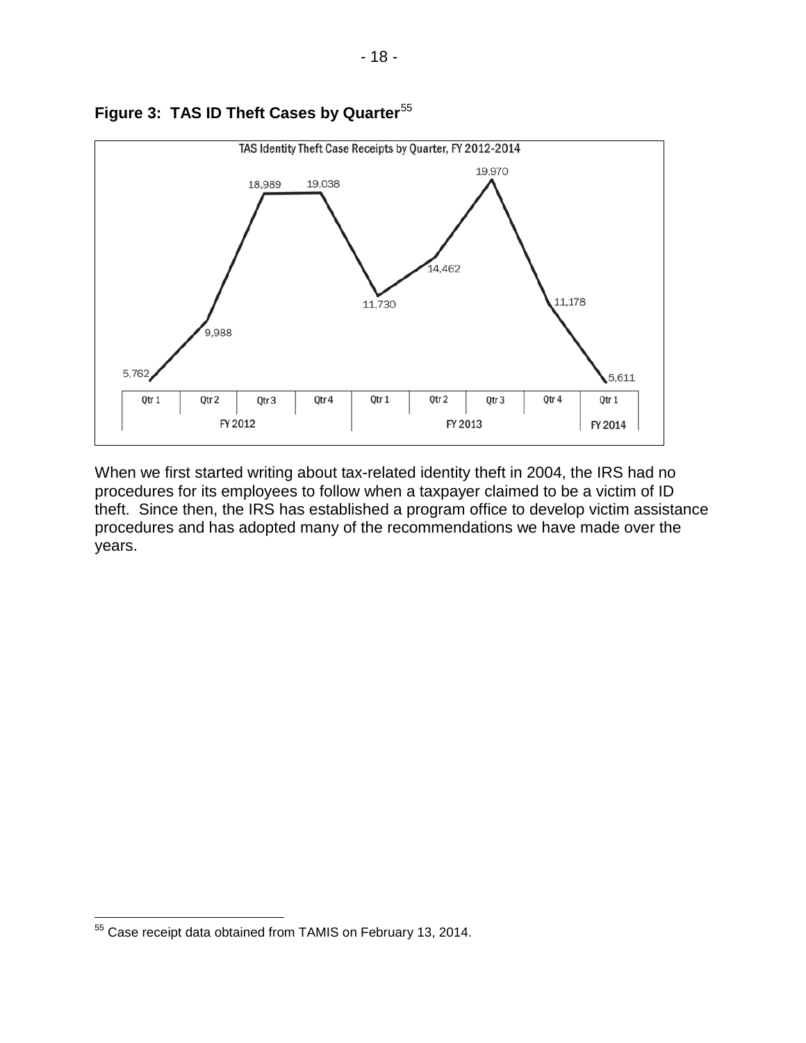**Figure 3: TAS ID Theft Cases by Quarter**[55]

TAS Identity Theft Case Receipts by Quarter, FY 2012-2014

| FY 2012 | | | | FY 2013 | | | | FY 2014 |
|---|---|---|---|---|---|---|---|---|
| Qtr 1 | Qtr 2 | Qtr 3 | Qtr 4 | Qtr 1 | Qtr 2 | Qtr 3 | Qtr 4 | Qtr 1 |
| 5,762 | 9,988 | 18,989 | 19,038 | 11,730 | 14,462 | 19,970 | 11,178 | 5,611 |

When we first started writing about tax-related identity theft in 2004, the IRS had no procedures for its employees to follow when a taxpayer claimed to be a victim of ID theft. Since then, the IRS has established a program office to develop victim assistance procedures and has adopted many of the recommendations we have made over the years.

[55] Case receipt data obtained from TAMIS on February 13, 2014.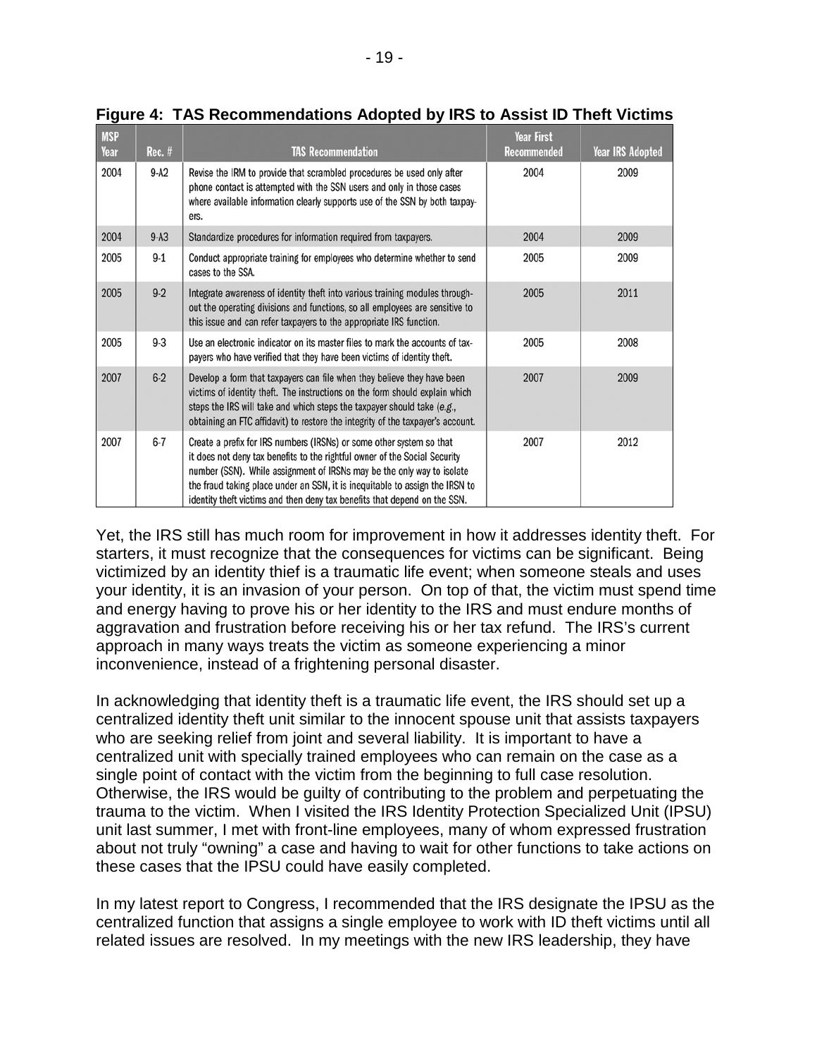**Figure 4: TAS Recommendations Adopted by IRS to Assist ID Theft Victims**

| MSP Year | Rec. # | TAS Recommendation | Year First Recommended | Year IRS Adopted |
|---|---|---|---|---|
| 2004 | 9-A2 | Revise the IRM to provide that scrambled procedures be used only after phone contact is attempted with the SSN users and only in those cases where available information clearly supports use of the SSN by both taxpayers. | 2004 | 2009 |
| 2004 | 9-A3 | Standardize procedures for information required from taxpayers. | 2004 | 2009 |
| 2005 | 9-1 | Conduct appropriate training for employees who determine whether to send cases to the SSA. | 2005 | 2009 |
| 2005 | 9-2 | Integrate awareness of identity theft into various training modules throughout the operating divisions and functions, so all employees are sensitive to this issue and can refer taxpayers to the appropriate IRS function. | 2005 | 2011 |
| 2005 | 9-3 | Use an electronic indicator on its master files to mark the accounts of taxpayers who have verified that they have been victims of identity theft. | 2005 | 2008 |
| 2007 | 6-2 | Develop a form that taxpayers can file when they believe they have been victims of identity theft. The instructions on the form should explain which steps the IRS will take and which steps the taxpayer should take (*e.g.*, obtaining an FTC affidavit) to restore the integrity of the taxpayer's account. | 2007 | 2009 |
| 2007 | 6-7 | Create a prefix for IRS numbers (IRSNs) or some other system so that it does not deny tax benefits to the rightful owner of the Social Security number (SSN). While assignment of IRSNs may be the only way to isolate the fraud taking place under an SSN, it is inequitable to assign the IRSN to identity theft victims and then deny tax benefits that depend on the SSN. | 2007 | 2012 |

Yet, the IRS still has much room for improvement in how it addresses identity theft. For starters, it must recognize that the consequences for victims can be significant. Being victimized by an identity thief is a traumatic life event; when someone steals and uses your identity, it is an invasion of your person. On top of that, the victim must spend time and energy having to prove his or her identity to the IRS and must endure months of aggravation and frustration before receiving his or her tax refund. The IRS's current approach in many ways treats the victim as someone experiencing a minor inconvenience, instead of a frightening personal disaster.

In acknowledging that identity theft is a traumatic life event, the IRS should set up a centralized identity theft unit similar to the innocent spouse unit that assists taxpayers who are seeking relief from joint and several liability. It is important to have a centralized unit with specially trained employees who can remain on the case as a single point of contact with the victim from the beginning to full case resolution. Otherwise, the IRS would be guilty of contributing to the problem and perpetuating the trauma to the victim. When I visited the IRS Identity Protection Specialized Unit (IPSU) unit last summer, I met with front-line employees, many of whom expressed frustration about not truly "owning" a case and having to wait for other functions to take actions on these cases that the IPSU could have easily completed.

In my latest report to Congress, I recommended that the IRS designate the IPSU as the centralized function that assigns a single employee to work with ID theft victims until all related issues are resolved. In my meetings with the new IRS leadership, they have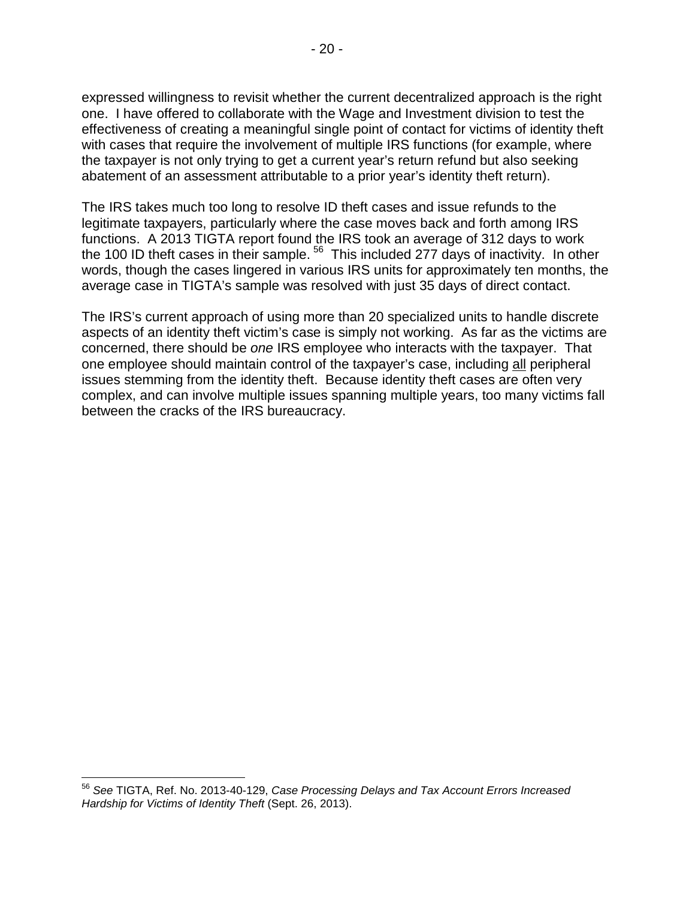expressed willingness to revisit whether the current decentralized approach is the right one. I have offered to collaborate with the Wage and Investment division to test the effectiveness of creating a meaningful single point of contact for victims of identity theft with cases that require the involvement of multiple IRS functions (for example, where the taxpayer is not only trying to get a current year's return refund but also seeking abatement of an assessment attributable to a prior year's identity theft return).

The IRS takes much too long to resolve ID theft cases and issue refunds to the legitimate taxpayers, particularly where the case moves back and forth among IRS functions. A 2013 TIGTA report found the IRS took an average of 312 days to work the 100 ID theft cases in their sample. [56] This included 277 days of inactivity. In other words, though the cases lingered in various IRS units for approximately ten months, the average case in TIGTA's sample was resolved with just 35 days of direct contact.

The IRS's current approach of using more than 20 specialized units to handle discrete aspects of an identity theft victim's case is simply not working. As far as the victims are concerned, there should be *one* IRS employee who interacts with the taxpayer. That one employee should maintain control of the taxpayer's case, including <u>all</u> peripheral issues stemming from the identity theft. Because identity theft cases are often very complex, and can involve multiple issues spanning multiple years, too many victims fall between the cracks of the IRS bureaucracy.

---

[56] *See* TIGTA, Ref. No. 2013-40-129, *Case Processing Delays and Tax Account Errors Increased Hardship for Victims of Identity Theft* (Sept. 26, 2013).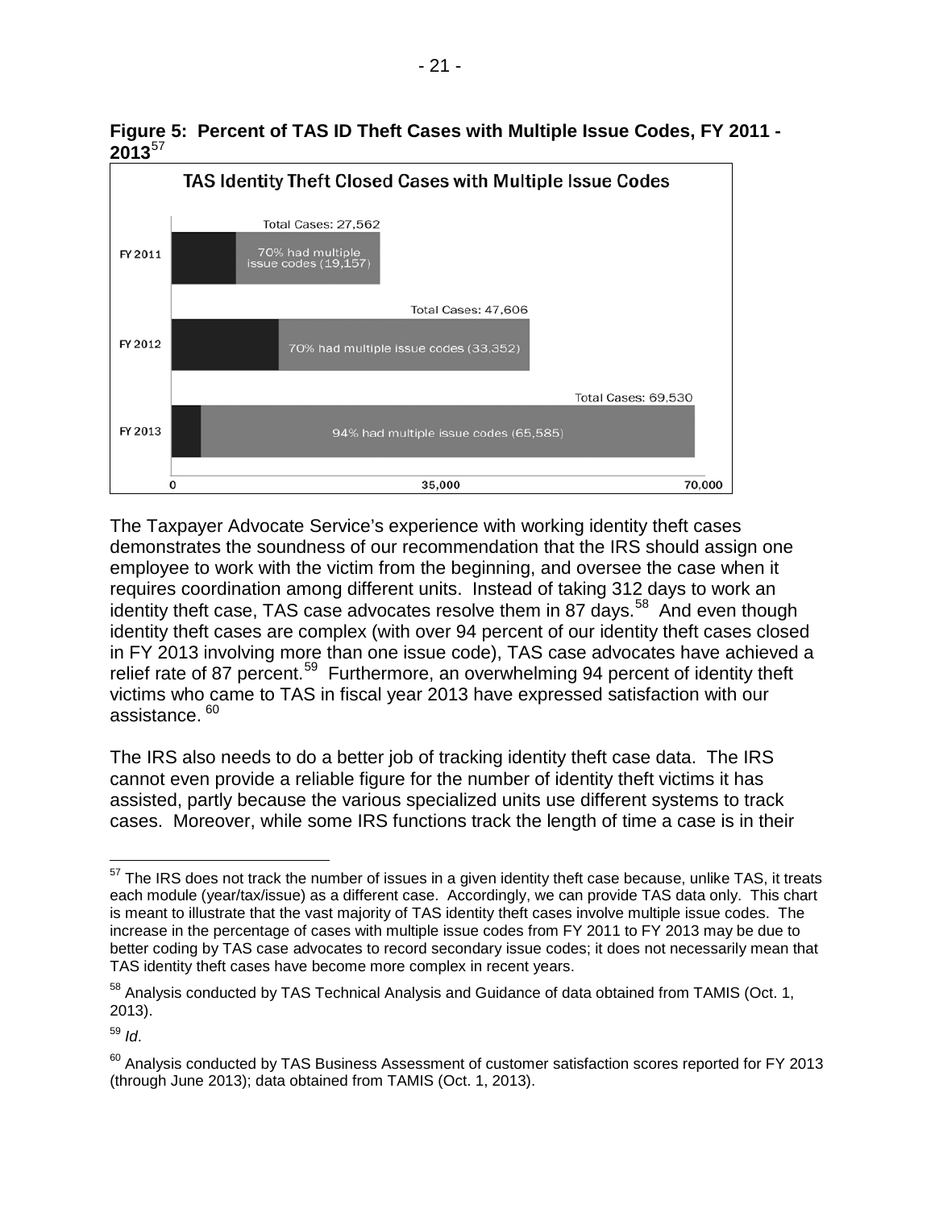**Figure 5: Percent of TAS ID Theft Cases with Multiple Issue Codes, FY 2011 - 2013**[57]

The Taxpayer Advocate Service's experience with working identity theft cases demonstrates the soundness of our recommendation that the IRS should assign one employee to work with the victim from the beginning, and oversee the case when it requires coordination among different units. Instead of taking 312 days to work an identity theft case, TAS case advocates resolve them in 87 days.[58] And even though identity theft cases are complex (with over 94 percent of our identity theft cases closed in FY 2013 involving more than one issue code), TAS case advocates have achieved a relief rate of 87 percent.[59] Furthermore, an overwhelming 94 percent of identity theft victims who came to TAS in fiscal year 2013 have expressed satisfaction with our assistance.[60]

The IRS also needs to do a better job of tracking identity theft case data. The IRS cannot even provide a reliable figure for the number of identity theft victims it has assisted, partly because the various specialized units use different systems to track cases. Moreover, while some IRS functions track the length of time a case is in their

---

[57] The IRS does not track the number of issues in a given identity theft case because, unlike TAS, it treats each module (year/tax/issue) as a different case. Accordingly, we can provide TAS data only. This chart is meant to illustrate that the vast majority of TAS identity theft cases involve multiple issue codes. The increase in the percentage of cases with multiple issue codes from FY 2011 to FY 2013 may be due to better coding by TAS case advocates to record secondary issue codes; it does not necessarily mean that TAS identity theft cases have become more complex in recent years.

[58] Analysis conducted by TAS Technical Analysis and Guidance of data obtained from TAMIS (Oct. 1, 2013).

[59] *Id*.

[60] Analysis conducted by TAS Business Assessment of customer satisfaction scores reported for FY 2013 (through June 2013); data obtained from TAMIS (Oct. 1, 2013).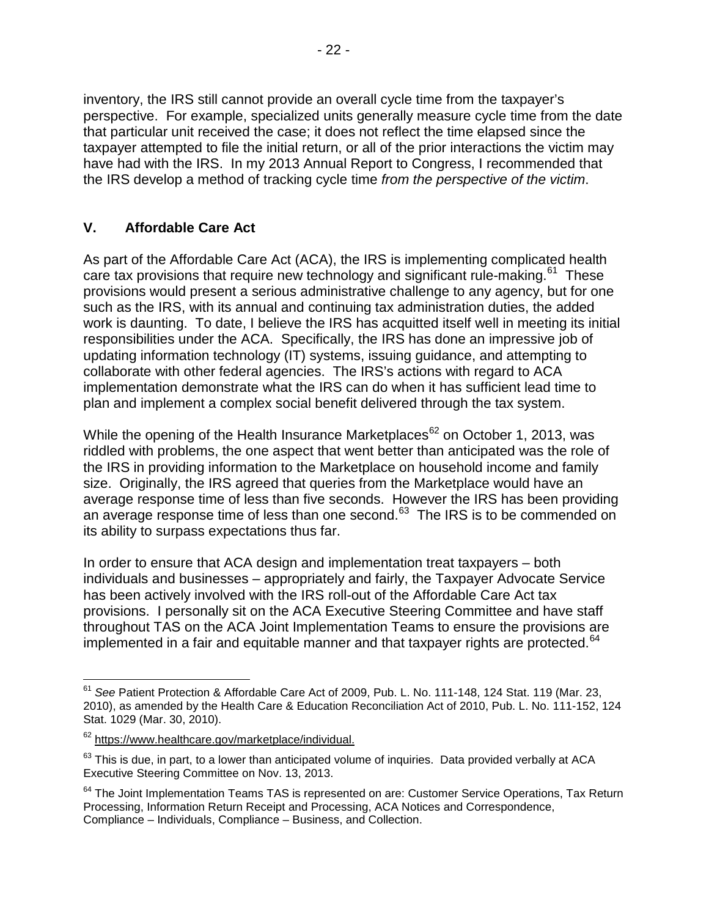inventory, the IRS still cannot provide an overall cycle time from the taxpayer's perspective. For example, specialized units generally measure cycle time from the date that particular unit received the case; it does not reflect the time elapsed since the taxpayer attempted to file the initial return, or all of the prior interactions the victim may have had with the IRS. In my 2013 Annual Report to Congress, I recommended that the IRS develop a method of tracking cycle time *from the perspective of the victim*.

## V. Affordable Care Act

As part of the Affordable Care Act (ACA), the IRS is implementing complicated health care tax provisions that require new technology and significant rule-making.[61] These provisions would present a serious administrative challenge to any agency, but for one such as the IRS, with its annual and continuing tax administration duties, the added work is daunting. To date, I believe the IRS has acquitted itself well in meeting its initial responsibilities under the ACA. Specifically, the IRS has done an impressive job of updating information technology (IT) systems, issuing guidance, and attempting to collaborate with other federal agencies. The IRS's actions with regard to ACA implementation demonstrate what the IRS can do when it has sufficient lead time to plan and implement a complex social benefit delivered through the tax system.

While the opening of the Health Insurance Marketplaces[62] on October 1, 2013, was riddled with problems, the one aspect that went better than anticipated was the role of the IRS in providing information to the Marketplace on household income and family size. Originally, the IRS agreed that queries from the Marketplace would have an average response time of less than five seconds. However the IRS has been providing an average response time of less than one second.[63] The IRS is to be commended on its ability to surpass expectations thus far.

In order to ensure that ACA design and implementation treat taxpayers – both individuals and businesses – appropriately and fairly, the Taxpayer Advocate Service has been actively involved with the IRS roll-out of the Affordable Care Act tax provisions. I personally sit on the ACA Executive Steering Committee and have staff throughout TAS on the ACA Joint Implementation Teams to ensure the provisions are implemented in a fair and equitable manner and that taxpayer rights are protected.[64]

---

[61] *See* Patient Protection & Affordable Care Act of 2009, Pub. L. No. 111-148, 124 Stat. 119 (Mar. 23, 2010), as amended by the Health Care & Education Reconciliation Act of 2010, Pub. L. No. 111-152, 124 Stat. 1029 (Mar. 30, 2010).

[62] https://www.healthcare.gov/marketplace/individual.

[63] This is due, in part, to a lower than anticipated volume of inquiries. Data provided verbally at ACA Executive Steering Committee on Nov. 13, 2013.

[64] The Joint Implementation Teams TAS is represented on are: Customer Service Operations, Tax Return Processing, Information Return Receipt and Processing, ACA Notices and Correspondence, Compliance – Individuals, Compliance – Business, and Collection.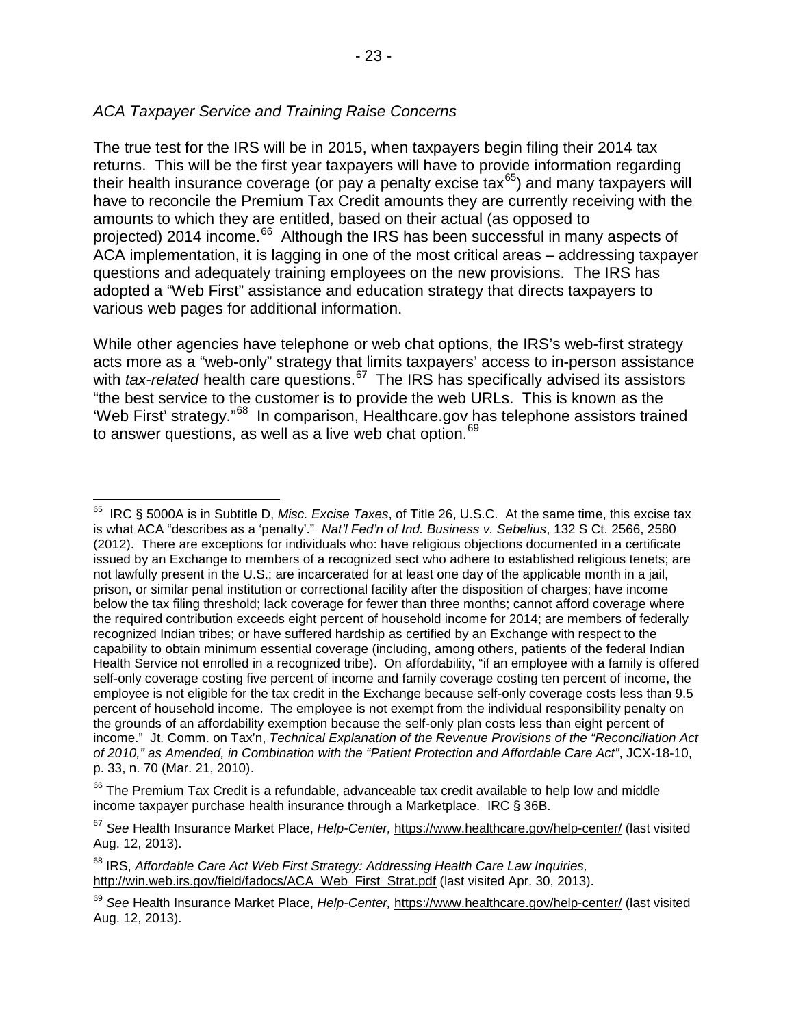*ACA Taxpayer Service and Training Raise Concerns*

The true test for the IRS will be in 2015, when taxpayers begin filing their 2014 tax returns. This will be the first year taxpayers will have to provide information regarding their health insurance coverage (or pay a penalty excise tax[65]) and many taxpayers will have to reconcile the Premium Tax Credit amounts they are currently receiving with the amounts to which they are entitled, based on their actual (as opposed to projected) 2014 income.[66] Although the IRS has been successful in many aspects of ACA implementation, it is lagging in one of the most critical areas – addressing taxpayer questions and adequately training employees on the new provisions. The IRS has adopted a "Web First" assistance and education strategy that directs taxpayers to various web pages for additional information.

While other agencies have telephone or web chat options, the IRS's web-first strategy acts more as a "web-only" strategy that limits taxpayers' access to in-person assistance with *tax-related* health care questions.[67] The IRS has specifically advised its assistors "the best service to the customer is to provide the web URLs. This is known as the 'Web First' strategy."[68] In comparison, Healthcare.gov has telephone assistors trained to answer questions, as well as a live web chat option.[69]

---

[65] IRC § 5000A is in Subtitle D, *Misc. Excise Taxes*, of Title 26, U.S.C. At the same time, this excise tax is what ACA "describes as a 'penalty'." *Nat'l Fed'n of Ind. Business v. Sebelius*, 132 S Ct. 2566, 2580 (2012). There are exceptions for individuals who: have religious objections documented in a certificate issued by an Exchange to members of a recognized sect who adhere to established religious tenets; are not lawfully present in the U.S.; are incarcerated for at least one day of the applicable month in a jail, prison, or similar penal institution or correctional facility after the disposition of charges; have income below the tax filing threshold; lack coverage for fewer than three months; cannot afford coverage where the required contribution exceeds eight percent of household income for 2014; are members of federally recognized Indian tribes; or have suffered hardship as certified by an Exchange with respect to the capability to obtain minimum essential coverage (including, among others, patients of the federal Indian Health Service not enrolled in a recognized tribe). On affordability, "if an employee with a family is offered self-only coverage costing five percent of income and family coverage costing ten percent of income, the employee is not eligible for the tax credit in the Exchange because self-only coverage costs less than 9.5 percent of household income. The employee is not exempt from the individual responsibility penalty on the grounds of an affordability exemption because the self-only plan costs less than eight percent of income." Jt. Comm. on Tax'n, *Technical Explanation of the Revenue Provisions of the "Reconciliation Act of 2010," as Amended, in Combination with the "Patient Protection and Affordable Care Act"*, JCX-18-10, p. 33, n. 70 (Mar. 21, 2010).

[66] The Premium Tax Credit is a refundable, advanceable tax credit available to help low and middle income taxpayer purchase health insurance through a Marketplace. IRC § 36B.

[67] *See* Health Insurance Market Place, *Help-Center,* https://www.healthcare.gov/help-center/ (last visited Aug. 12, 2013).

[68] IRS, *Affordable Care Act Web First Strategy: Addressing Health Care Law Inquiries,* http://win.web.irs.gov/field/fadocs/ACA_Web_First_Strat.pdf (last visited Apr. 30, 2013).

[69] *See* Health Insurance Market Place, *Help-Center,* https://www.healthcare.gov/help-center/ (last visited Aug. 12, 2013).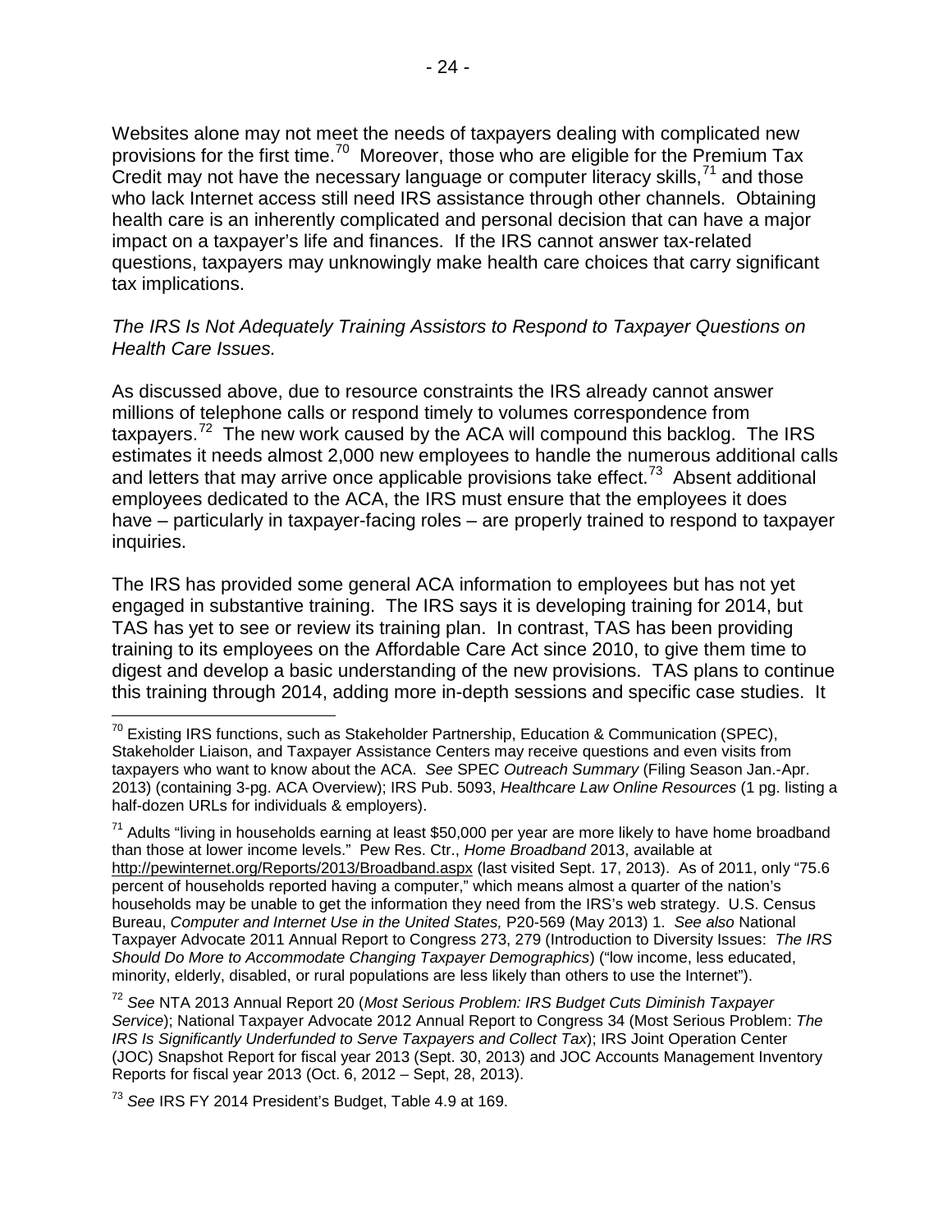Websites alone may not meet the needs of taxpayers dealing with complicated new provisions for the first time.[70] Moreover, those who are eligible for the Premium Tax Credit may not have the necessary language or computer literacy skills,[71] and those who lack Internet access still need IRS assistance through other channels. Obtaining health care is an inherently complicated and personal decision that can have a major impact on a taxpayer's life and finances. If the IRS cannot answer tax-related questions, taxpayers may unknowingly make health care choices that carry significant tax implications.

*The IRS Is Not Adequately Training Assistors to Respond to Taxpayer Questions on Health Care Issues.*

As discussed above, due to resource constraints the IRS already cannot answer millions of telephone calls or respond timely to volumes correspondence from taxpayers.[72] The new work caused by the ACA will compound this backlog. The IRS estimates it needs almost 2,000 new employees to handle the numerous additional calls and letters that may arrive once applicable provisions take effect.[73] Absent additional employees dedicated to the ACA, the IRS must ensure that the employees it does have – particularly in taxpayer-facing roles – are properly trained to respond to taxpayer inquiries.

The IRS has provided some general ACA information to employees but has not yet engaged in substantive training. The IRS says it is developing training for 2014, but TAS has yet to see or review its training plan. In contrast, TAS has been providing training to its employees on the Affordable Care Act since 2010, to give them time to digest and develop a basic understanding of the new provisions. TAS plans to continue this training through 2014, adding more in-depth sessions and specific case studies. It

---

[70] Existing IRS functions, such as Stakeholder Partnership, Education & Communication (SPEC), Stakeholder Liaison, and Taxpayer Assistance Centers may receive questions and even visits from taxpayers who want to know about the ACA. *See* SPEC *Outreach Summary* (Filing Season Jan.-Apr. 2013) (containing 3-pg. ACA Overview); IRS Pub. 5093, *Healthcare Law Online Resources* (1 pg. listing a half-dozen URLs for individuals & employers).

[71] Adults "living in households earning at least $50,000 per year are more likely to have home broadband than those at lower income levels." Pew Res. Ctr., *Home Broadband* 2013, available at http://pewinternet.org/Reports/2013/Broadband.aspx (last visited Sept. 17, 2013). As of 2011, only "75.6 percent of households reported having a computer," which means almost a quarter of the nation's households may be unable to get the information they need from the IRS's web strategy. U.S. Census Bureau, *Computer and Internet Use in the United States,* P20-569 (May 2013) 1. *See also* National Taxpayer Advocate 2011 Annual Report to Congress 273, 279 (Introduction to Diversity Issues: *The IRS Should Do More to Accommodate Changing Taxpayer Demographics*) ("low income, less educated, minority, elderly, disabled, or rural populations are less likely than others to use the Internet").

[72] *See* NTA 2013 Annual Report 20 (*Most Serious Problem: IRS Budget Cuts Diminish Taxpayer Service*); National Taxpayer Advocate 2012 Annual Report to Congress 34 (Most Serious Problem: *The IRS Is Significantly Underfunded to Serve Taxpayers and Collect Tax*); IRS Joint Operation Center (JOC) Snapshot Report for fiscal year 2013 (Sept. 30, 2013) and JOC Accounts Management Inventory Reports for fiscal year 2013 (Oct. 6, 2012 – Sept, 28, 2013).

[73] *See* IRS FY 2014 President's Budget, Table 4.9 at 169.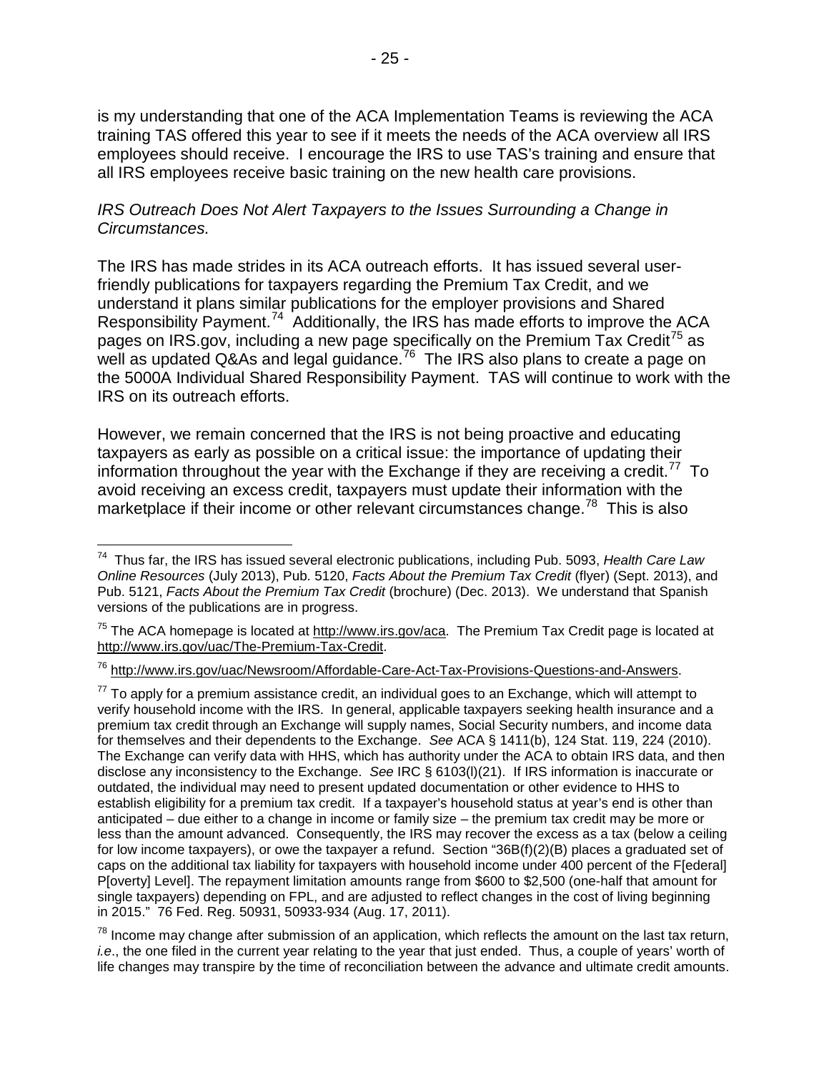is my understanding that one of the ACA Implementation Teams is reviewing the ACA training TAS offered this year to see if it meets the needs of the ACA overview all IRS employees should receive. I encourage the IRS to use TAS's training and ensure that all IRS employees receive basic training on the new health care provisions.

*IRS Outreach Does Not Alert Taxpayers to the Issues Surrounding a Change in Circumstances.*

The IRS has made strides in its ACA outreach efforts. It has issued several user-friendly publications for taxpayers regarding the Premium Tax Credit, and we understand it plans similar publications for the employer provisions and Shared Responsibility Payment.[74] Additionally, the IRS has made efforts to improve the ACA pages on IRS.gov, including a new page specifically on the Premium Tax Credit[75] as well as updated Q&As and legal guidance.[76] The IRS also plans to create a page on the 5000A Individual Shared Responsibility Payment. TAS will continue to work with the IRS on its outreach efforts.

However, we remain concerned that the IRS is not being proactive and educating taxpayers as early as possible on a critical issue: the importance of updating their information throughout the year with the Exchange if they are receiving a credit.[77] To avoid receiving an excess credit, taxpayers must update their information with the marketplace if their income or other relevant circumstances change.[78] This is also

---

[74] Thus far, the IRS has issued several electronic publications, including Pub. 5093, *Health Care Law Online Resources* (July 2013), Pub. 5120, *Facts About the Premium Tax Credit* (flyer) (Sept. 2013), and Pub. 5121, *Facts About the Premium Tax Credit* (brochure) (Dec. 2013). We understand that Spanish versions of the publications are in progress.

[75] The ACA homepage is located at http://www.irs.gov/aca. The Premium Tax Credit page is located at http://www.irs.gov/uac/The-Premium-Tax-Credit.

[76] http://www.irs.gov/uac/Newsroom/Affordable-Care-Act-Tax-Provisions-Questions-and-Answers.

[77] To apply for a premium assistance credit, an individual goes to an Exchange, which will attempt to verify household income with the IRS. In general, applicable taxpayers seeking health insurance and a premium tax credit through an Exchange will supply names, Social Security numbers, and income data for themselves and their dependents to the Exchange. *See* ACA § 1411(b), 124 Stat. 119, 224 (2010). The Exchange can verify data with HHS, which has authority under the ACA to obtain IRS data, and then disclose any inconsistency to the Exchange. *See* IRC § 6103(l)(21). If IRS information is inaccurate or outdated, the individual may need to present updated documentation or other evidence to HHS to establish eligibility for a premium tax credit. If a taxpayer's household status at year's end is other than anticipated – due either to a change in income or family size – the premium tax credit may be more or less than the amount advanced. Consequently, the IRS may recover the excess as a tax (below a ceiling for low income taxpayers), or owe the taxpayer a refund. Section "36B(f)(2)(B) places a graduated set of caps on the additional tax liability for taxpayers with household income under 400 percent of the F[ederal] P[overty] Level]. The repayment limitation amounts range from $600 to $2,500 (one-half that amount for single taxpayers) depending on FPL, and are adjusted to reflect changes in the cost of living beginning in 2015." 76 Fed. Reg. 50931, 50933-934 (Aug. 17, 2011).

[78] Income may change after submission of an application, which reflects the amount on the last tax return, *i.e*., the one filed in the current year relating to the year that just ended. Thus, a couple of years' worth of life changes may transpire by the time of reconciliation between the advance and ultimate credit amounts.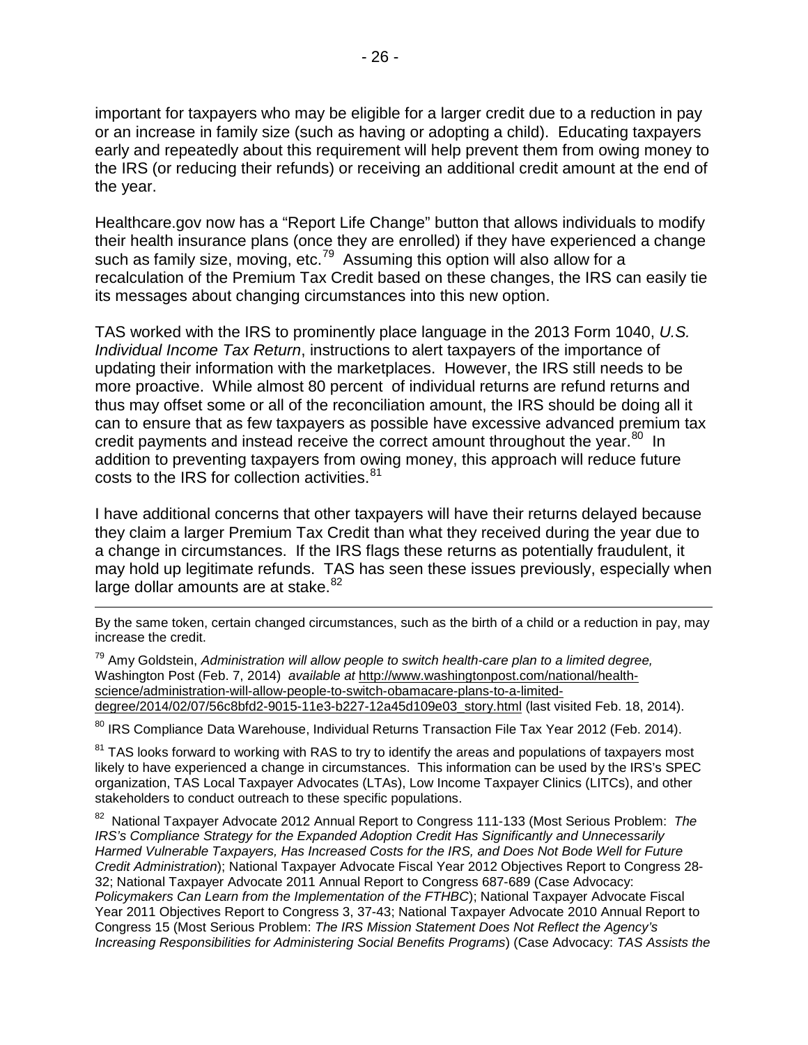important for taxpayers who may be eligible for a larger credit due to a reduction in pay or an increase in family size (such as having or adopting a child). Educating taxpayers early and repeatedly about this requirement will help prevent them from owing money to the IRS (or reducing their refunds) or receiving an additional credit amount at the end of the year.

Healthcare.gov now has a "Report Life Change" button that allows individuals to modify their health insurance plans (once they are enrolled) if they have experienced a change such as family size, moving, etc.[79] Assuming this option will also allow for a recalculation of the Premium Tax Credit based on these changes, the IRS can easily tie its messages about changing circumstances into this new option.

TAS worked with the IRS to prominently place language in the 2013 Form 1040, *U.S. Individual Income Tax Return*, instructions to alert taxpayers of the importance of updating their information with the marketplaces. However, the IRS still needs to be more proactive. While almost 80 percent of individual returns are refund returns and thus may offset some or all of the reconciliation amount, the IRS should be doing all it can to ensure that as few taxpayers as possible have excessive advanced premium tax credit payments and instead receive the correct amount throughout the year.[80] In addition to preventing taxpayers from owing money, this approach will reduce future costs to the IRS for collection activities.[81]

I have additional concerns that other taxpayers will have their returns delayed because they claim a larger Premium Tax Credit than what they received during the year due to a change in circumstances. If the IRS flags these returns as potentially fraudulent, it may hold up legitimate refunds. TAS has seen these issues previously, especially when large dollar amounts are at stake.[82]

---

By the same token, certain changed circumstances, such as the birth of a child or a reduction in pay, may increase the credit.

[79] Amy Goldstein, *Administration will allow people to switch health-care plan to a limited degree,* Washington Post (Feb. 7, 2014) *available at* http://www.washingtonpost.com/national/health-science/administration-will-allow-people-to-switch-obamacare-plans-to-a-limited-degree/2014/02/07/56c8bfd2-9015-11e3-b227-12a45d109e03_story.html (last visited Feb. 18, 2014).

[80] IRS Compliance Data Warehouse, Individual Returns Transaction File Tax Year 2012 (Feb. 2014).

[81] TAS looks forward to working with RAS to try to identify the areas and populations of taxpayers most likely to have experienced a change in circumstances. This information can be used by the IRS's SPEC organization, TAS Local Taxpayer Advocates (LTAs), Low Income Taxpayer Clinics (LITCs), and other stakeholders to conduct outreach to these specific populations.

[82] National Taxpayer Advocate 2012 Annual Report to Congress 111-133 (Most Serious Problem: *The IRS's Compliance Strategy for the Expanded Adoption Credit Has Significantly and Unnecessarily Harmed Vulnerable Taxpayers, Has Increased Costs for the IRS, and Does Not Bode Well for Future Credit Administration*); National Taxpayer Advocate Fiscal Year 2012 Objectives Report to Congress 28-32; National Taxpayer Advocate 2011 Annual Report to Congress 687-689 (Case Advocacy: *Policymakers Can Learn from the Implementation of the FTHBC*); National Taxpayer Advocate Fiscal Year 2011 Objectives Report to Congress 3, 37-43; National Taxpayer Advocate 2010 Annual Report to Congress 15 (Most Serious Problem: *The IRS Mission Statement Does Not Reflect the Agency's Increasing Responsibilities for Administering Social Benefits Programs*) (Case Advocacy: *TAS Assists the*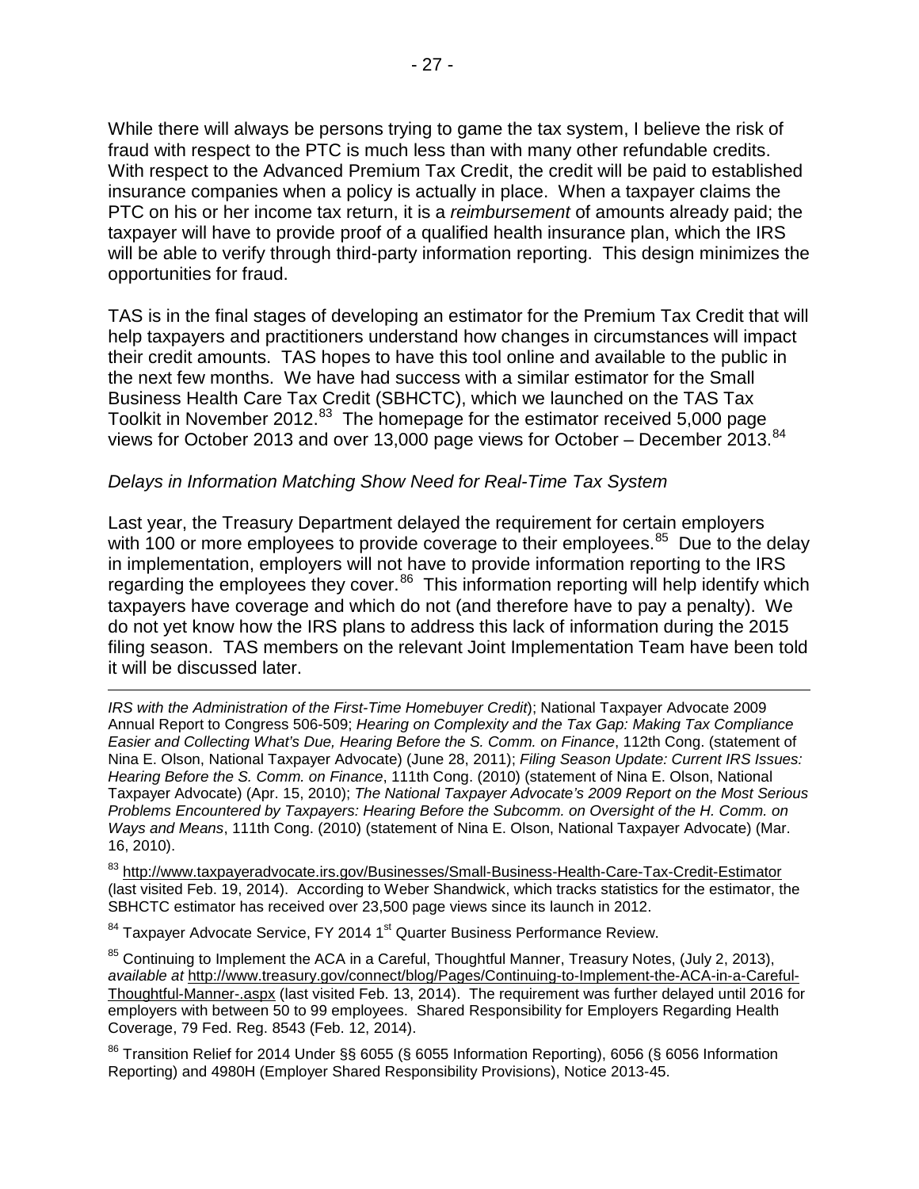While there will always be persons trying to game the tax system, I believe the risk of fraud with respect to the PTC is much less than with many other refundable credits. With respect to the Advanced Premium Tax Credit, the credit will be paid to established insurance companies when a policy is actually in place. When a taxpayer claims the PTC on his or her income tax return, it is a *reimbursement* of amounts already paid; the taxpayer will have to provide proof of a qualified health insurance plan, which the IRS will be able to verify through third-party information reporting. This design minimizes the opportunities for fraud.

TAS is in the final stages of developing an estimator for the Premium Tax Credit that will help taxpayers and practitioners understand how changes in circumstances will impact their credit amounts. TAS hopes to have this tool online and available to the public in the next few months. We have had success with a similar estimator for the Small Business Health Care Tax Credit (SBHCTC), which we launched on the TAS Tax Toolkit in November 2012.[83] The homepage for the estimator received 5,000 page views for October 2013 and over 13,000 page views for October – December 2013.[84]

*Delays in Information Matching Show Need for Real-Time Tax System*

Last year, the Treasury Department delayed the requirement for certain employers with 100 or more employees to provide coverage to their employees.[85] Due to the delay in implementation, employers will not have to provide information reporting to the IRS regarding the employees they cover.[86] This information reporting will help identify which taxpayers have coverage and which do not (and therefore have to pay a penalty). We do not yet know how the IRS plans to address this lack of information during the 2015 filing season. TAS members on the relevant Joint Implementation Team have been told it will be discussed later.

---

*IRS with the Administration of the First-Time Homebuyer Credit*); National Taxpayer Advocate 2009 Annual Report to Congress 506-509; *Hearing on Complexity and the Tax Gap: Making Tax Compliance Easier and Collecting What's Due, Hearing Before the S. Comm. on Finance*, 112th Cong. (statement of Nina E. Olson, National Taxpayer Advocate) (June 28, 2011); *Filing Season Update: Current IRS Issues: Hearing Before the S. Comm. on Finance*, 111th Cong. (2010) (statement of Nina E. Olson, National Taxpayer Advocate) (Apr. 15, 2010); *The National Taxpayer Advocate's 2009 Report on the Most Serious Problems Encountered by Taxpayers: Hearing Before the Subcomm. on Oversight of the H. Comm. on Ways and Means*, 111th Cong. (2010) (statement of Nina E. Olson, National Taxpayer Advocate) (Mar. 16, 2010).

[83] http://www.taxpayeradvocate.irs.gov/Businesses/Small-Business-Health-Care-Tax-Credit-Estimator (last visited Feb. 19, 2014). According to Weber Shandwick, which tracks statistics for the estimator, the SBHCTC estimator has received over 23,500 page views since its launch in 2012.

[84] Taxpayer Advocate Service, FY 2014 1st Quarter Business Performance Review.

[85] Continuing to Implement the ACA in a Careful, Thoughtful Manner, Treasury Notes, (July 2, 2013), *available at* http://www.treasury.gov/connect/blog/Pages/Continuing-to-Implement-the-ACA-in-a-Careful-Thoughtful-Manner-.aspx (last visited Feb. 13, 2014). The requirement was further delayed until 2016 for employers with between 50 to 99 employees. Shared Responsibility for Employers Regarding Health Coverage, 79 Fed. Reg. 8543 (Feb. 12, 2014).

[86] Transition Relief for 2014 Under §§ 6055 (§ 6055 Information Reporting), 6056 (§ 6056 Information Reporting) and 4980H (Employer Shared Responsibility Provisions), Notice 2013-45.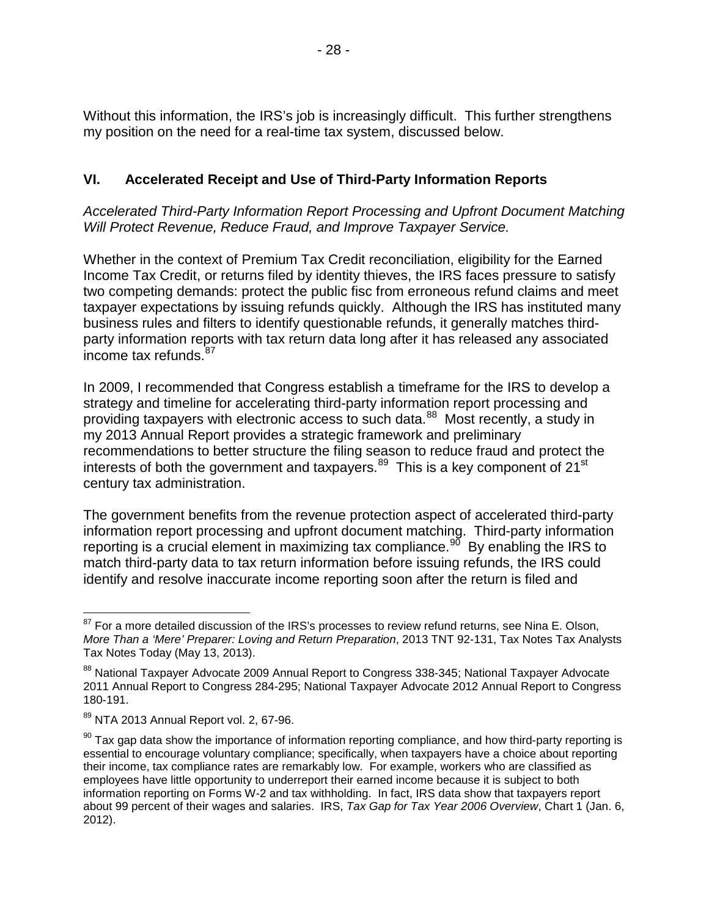Without this information, the IRS's job is increasingly difficult. This further strengthens my position on the need for a real-time tax system, discussed below.

## VI. Accelerated Receipt and Use of Third-Party Information Reports

*Accelerated Third-Party Information Report Processing and Upfront Document Matching Will Protect Revenue, Reduce Fraud, and Improve Taxpayer Service.*

Whether in the context of Premium Tax Credit reconciliation, eligibility for the Earned Income Tax Credit, or returns filed by identity thieves, the IRS faces pressure to satisfy two competing demands: protect the public fisc from erroneous refund claims and meet taxpayer expectations by issuing refunds quickly. Although the IRS has instituted many business rules and filters to identify questionable refunds, it generally matches third-party information reports with tax return data long after it has released any associated income tax refunds.[87]

In 2009, I recommended that Congress establish a timeframe for the IRS to develop a strategy and timeline for accelerating third-party information report processing and providing taxpayers with electronic access to such data.[88] Most recently, a study in my 2013 Annual Report provides a strategic framework and preliminary recommendations to better structure the filing season to reduce fraud and protect the interests of both the government and taxpayers.[89] This is a key component of 21st century tax administration.

The government benefits from the revenue protection aspect of accelerated third-party information report processing and upfront document matching. Third-party information reporting is a crucial element in maximizing tax compliance.[90] By enabling the IRS to match third-party data to tax return information before issuing refunds, the IRS could identify and resolve inaccurate income reporting soon after the return is filed and

---

[87] For a more detailed discussion of the IRS's processes to review refund returns, see Nina E. Olson, *More Than a 'Mere' Preparer: Loving and Return Preparation*, 2013 TNT 92-131, Tax Notes Tax Analysts Tax Notes Today (May 13, 2013).

[88] National Taxpayer Advocate 2009 Annual Report to Congress 338-345; National Taxpayer Advocate 2011 Annual Report to Congress 284-295; National Taxpayer Advocate 2012 Annual Report to Congress 180-191.

[89] NTA 2013 Annual Report vol. 2, 67-96.

[90] Tax gap data show the importance of information reporting compliance, and how third-party reporting is essential to encourage voluntary compliance; specifically, when taxpayers have a choice about reporting their income, tax compliance rates are remarkably low. For example, workers who are classified as employees have little opportunity to underreport their earned income because it is subject to both information reporting on Forms W-2 and tax withholding. In fact, IRS data show that taxpayers report about 99 percent of their wages and salaries. IRS, *Tax Gap for Tax Year 2006 Overview*, Chart 1 (Jan. 6, 2012).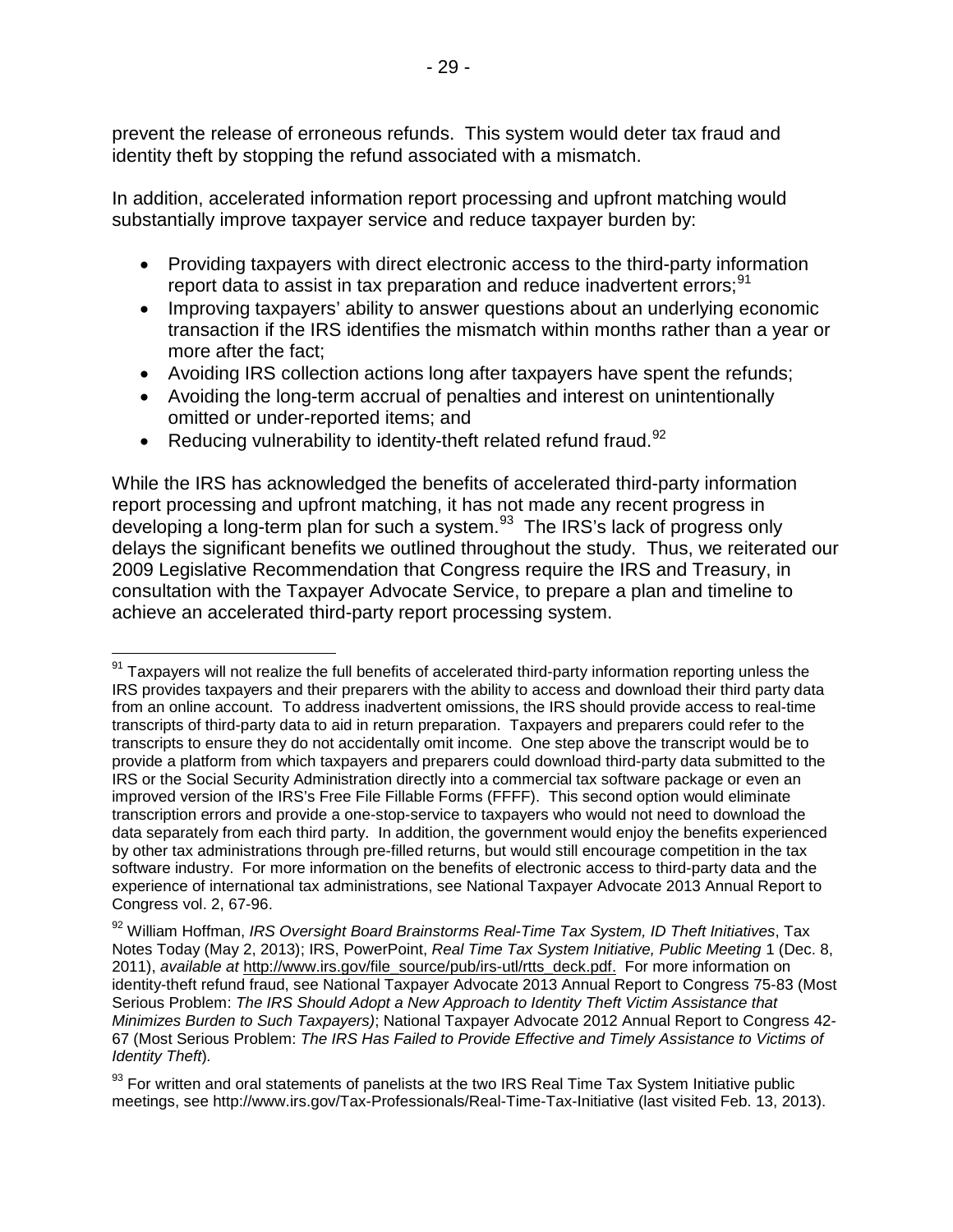prevent the release of erroneous refunds. This system would deter tax fraud and identity theft by stopping the refund associated with a mismatch.

In addition, accelerated information report processing and upfront matching would substantially improve taxpayer service and reduce taxpayer burden by:

- Providing taxpayers with direct electronic access to the third-party information report data to assist in tax preparation and reduce inadvertent errors;[91]
- Improving taxpayers' ability to answer questions about an underlying economic transaction if the IRS identifies the mismatch within months rather than a year or more after the fact;
- Avoiding IRS collection actions long after taxpayers have spent the refunds;
- Avoiding the long-term accrual of penalties and interest on unintentionally omitted or under-reported items; and
- Reducing vulnerability to identity-theft related refund fraud.[92]

While the IRS has acknowledged the benefits of accelerated third-party information report processing and upfront matching, it has not made any recent progress in developing a long-term plan for such a system.[93] The IRS's lack of progress only delays the significant benefits we outlined throughout the study. Thus, we reiterated our 2009 Legislative Recommendation that Congress require the IRS and Treasury, in consultation with the Taxpayer Advocate Service, to prepare a plan and timeline to achieve an accelerated third-party report processing system.

---

[91] Taxpayers will not realize the full benefits of accelerated third-party information reporting unless the IRS provides taxpayers and their preparers with the ability to access and download their third party data from an online account. To address inadvertent omissions, the IRS should provide access to real-time transcripts of third-party data to aid in return preparation. Taxpayers and preparers could refer to the transcripts to ensure they do not accidentally omit income. One step above the transcript would be to provide a platform from which taxpayers and preparers could download third-party data submitted to the IRS or the Social Security Administration directly into a commercial tax software package or even an improved version of the IRS's Free File Fillable Forms (FFFF). This second option would eliminate transcription errors and provide a one-stop-service to taxpayers who would not need to download the data separately from each third party. In addition, the government would enjoy the benefits experienced by other tax administrations through pre-filled returns, but would still encourage competition in the tax software industry. For more information on the benefits of electronic access to third-party data and the experience of international tax administrations, see National Taxpayer Advocate 2013 Annual Report to Congress vol. 2, 67-96.

[92] William Hoffman, *IRS Oversight Board Brainstorms Real-Time Tax System, ID Theft Initiatives*, Tax Notes Today (May 2, 2013); IRS, PowerPoint, *Real Time Tax System Initiative, Public Meeting* 1 (Dec. 8, 2011), *available at* http://www.irs.gov/file_source/pub/irs-utl/rtts_deck.pdf. For more information on identity-theft refund fraud, see National Taxpayer Advocate 2013 Annual Report to Congress 75-83 (Most Serious Problem: *The IRS Should Adopt a New Approach to Identity Theft Victim Assistance that Minimizes Burden to Such Taxpayers)*; National Taxpayer Advocate 2012 Annual Report to Congress 42-67 (Most Serious Problem: *The IRS Has Failed to Provide Effective and Timely Assistance to Victims of Identity Theft*).

[93] For written and oral statements of panelists at the two IRS Real Time Tax System Initiative public meetings, see http://www.irs.gov/Tax-Professionals/Real-Time-Tax-Initiative (last visited Feb. 13, 2013).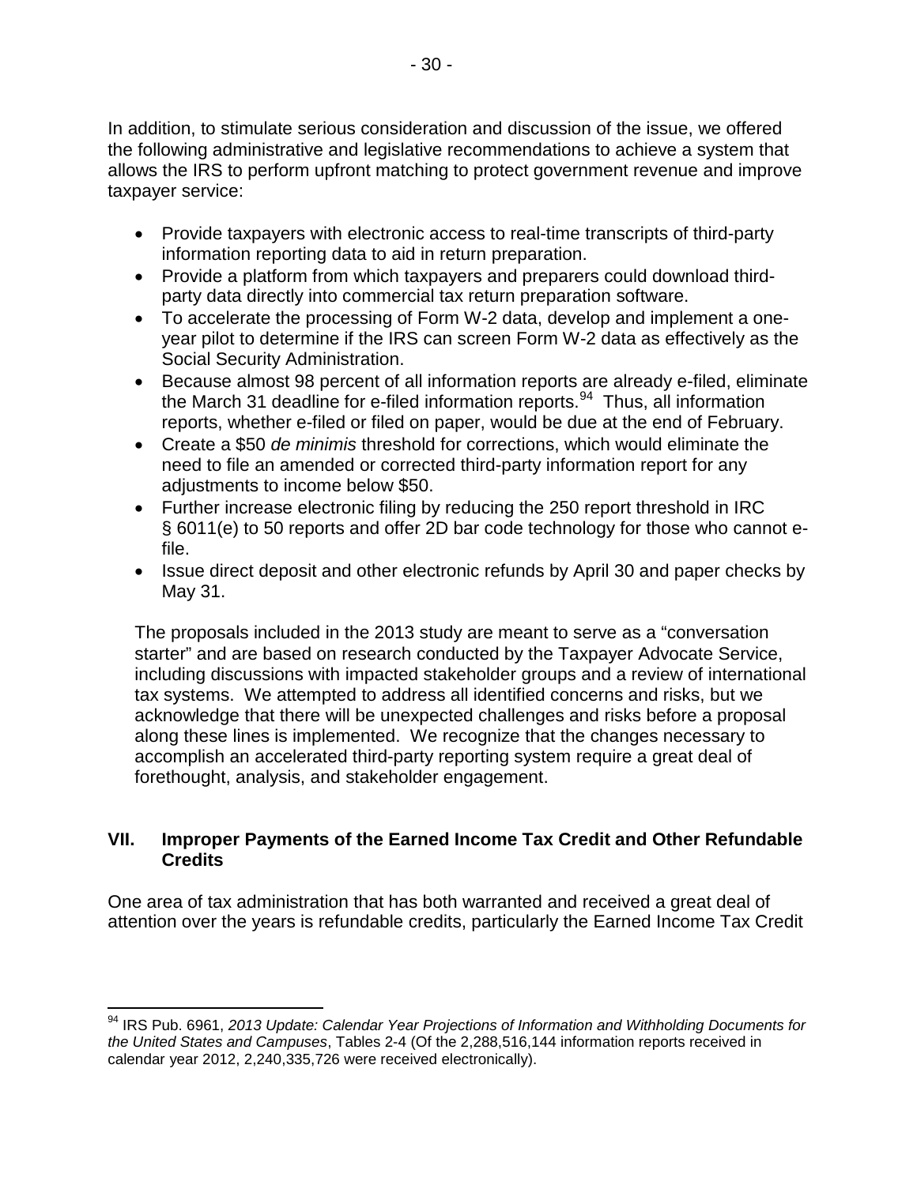In addition, to stimulate serious consideration and discussion of the issue, we offered the following administrative and legislative recommendations to achieve a system that allows the IRS to perform upfront matching to protect government revenue and improve taxpayer service:

- Provide taxpayers with electronic access to real-time transcripts of third-party information reporting data to aid in return preparation.
- Provide a platform from which taxpayers and preparers could download third-party data directly into commercial tax return preparation software.
- To accelerate the processing of Form W-2 data, develop and implement a one-year pilot to determine if the IRS can screen Form W-2 data as effectively as the Social Security Administration.
- Because almost 98 percent of all information reports are already e-filed, eliminate the March 31 deadline for e-filed information reports.[94] Thus, all information reports, whether e-filed or filed on paper, would be due at the end of February.
- Create a $50 *de minimis* threshold for corrections, which would eliminate the need to file an amended or corrected third-party information report for any adjustments to income below $50.
- Further increase electronic filing by reducing the 250 report threshold in IRC § 6011(e) to 50 reports and offer 2D bar code technology for those who cannot e-file.
- Issue direct deposit and other electronic refunds by April 30 and paper checks by May 31.

The proposals included in the 2013 study are meant to serve as a "conversation starter" and are based on research conducted by the Taxpayer Advocate Service, including discussions with impacted stakeholder groups and a review of international tax systems. We attempted to address all identified concerns and risks, but we acknowledge that there will be unexpected challenges and risks before a proposal along these lines is implemented. We recognize that the changes necessary to accomplish an accelerated third-party reporting system require a great deal of forethought, analysis, and stakeholder engagement.

## VII. Improper Payments of the Earned Income Tax Credit and Other Refundable Credits

One area of tax administration that has both warranted and received a great deal of attention over the years is refundable credits, particularly the Earned Income Tax Credit

---

[94] IRS Pub. 6961, *2013 Update: Calendar Year Projections of Information and Withholding Documents for the United States and Campuses*, Tables 2-4 (Of the 2,288,516,144 information reports received in calendar year 2012, 2,240,335,726 were received electronically).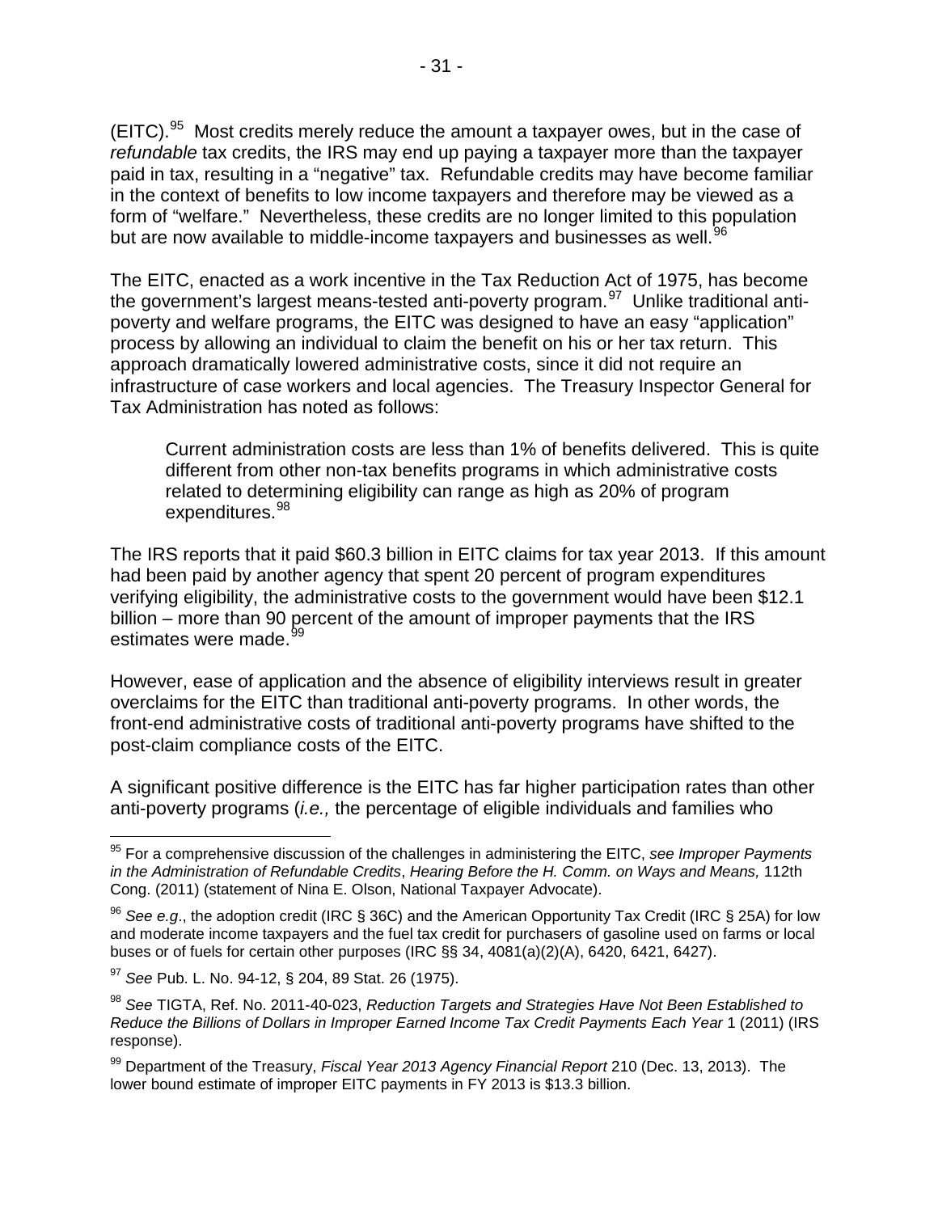(EITC).[95] Most credits merely reduce the amount a taxpayer owes, but in the case of *refundable* tax credits, the IRS may end up paying a taxpayer more than the taxpayer paid in tax, resulting in a "negative" tax. Refundable credits may have become familiar in the context of benefits to low income taxpayers and therefore may be viewed as a form of "welfare." Nevertheless, these credits are no longer limited to this population but are now available to middle-income taxpayers and businesses as well.[96]

The EITC, enacted as a work incentive in the Tax Reduction Act of 1975, has become the government's largest means-tested anti-poverty program.[97] Unlike traditional anti-poverty and welfare programs, the EITC was designed to have an easy "application" process by allowing an individual to claim the benefit on his or her tax return. This approach dramatically lowered administrative costs, since it did not require an infrastructure of case workers and local agencies. The Treasury Inspector General for Tax Administration has noted as follows:

> Current administration costs are less than 1% of benefits delivered. This is quite different from other non-tax benefits programs in which administrative costs related to determining eligibility can range as high as 20% of program expenditures.[98]

The IRS reports that it paid \$60.3 billion in EITC claims for tax year 2013. If this amount had been paid by another agency that spent 20 percent of program expenditures verifying eligibility, the administrative costs to the government would have been \$12.1 billion – more than 90 percent of the amount of improper payments that the IRS estimates were made.[99]

However, ease of application and the absence of eligibility interviews result in greater overclaims for the EITC than traditional anti-poverty programs. In other words, the front-end administrative costs of traditional anti-poverty programs have shifted to the post-claim compliance costs of the EITC.

A significant positive difference is the EITC has far higher participation rates than other anti-poverty programs (*i.e.,* the percentage of eligible individuals and families who

---

[95] For a comprehensive discussion of the challenges in administering the EITC, *see Improper Payments in the Administration of Refundable Credits*, *Hearing Before the H. Comm. on Ways and Means,* 112th Cong. (2011) (statement of Nina E. Olson, National Taxpayer Advocate).

[96] *See e.g*., the adoption credit (IRC § 36C) and the American Opportunity Tax Credit (IRC § 25A) for low and moderate income taxpayers and the fuel tax credit for purchasers of gasoline used on farms or local buses or of fuels for certain other purposes (IRC §§ 34, 4081(a)(2)(A), 6420, 6421, 6427).

[97] *See* Pub. L. No. 94-12, § 204, 89 Stat. 26 (1975).

[98] *See* TIGTA, Ref. No. 2011-40-023, *Reduction Targets and Strategies Have Not Been Established to Reduce the Billions of Dollars in Improper Earned Income Tax Credit Payments Each Year* 1 (2011) (IRS response).

[99] Department of the Treasury, *Fiscal Year 2013 Agency Financial Report* 210 (Dec. 13, 2013). The lower bound estimate of improper EITC payments in FY 2013 is \$13.3 billion.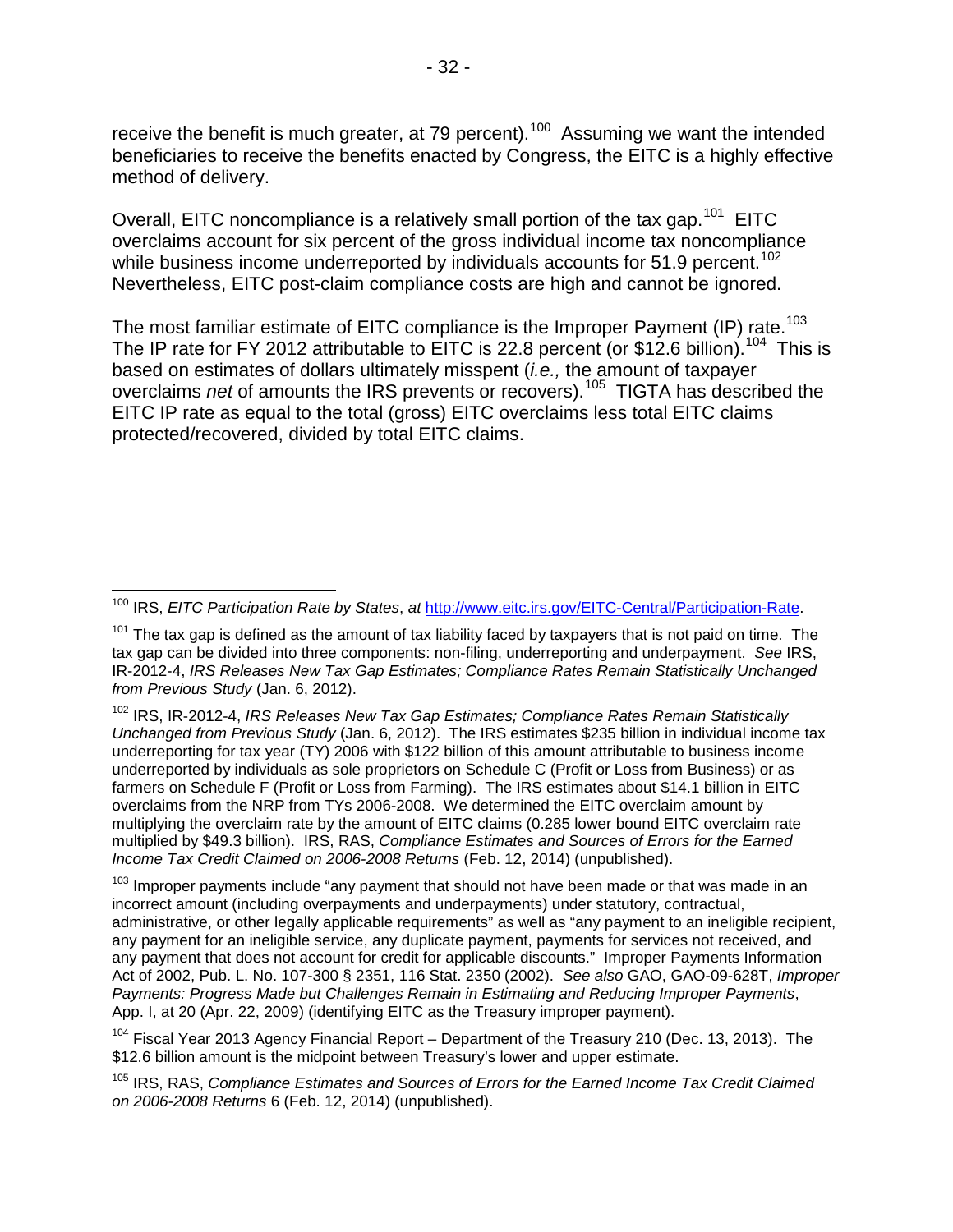receive the benefit is much greater, at 79 percent).[100] Assuming we want the intended beneficiaries to receive the benefits enacted by Congress, the EITC is a highly effective method of delivery.

Overall, EITC noncompliance is a relatively small portion of the tax gap.[101] EITC overclaims account for six percent of the gross individual income tax noncompliance while business income underreported by individuals accounts for 51.9 percent.[102] Nevertheless, EITC post-claim compliance costs are high and cannot be ignored.

The most familiar estimate of EITC compliance is the Improper Payment (IP) rate.[103] The IP rate for FY 2012 attributable to EITC is 22.8 percent (or $12.6 billion).[104] This is based on estimates of dollars ultimately misspent (*i.e.,* the amount of taxpayer overclaims *net* of amounts the IRS prevents or recovers).[105] TIGTA has described the EITC IP rate as equal to the total (gross) EITC overclaims less total EITC claims protected/recovered, divided by total EITC claims.

---

[100] IRS, *EITC Participation Rate by States*, *at* http://www.eitc.irs.gov/EITC-Central/Participation-Rate.

[101] The tax gap is defined as the amount of tax liability faced by taxpayers that is not paid on time. The tax gap can be divided into three components: non-filing, underreporting and underpayment. *See* IRS, IR-2012-4, *IRS Releases New Tax Gap Estimates; Compliance Rates Remain Statistically Unchanged from Previous Study* (Jan. 6, 2012).

[102] IRS, IR-2012-4, *IRS Releases New Tax Gap Estimates; Compliance Rates Remain Statistically Unchanged from Previous Study* (Jan. 6, 2012). The IRS estimates $235 billion in individual income tax underreporting for tax year (TY) 2006 with $122 billion of this amount attributable to business income underreported by individuals as sole proprietors on Schedule C (Profit or Loss from Business) or as farmers on Schedule F (Profit or Loss from Farming). The IRS estimates about $14.1 billion in EITC overclaims from the NRP from TYs 2006-2008. We determined the EITC overclaim amount by multiplying the overclaim rate by the amount of EITC claims (0.285 lower bound EITC overclaim rate multiplied by $49.3 billion). IRS, RAS, *Compliance Estimates and Sources of Errors for the Earned Income Tax Credit Claimed on 2006-2008 Returns* (Feb. 12, 2014) (unpublished).

[103] Improper payments include "any payment that should not have been made or that was made in an incorrect amount (including overpayments and underpayments) under statutory, contractual, administrative, or other legally applicable requirements" as well as "any payment to an ineligible recipient, any payment for an ineligible service, any duplicate payment, payments for services not received, and any payment that does not account for credit for applicable discounts." Improper Payments Information Act of 2002, Pub. L. No. 107-300 § 2351, 116 Stat. 2350 (2002). *See also* GAO, GAO-09-628T, *Improper Payments: Progress Made but Challenges Remain in Estimating and Reducing Improper Payments*, App. I, at 20 (Apr. 22, 2009) (identifying EITC as the Treasury improper payment).

[104] Fiscal Year 2013 Agency Financial Report – Department of the Treasury 210 (Dec. 13, 2013). The $12.6 billion amount is the midpoint between Treasury's lower and upper estimate.

[105] IRS, RAS, *Compliance Estimates and Sources of Errors for the Earned Income Tax Credit Claimed on 2006-2008 Returns* 6 (Feb. 12, 2014) (unpublished).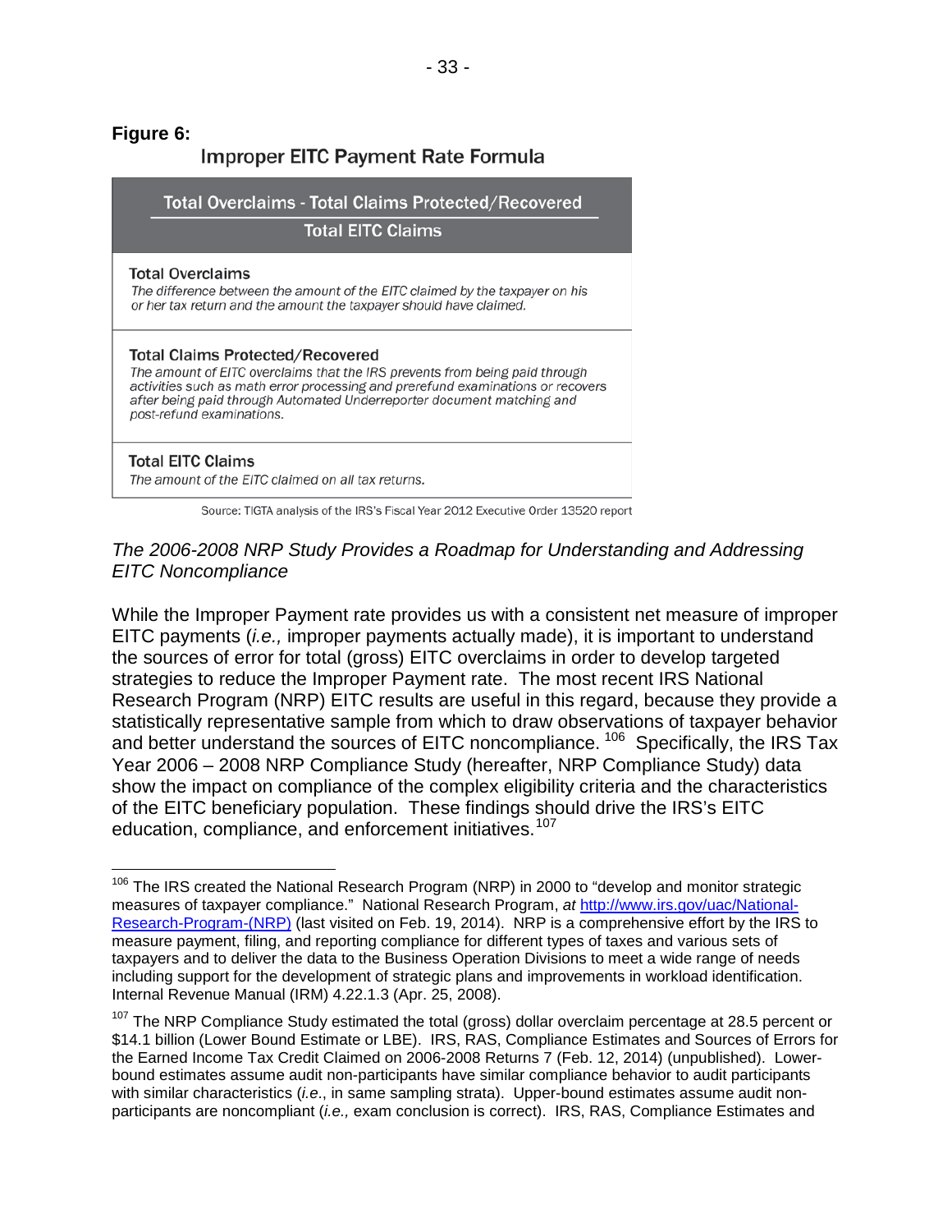**Figure 6:**

**Improper EITC Payment Rate Formula**

$$\frac{\text{Total Overclaims} - \text{Total Claims Protected/Recovered}}{\text{Total EITC Claims}}$$

**Total Overclaims**

*The difference between the amount of the EITC claimed by the taxpayer on his or her tax return and the amount the taxpayer should have claimed.*

**Total Claims Protected/Recovered**

*The amount of EITC overclaims that the IRS prevents from being paid through activities such as math error processing and prerefund examinations or recovers after being paid through Automated Underreporter document matching and post-refund examinations.*

**Total EITC Claims**

*The amount of the EITC claimed on all tax returns.*

Source: TIGTA analysis of the IRS's Fiscal Year 2012 Executive Order 13520 report

*The 2006-2008 NRP Study Provides a Roadmap for Understanding and Addressing EITC Noncompliance*

While the Improper Payment rate provides us with a consistent net measure of improper EITC payments (*i.e.,* improper payments actually made), it is important to understand the sources of error for total (gross) EITC overclaims in order to develop targeted strategies to reduce the Improper Payment rate. The most recent IRS National Research Program (NRP) EITC results are useful in this regard, because they provide a statistically representative sample from which to draw observations of taxpayer behavior and better understand the sources of EITC noncompliance.[106] Specifically, the IRS Tax Year 2006 – 2008 NRP Compliance Study (hereafter, NRP Compliance Study) data show the impact on compliance of the complex eligibility criteria and the characteristics of the EITC beneficiary population. These findings should drive the IRS's EITC education, compliance, and enforcement initiatives.[107]

---

[106] The IRS created the National Research Program (NRP) in 2000 to "develop and monitor strategic measures of taxpayer compliance." National Research Program, *at* [http://www.irs.gov/uac/National-Research-Program-(NRP)](http://www.irs.gov/uac/National-Research-Program-(NRP)) (last visited on Feb. 19, 2014). NRP is a comprehensive effort by the IRS to measure payment, filing, and reporting compliance for different types of taxes and various sets of taxpayers and to deliver the data to the Business Operation Divisions to meet a wide range of needs including support for the development of strategic plans and improvements in workload identification. Internal Revenue Manual (IRM) 4.22.1.3 (Apr. 25, 2008).

[107] The NRP Compliance Study estimated the total (gross) dollar overclaim percentage at 28.5 percent or \$14.1 billion (Lower Bound Estimate or LBE). IRS, RAS, Compliance Estimates and Sources of Errors for the Earned Income Tax Credit Claimed on 2006-2008 Returns 7 (Feb. 12, 2014) (unpublished). Lower-bound estimates assume audit non-participants have similar compliance behavior to audit participants with similar characteristics (*i.e*., in same sampling strata). Upper-bound estimates assume audit non-participants are noncompliant (*i.e.,* exam conclusion is correct). IRS, RAS, Compliance Estimates and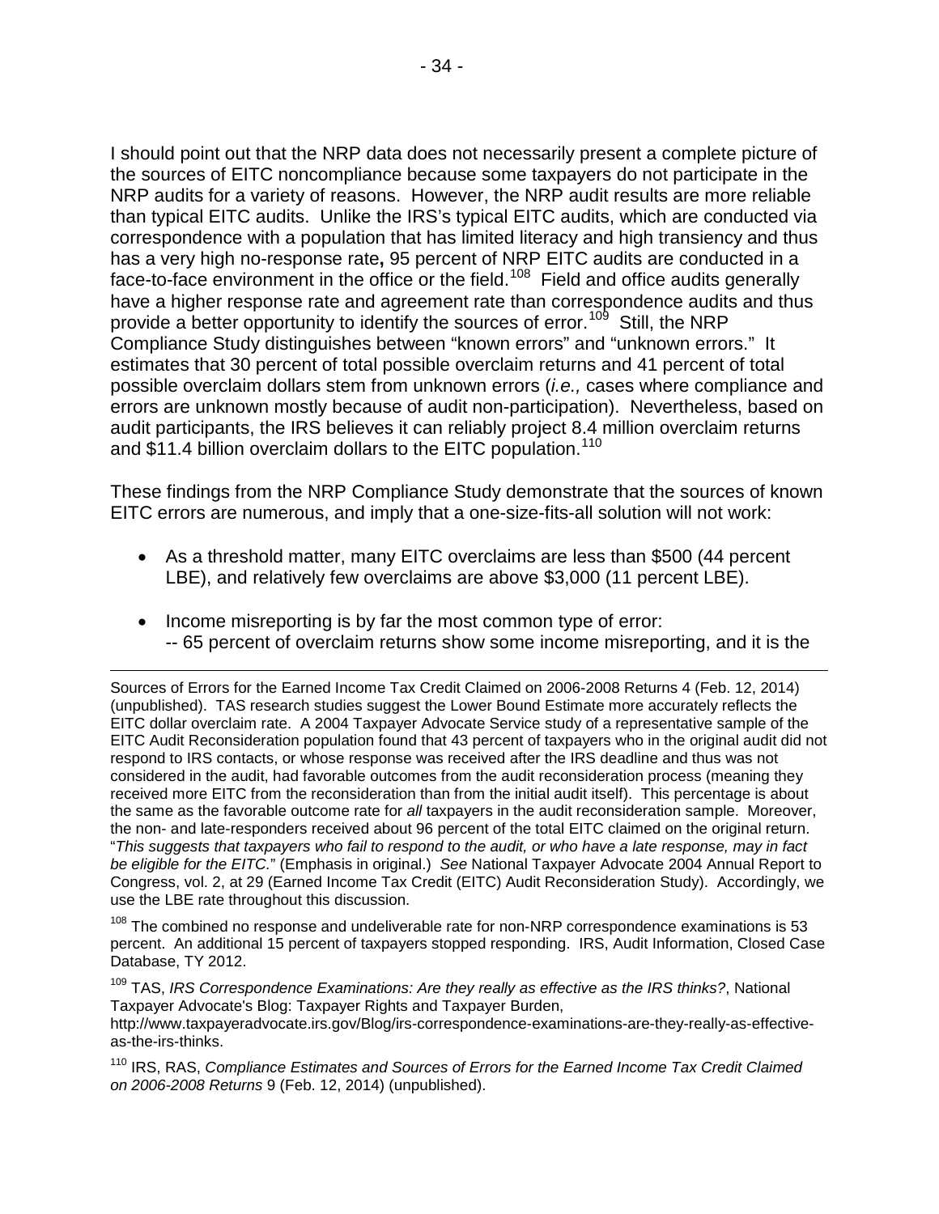I should point out that the NRP data does not necessarily present a complete picture of the sources of EITC noncompliance because some taxpayers do not participate in the NRP audits for a variety of reasons. However, the NRP audit results are more reliable than typical EITC audits. Unlike the IRS's typical EITC audits, which are conducted via correspondence with a population that has limited literacy and high transiency and thus has a very high no-response rate**,** 95 percent of NRP EITC audits are conducted in a face-to-face environment in the office or the field.[108] Field and office audits generally have a higher response rate and agreement rate than correspondence audits and thus provide a better opportunity to identify the sources of error.[109] Still, the NRP Compliance Study distinguishes between "known errors" and "unknown errors." It estimates that 30 percent of total possible overclaim returns and 41 percent of total possible overclaim dollars stem from unknown errors (*i.e.,* cases where compliance and errors are unknown mostly because of audit non-participation). Nevertheless, based on audit participants, the IRS believes it can reliably project 8.4 million overclaim returns and $11.4 billion overclaim dollars to the EITC population.[110]

These findings from the NRP Compliance Study demonstrate that the sources of known EITC errors are numerous, and imply that a one-size-fits-all solution will not work:

- As a threshold matter, many EITC overclaims are less than $500 (44 percent LBE), and relatively few overclaims are above $3,000 (11 percent LBE).

- Income misreporting is by far the most common type of error:
  -- 65 percent of overclaim returns show some income misreporting, and it is the

---

Sources of Errors for the Earned Income Tax Credit Claimed on 2006-2008 Returns 4 (Feb. 12, 2014) (unpublished). TAS research studies suggest the Lower Bound Estimate more accurately reflects the EITC dollar overclaim rate. A 2004 Taxpayer Advocate Service study of a representative sample of the EITC Audit Reconsideration population found that 43 percent of taxpayers who in the original audit did not respond to IRS contacts, or whose response was received after the IRS deadline and thus was not considered in the audit, had favorable outcomes from the audit reconsideration process (meaning they received more EITC from the reconsideration than from the initial audit itself). This percentage is about the same as the favorable outcome rate for *all* taxpayers in the audit reconsideration sample. Moreover, the non- and late-responders received about 96 percent of the total EITC claimed on the original return. "*This suggests that taxpayers who fail to respond to the audit, or who have a late response, may in fact be eligible for the EITC.*" (Emphasis in original.) *See* National Taxpayer Advocate 2004 Annual Report to Congress, vol. 2, at 29 (Earned Income Tax Credit (EITC) Audit Reconsideration Study). Accordingly, we use the LBE rate throughout this discussion.

[108] The combined no response and undeliverable rate for non-NRP correspondence examinations is 53 percent. An additional 15 percent of taxpayers stopped responding. IRS, Audit Information, Closed Case Database, TY 2012.

[109] TAS, *IRS Correspondence Examinations: Are they really as effective as the IRS thinks?*, National Taxpayer Advocate's Blog: Taxpayer Rights and Taxpayer Burden, http://www.taxpayeradvocate.irs.gov/Blog/irs-correspondence-examinations-are-they-really-as-effective-as-the-irs-thinks.

[110] IRS, RAS, *Compliance Estimates and Sources of Errors for the Earned Income Tax Credit Claimed on 2006-2008 Returns* 9 (Feb. 12, 2014) (unpublished).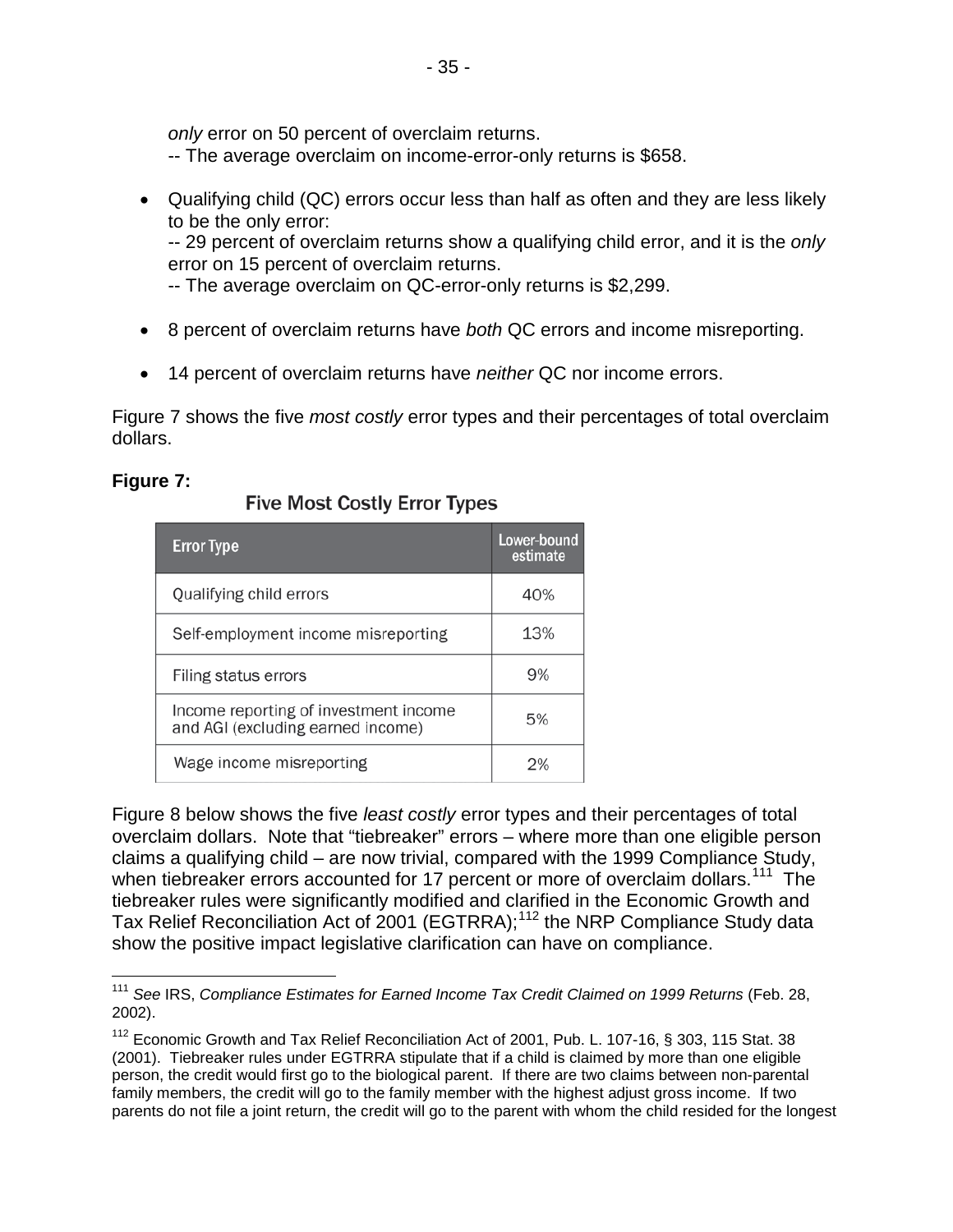*only* error on 50 percent of overclaim returns.
-- The average overclaim on income-error-only returns is $658.

- Qualifying child (QC) errors occur less than half as often and they are less likely to be the only error:
  -- 29 percent of overclaim returns show a qualifying child error, and it is the *only* error on 15 percent of overclaim returns.
  -- The average overclaim on QC-error-only returns is $2,299.

- 8 percent of overclaim returns have *both* QC errors and income misreporting.

- 14 percent of overclaim returns have *neither* QC nor income errors.

Figure 7 shows the five *most costly* error types and their percentages of total overclaim dollars.

**Figure 7:**

Five Most Costly Error Types

| Error Type | Lower-bound estimate |
|---|---|
| Qualifying child errors | 40% |
| Self-employment income misreporting | 13% |
| Filing status errors | 9% |
| Income reporting of investment income and AGI (excluding earned income) | 5% |
| Wage income misreporting | 2% |

Figure 8 below shows the five *least costly* error types and their percentages of total overclaim dollars. Note that "tiebreaker" errors – where more than one eligible person claims a qualifying child – are now trivial, compared with the 1999 Compliance Study, when tiebreaker errors accounted for 17 percent or more of overclaim dollars.[111] The tiebreaker rules were significantly modified and clarified in the Economic Growth and Tax Relief Reconciliation Act of 2001 (EGTRRA);[112] the NRP Compliance Study data show the positive impact legislative clarification can have on compliance.

[111] *See* IRS, *Compliance Estimates for Earned Income Tax Credit Claimed on 1999 Returns* (Feb. 28, 2002).

[112] Economic Growth and Tax Relief Reconciliation Act of 2001, Pub. L. 107-16, § 303, 115 Stat. 38 (2001). Tiebreaker rules under EGTRRA stipulate that if a child is claimed by more than one eligible person, the credit would first go to the biological parent. If there are two claims between non-parental family members, the credit will go to the family member with the highest adjust gross income. If two parents do not file a joint return, the credit will go to the parent with whom the child resided for the longest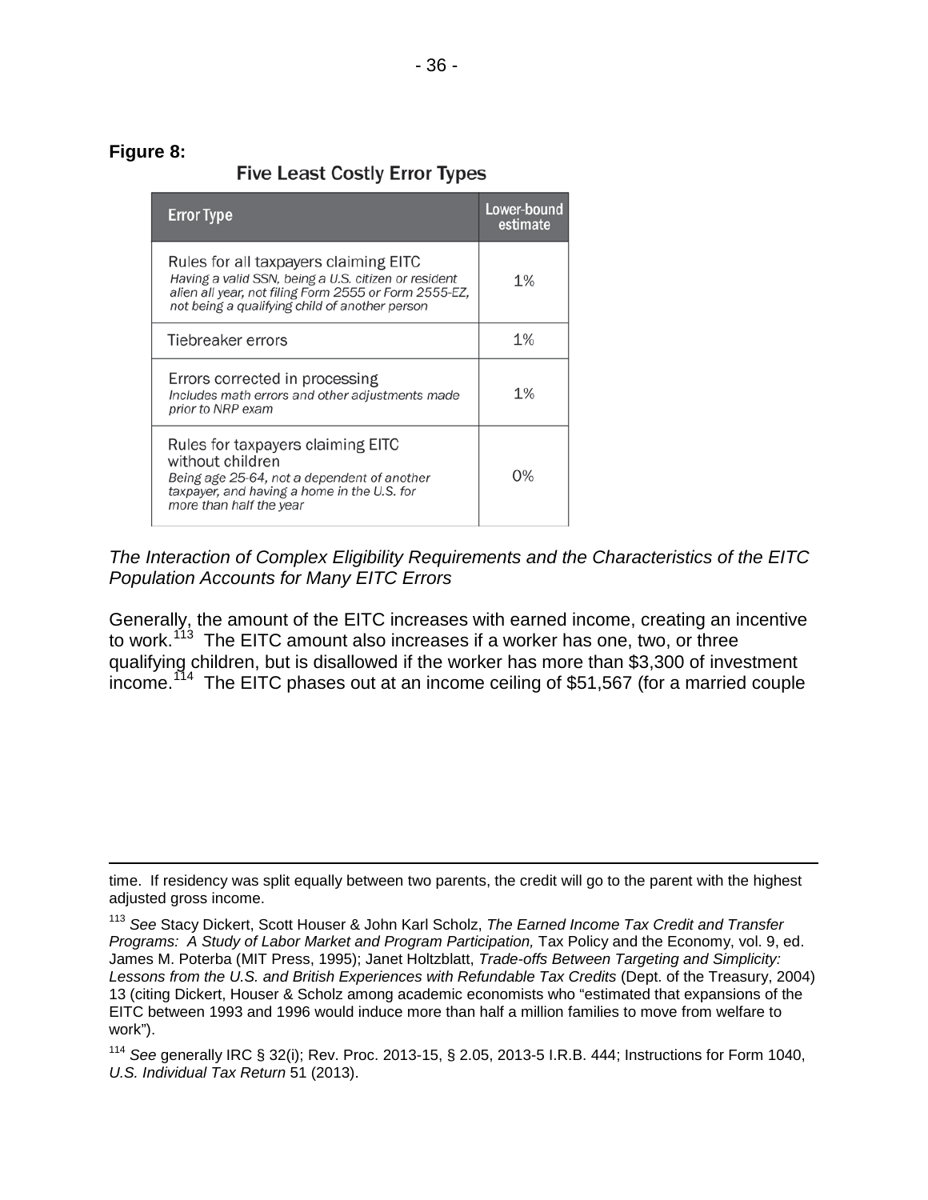**Figure 8:**

**Five Least Costly Error Types**

| Error Type | Lower-bound estimate |
|---|---|
| Rules for all taxpayers claiming EITC<br>*Having a valid SSN, being a U.S. citizen or resident alien all year, not filing Form 2555 or Form 2555-EZ, not being a qualifying child of another person* | 1% |
| Tiebreaker errors | 1% |
| Errors corrected in processing<br>*Includes math errors and other adjustments made prior to NRP exam* | 1% |
| Rules for taxpayers claiming EITC without children<br>*Being age 25-64, not a dependent of another taxpayer, and having a home in the U.S. for more than half the year* | 0% |

*The Interaction of Complex Eligibility Requirements and the Characteristics of the EITC Population Accounts for Many EITC Errors*

Generally, the amount of the EITC increases with earned income, creating an incentive to work.[113] The EITC amount also increases if a worker has one, two, or three qualifying children, but is disallowed if the worker has more than $3,300 of investment income.[114] The EITC phases out at an income ceiling of $51,567 (for a married couple

---

time. If residency was split equally between two parents, the credit will go to the parent with the highest adjusted gross income.

[113] *See* Stacy Dickert, Scott Houser & John Karl Scholz, *The Earned Income Tax Credit and Transfer Programs: A Study of Labor Market and Program Participation,* Tax Policy and the Economy, vol. 9, ed. James M. Poterba (MIT Press, 1995); Janet Holtzblatt, *Trade-offs Between Targeting and Simplicity: Lessons from the U.S. and British Experiences with Refundable Tax Credits* (Dept. of the Treasury, 2004) 13 (citing Dickert, Houser & Scholz among academic economists who "estimated that expansions of the EITC between 1993 and 1996 would induce more than half a million families to move from welfare to work").

[114] *See* generally IRC § 32(i); Rev. Proc. 2013-15, § 2.05, 2013-5 I.R.B. 444; Instructions for Form 1040, *U.S. Individual Tax Return* 51 (2013).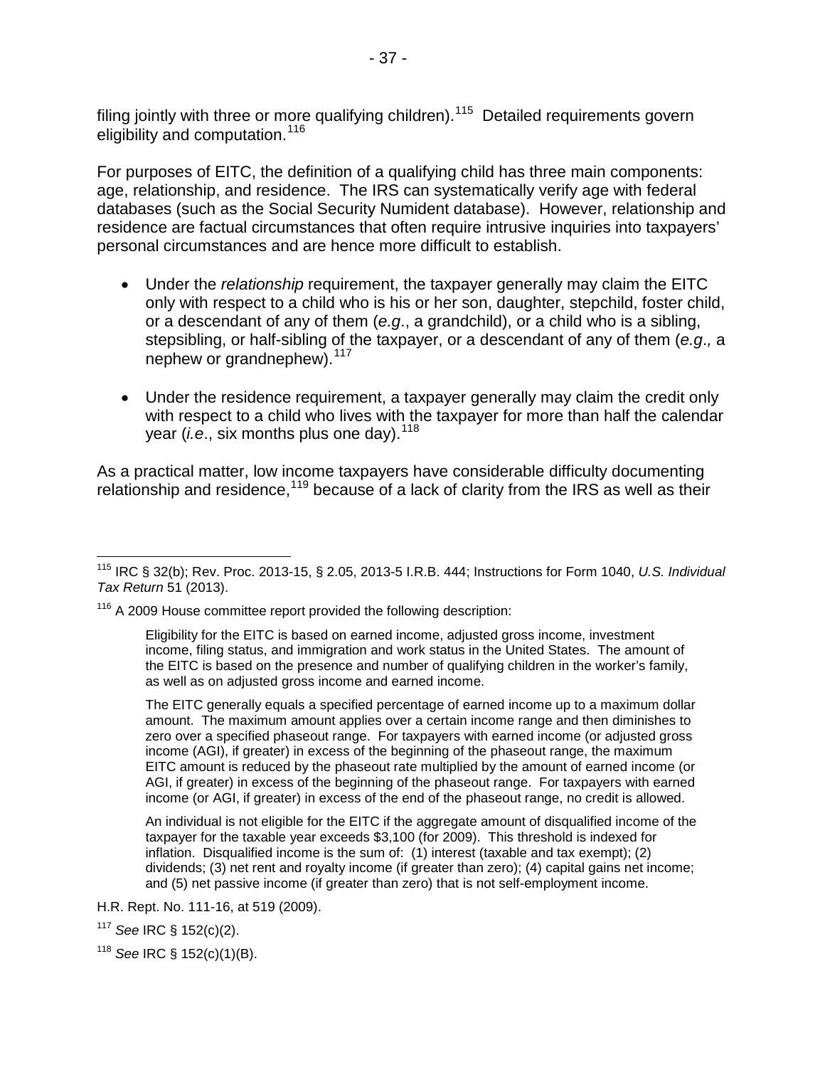filing jointly with three or more qualifying children).[115] Detailed requirements govern eligibility and computation.[116]

For purposes of EITC, the definition of a qualifying child has three main components: age, relationship, and residence. The IRS can systematically verify age with federal databases (such as the Social Security Numident database). However, relationship and residence are factual circumstances that often require intrusive inquiries into taxpayers' personal circumstances and are hence more difficult to establish.

- Under the *relationship* requirement, the taxpayer generally may claim the EITC only with respect to a child who is his or her son, daughter, stepchild, foster child, or a descendant of any of them (*e.g*., a grandchild), or a child who is a sibling, stepsibling, or half-sibling of the taxpayer, or a descendant of any of them (*e.g.,* a nephew or grandnephew).[117]

- Under the residence requirement, a taxpayer generally may claim the credit only with respect to a child who lives with the taxpayer for more than half the calendar year (*i.e*., six months plus one day).[118]

As a practical matter, low income taxpayers have considerable difficulty documenting relationship and residence,[119] because of a lack of clarity from the IRS as well as their

---

[115] IRC § 32(b); Rev. Proc. 2013-15, § 2.05, 2013-5 I.R.B. 444; Instructions for Form 1040, *U.S. Individual Tax Return* 51 (2013).

[116] A 2009 House committee report provided the following description:

> Eligibility for the EITC is based on earned income, adjusted gross income, investment income, filing status, and immigration and work status in the United States. The amount of the EITC is based on the presence and number of qualifying children in the worker's family, as well as on adjusted gross income and earned income.
>
> The EITC generally equals a specified percentage of earned income up to a maximum dollar amount. The maximum amount applies over a certain income range and then diminishes to zero over a specified phaseout range. For taxpayers with earned income (or adjusted gross income (AGI), if greater) in excess of the beginning of the phaseout range, the maximum EITC amount is reduced by the phaseout rate multiplied by the amount of earned income (or AGI, if greater) in excess of the beginning of the phaseout range. For taxpayers with earned income (or AGI, if greater) in excess of the end of the phaseout range, no credit is allowed.
>
> An individual is not eligible for the EITC if the aggregate amount of disqualified income of the taxpayer for the taxable year exceeds $3,100 (for 2009). This threshold is indexed for inflation. Disqualified income is the sum of: (1) interest (taxable and tax exempt); (2) dividends; (3) net rent and royalty income (if greater than zero); (4) capital gains net income; and (5) net passive income (if greater than zero) that is not self-employment income.

H.R. Rept. No. 111-16, at 519 (2009).

[117] *See* IRC § 152(c)(2).

[118] *See* IRC § 152(c)(1)(B).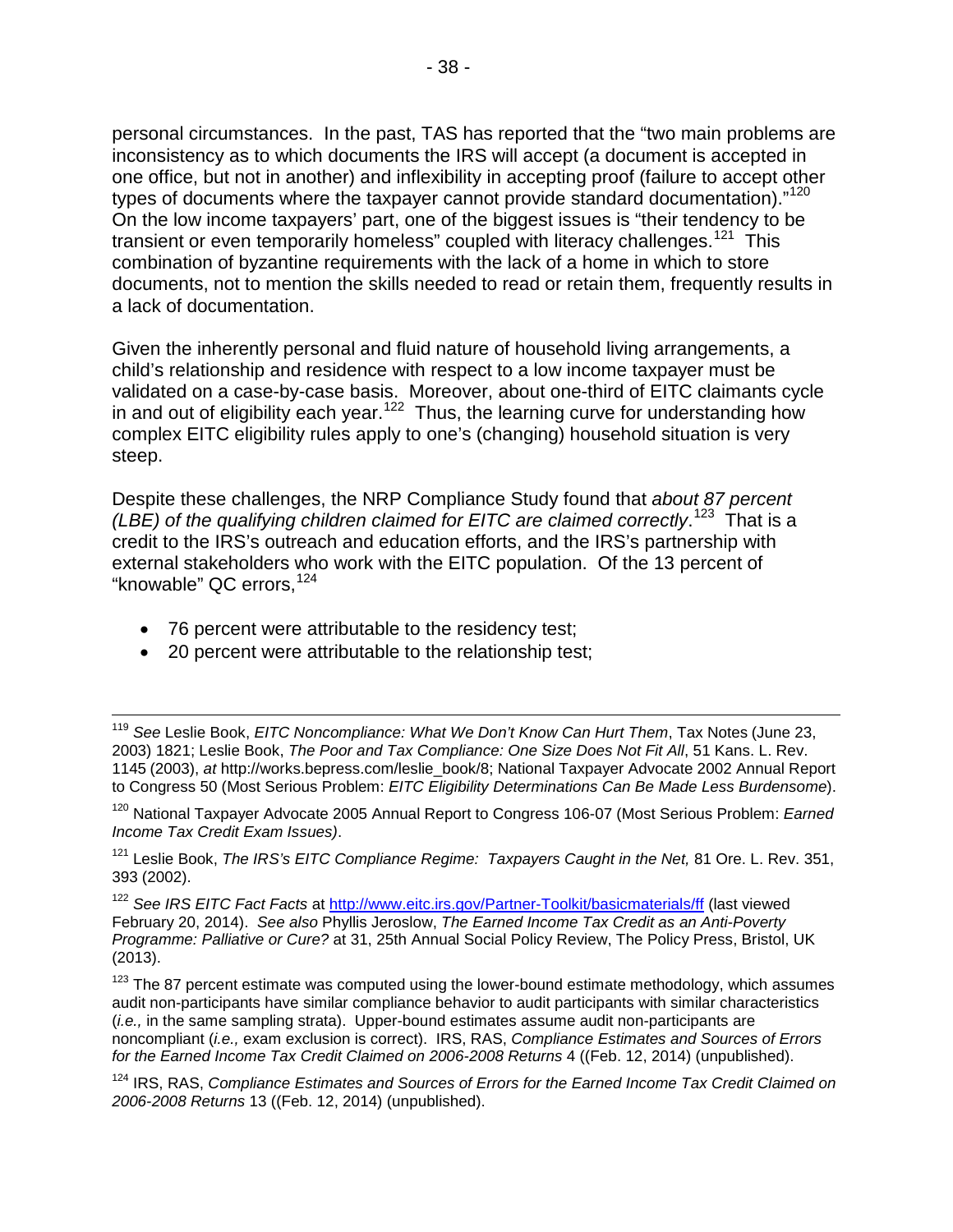personal circumstances. In the past, TAS has reported that the "two main problems are inconsistency as to which documents the IRS will accept (a document is accepted in one office, but not in another) and inflexibility in accepting proof (failure to accept other types of documents where the taxpayer cannot provide standard documentation)."[120] On the low income taxpayers' part, one of the biggest issues is "their tendency to be transient or even temporarily homeless" coupled with literacy challenges.[121] This combination of byzantine requirements with the lack of a home in which to store documents, not to mention the skills needed to read or retain them, frequently results in a lack of documentation.

Given the inherently personal and fluid nature of household living arrangements, a child's relationship and residence with respect to a low income taxpayer must be validated on a case-by-case basis. Moreover, about one-third of EITC claimants cycle in and out of eligibility each year.[122] Thus, the learning curve for understanding how complex EITC eligibility rules apply to one's (changing) household situation is very steep.

Despite these challenges, the NRP Compliance Study found that *about 87 percent (LBE) of the qualifying children claimed for EITC are claimed correctly*.[123] That is a credit to the IRS's outreach and education efforts, and the IRS's partnership with external stakeholders who work with the EITC population. Of the 13 percent of "knowable" QC errors,[124]

- 76 percent were attributable to the residency test;
- 20 percent were attributable to the relationship test;

---

[119] *See* Leslie Book, *EITC Noncompliance: What We Don't Know Can Hurt Them*, Tax Notes (June 23, 2003) 1821; Leslie Book, *The Poor and Tax Compliance: One Size Does Not Fit All*, 51 Kans. L. Rev. 1145 (2003), *at* http://works.bepress.com/leslie_book/8; National Taxpayer Advocate 2002 Annual Report to Congress 50 (Most Serious Problem: *EITC Eligibility Determinations Can Be Made Less Burdensome*).

[120] National Taxpayer Advocate 2005 Annual Report to Congress 106-07 (Most Serious Problem: *Earned Income Tax Credit Exam Issues)*.

[121] Leslie Book, *The IRS's EITC Compliance Regime: Taxpayers Caught in the Net,* 81 Ore. L. Rev. 351, 393 (2002).

[122] *See IRS EITC Fact Facts* at http://www.eitc.irs.gov/Partner-Toolkit/basicmaterials/ff (last viewed February 20, 2014). *See also* Phyllis Jeroslow, *The Earned Income Tax Credit as an Anti-Poverty Programme: Palliative or Cure?* at 31, 25th Annual Social Policy Review, The Policy Press, Bristol, UK (2013).

[123] The 87 percent estimate was computed using the lower-bound estimate methodology, which assumes audit non-participants have similar compliance behavior to audit participants with similar characteristics (*i.e.,* in the same sampling strata). Upper-bound estimates assume audit non-participants are noncompliant (*i.e.,* exam exclusion is correct). IRS, RAS, *Compliance Estimates and Sources of Errors for the Earned Income Tax Credit Claimed on 2006-2008 Returns* 4 ((Feb. 12, 2014) (unpublished).

[124] IRS, RAS, *Compliance Estimates and Sources of Errors for the Earned Income Tax Credit Claimed on 2006-2008 Returns* 13 ((Feb. 12, 2014) (unpublished).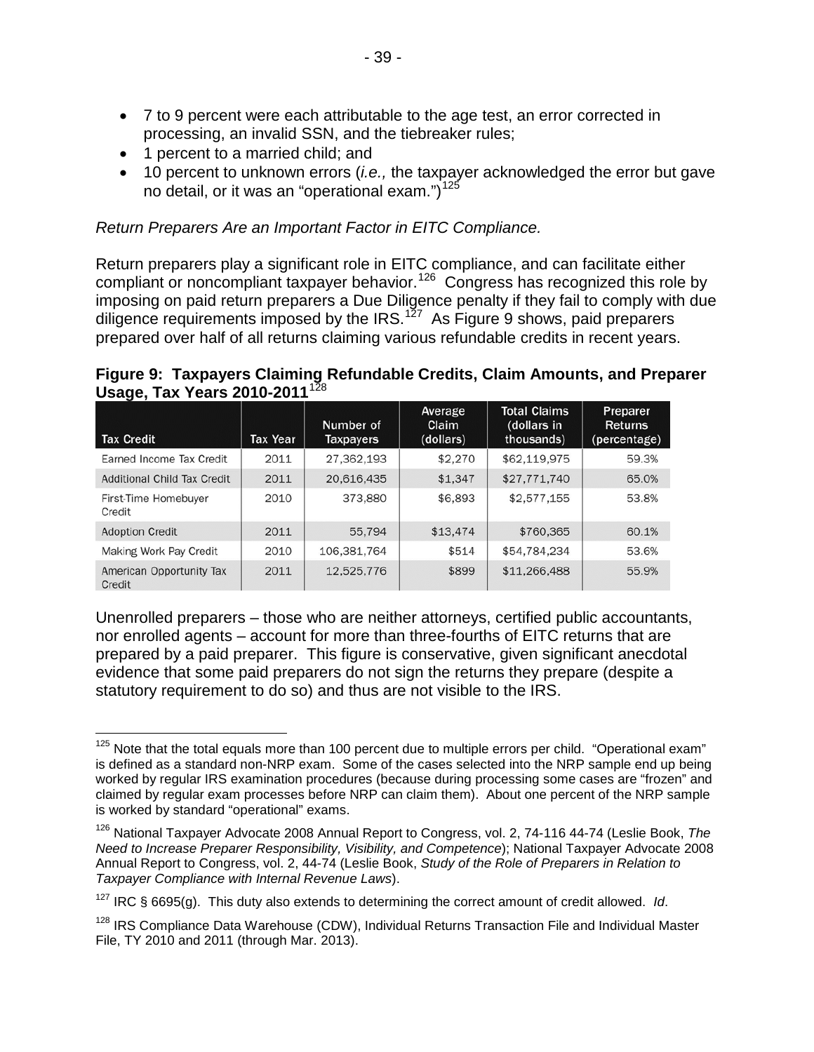- 7 to 9 percent were each attributable to the age test, an error corrected in processing, an invalid SSN, and the tiebreaker rules;
- 1 percent to a married child; and
- 10 percent to unknown errors (*i.e.,* the taxpayer acknowledged the error but gave no detail, or it was an "operational exam.")[125]

*Return Preparers Are an Important Factor in EITC Compliance.*

Return preparers play a significant role in EITC compliance, and can facilitate either compliant or noncompliant taxpayer behavior.[126] Congress has recognized this role by imposing on paid return preparers a Due Diligence penalty if they fail to comply with due diligence requirements imposed by the IRS.[127] As Figure 9 shows, paid preparers prepared over half of all returns claiming various refundable credits in recent years.

**Figure 9: Taxpayers Claiming Refundable Credits, Claim Amounts, and Preparer Usage, Tax Years 2010-2011**[128]

| Tax Credit | Tax Year | Number of Taxpayers | Average Claim (dollars) | Total Claims (dollars in thousands) | Preparer Returns (percentage) |
|---|---|---|---|---|---|
| Earned Income Tax Credit | 2011 | 27,362,193 | $2,270 | $62,119,975 | 59.3% |
| Additional Child Tax Credit | 2011 | 20,616,435 | $1,347 | $27,771,740 | 65.0% |
| First-Time Homebuyer Credit | 2010 | 373,880 | $6,893 | $2,577,155 | 53.8% |
| Adoption Credit | 2011 | 55,794 | $13,474 | $760,365 | 60.1% |
| Making Work Pay Credit | 2010 | 106,381,764 | $514 | $54,784,234 | 53.6% |
| American Opportunity Tax Credit | 2011 | 12,525,776 | $899 | $11,266,488 | 55.9% |

Unenrolled preparers – those who are neither attorneys, certified public accountants, nor enrolled agents – account for more than three-fourths of EITC returns that are prepared by a paid preparer. This figure is conservative, given significant anecdotal evidence that some paid preparers do not sign the returns they prepare (despite a statutory requirement to do so) and thus are not visible to the IRS.

---

[125] Note that the total equals more than 100 percent due to multiple errors per child. "Operational exam" is defined as a standard non-NRP exam. Some of the cases selected into the NRP sample end up being worked by regular IRS examination procedures (because during processing some cases are "frozen" and claimed by regular exam processes before NRP can claim them). About one percent of the NRP sample is worked by standard "operational" exams.

[126] National Taxpayer Advocate 2008 Annual Report to Congress, vol. 2, 74-116 44-74 (Leslie Book, *The Need to Increase Preparer Responsibility, Visibility, and Competence*); National Taxpayer Advocate 2008 Annual Report to Congress, vol. 2, 44-74 (Leslie Book, *Study of the Role of Preparers in Relation to Taxpayer Compliance with Internal Revenue Laws*).

[127] IRC § 6695(g). This duty also extends to determining the correct amount of credit allowed. *Id*.

[128] IRS Compliance Data Warehouse (CDW), Individual Returns Transaction File and Individual Master File, TY 2010 and 2011 (through Mar. 2013).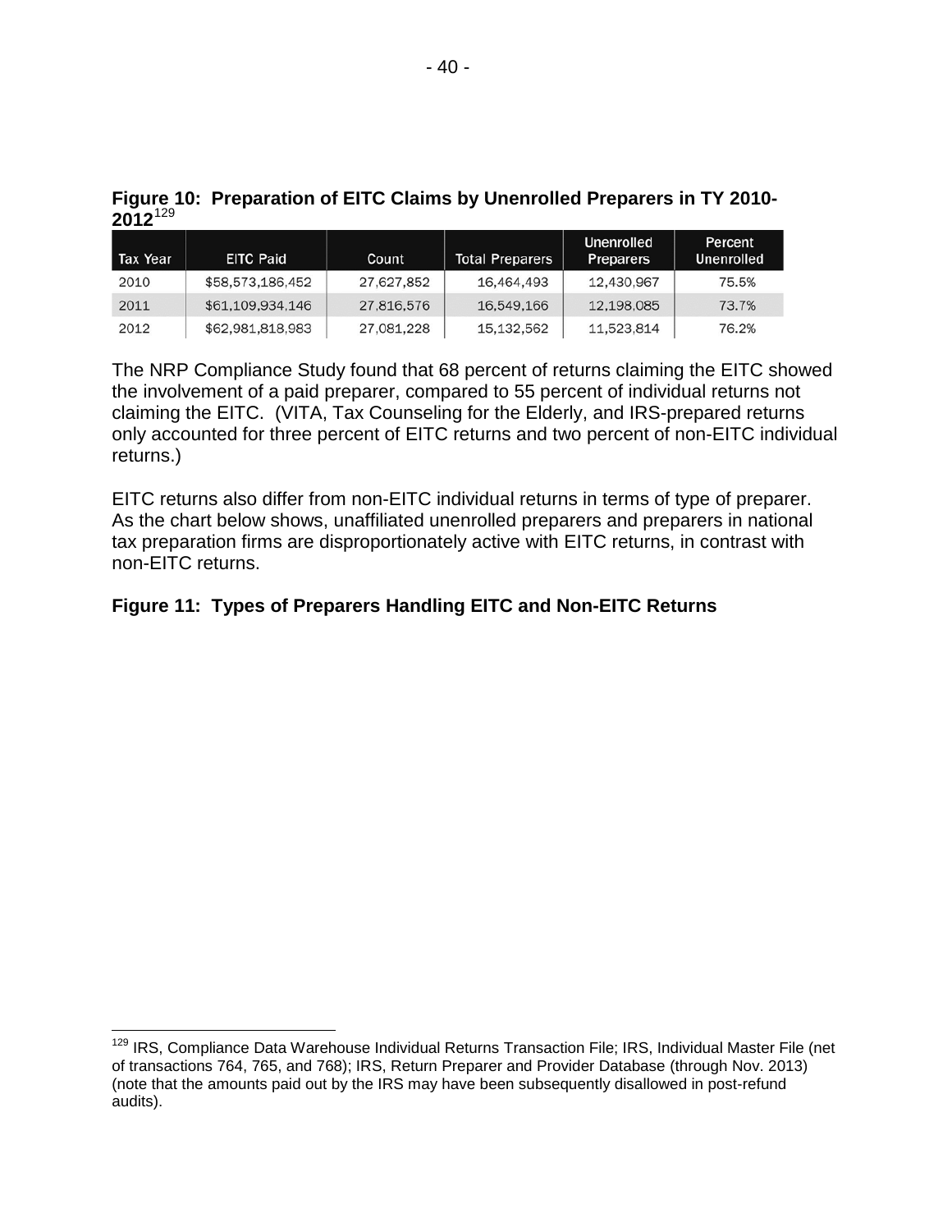**Figure 10: Preparation of EITC Claims by Unenrolled Preparers in TY 2010-2012**[129]

| Tax Year | EITC Paid | Count | Total Preparers | Unenrolled Preparers | Percent Unenrolled |
|---|---|---|---|---|---|
| 2010 | $58,573,186,452 | 27,627,852 | 16,464,493 | 12,430,967 | 75.5% |
| 2011 | $61,109,934,146 | 27,816,576 | 16,549,166 | 12,198,085 | 73.7% |
| 2012 | $62,981,818,983 | 27,081,228 | 15,132,562 | 11,523,814 | 76.2% |

The NRP Compliance Study found that 68 percent of returns claiming the EITC showed the involvement of a paid preparer, compared to 55 percent of individual returns not claiming the EITC. (VITA, Tax Counseling for the Elderly, and IRS-prepared returns only accounted for three percent of EITC returns and two percent of non-EITC individual returns.)

EITC returns also differ from non-EITC individual returns in terms of type of preparer. As the chart below shows, unaffiliated unenrolled preparers and preparers in national tax preparation firms are disproportionately active with EITC returns, in contrast with non-EITC returns.

**Figure 11: Types of Preparers Handling EITC and Non-EITC Returns**

[129] IRS, Compliance Data Warehouse Individual Returns Transaction File; IRS, Individual Master File (net of transactions 764, 765, and 768); IRS, Return Preparer and Provider Database (through Nov. 2013) (note that the amounts paid out by the IRS may have been subsequently disallowed in post-refund audits).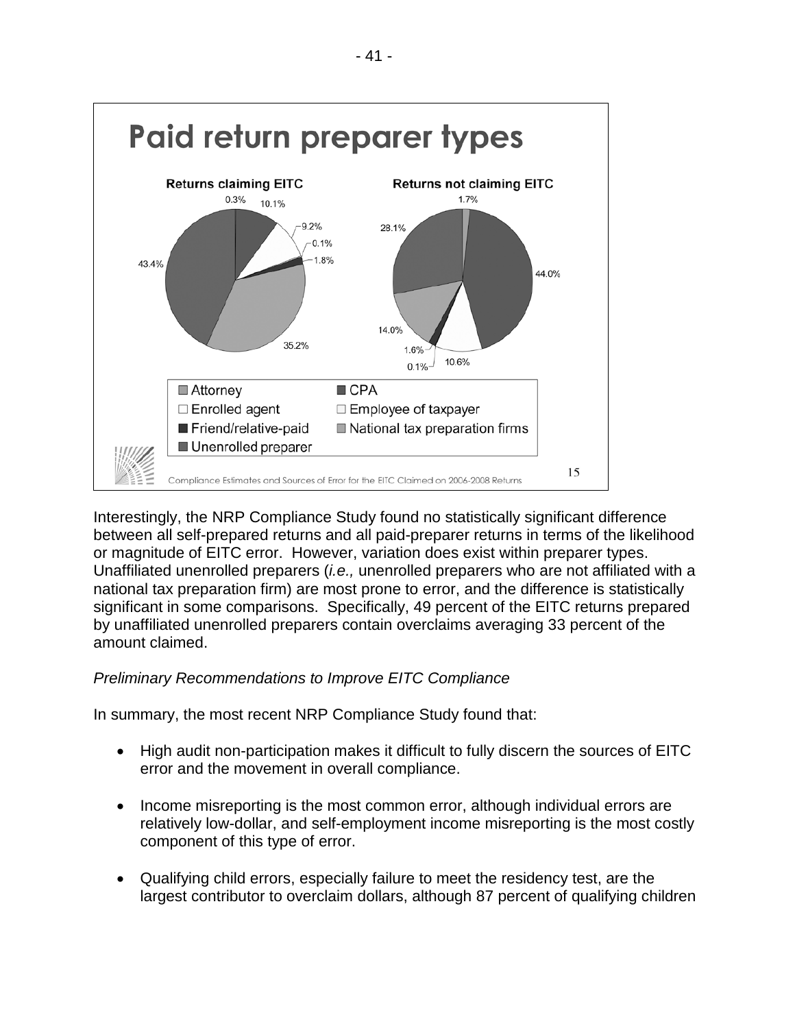# Paid return preparer types

**Returns claiming EITC**

0.3% | 10.1% | 9.2% | 0.1% | 1.8% | 35.2% | 43.4%

**Returns not claiming EITC**

1.7% | 44.0% | 10.6% | 0.1% | 1.6% | 14.0% | 28.1%

- Attorney
- CPA
- Enrolled agent
- Employee of taxpayer
- Friend/relative-paid
- National tax preparation firms
- Unenrolled preparer

Compliance Estimates and Sources of Error for the EITC Claimed on 2006-2008 Returns

15

Interestingly, the NRP Compliance Study found no statistically significant difference between all self-prepared returns and all paid-preparer returns in terms of the likelihood or magnitude of EITC error. However, variation does exist within preparer types. Unaffiliated unenrolled preparers (*i.e.,* unenrolled preparers who are not affiliated with a national tax preparation firm) are most prone to error, and the difference is statistically significant in some comparisons. Specifically, 49 percent of the EITC returns prepared by unaffiliated unenrolled preparers contain overclaims averaging 33 percent of the amount claimed.

*Preliminary Recommendations to Improve EITC Compliance*

In summary, the most recent NRP Compliance Study found that:

- High audit non-participation makes it difficult to fully discern the sources of EITC error and the movement in overall compliance.

- Income misreporting is the most common error, although individual errors are relatively low-dollar, and self-employment income misreporting is the most costly component of this type of error.

- Qualifying child errors, especially failure to meet the residency test, are the largest contributor to overclaim dollars, although 87 percent of qualifying children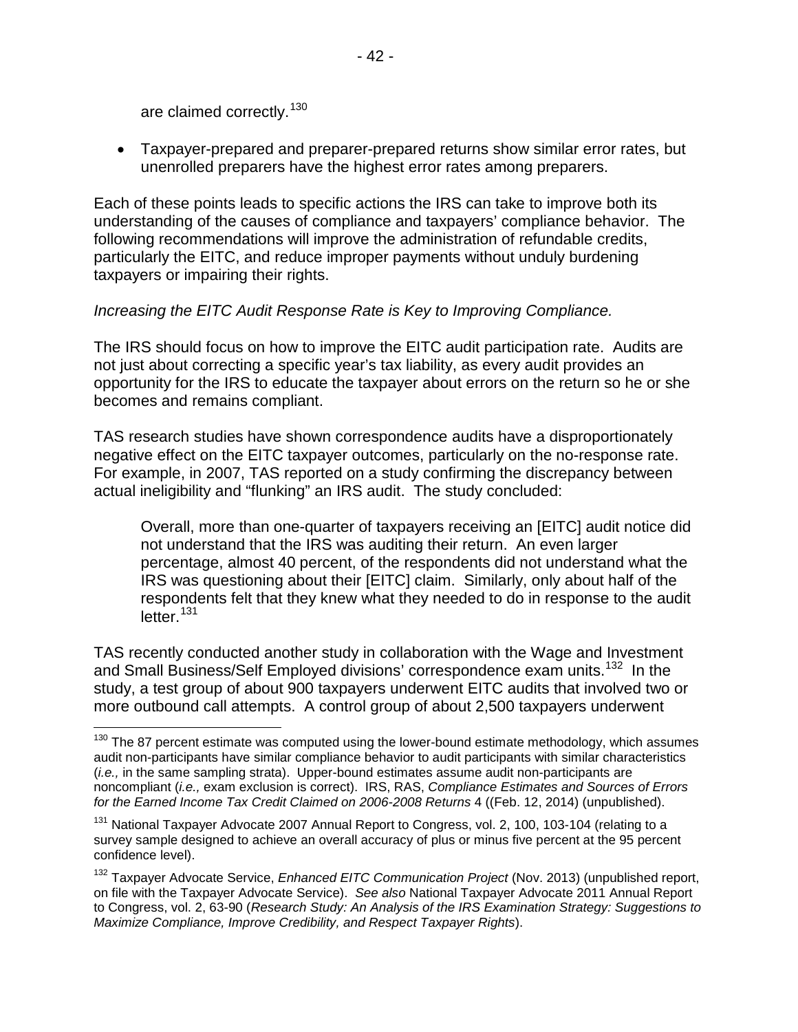are claimed correctly.[130]

- Taxpayer-prepared and preparer-prepared returns show similar error rates, but unenrolled preparers have the highest error rates among preparers.

Each of these points leads to specific actions the IRS can take to improve both its understanding of the causes of compliance and taxpayers' compliance behavior. The following recommendations will improve the administration of refundable credits, particularly the EITC, and reduce improper payments without unduly burdening taxpayers or impairing their rights.

*Increasing the EITC Audit Response Rate is Key to Improving Compliance.*

The IRS should focus on how to improve the EITC audit participation rate. Audits are not just about correcting a specific year's tax liability, as every audit provides an opportunity for the IRS to educate the taxpayer about errors on the return so he or she becomes and remains compliant.

TAS research studies have shown correspondence audits have a disproportionately negative effect on the EITC taxpayer outcomes, particularly on the no-response rate. For example, in 2007, TAS reported on a study confirming the discrepancy between actual ineligibility and "flunking" an IRS audit. The study concluded:

> Overall, more than one-quarter of taxpayers receiving an [EITC] audit notice did not understand that the IRS was auditing their return. An even larger percentage, almost 40 percent, of the respondents did not understand what the IRS was questioning about their [EITC] claim. Similarly, only about half of the respondents felt that they knew what they needed to do in response to the audit letter.[131]

TAS recently conducted another study in collaboration with the Wage and Investment and Small Business/Self Employed divisions' correspondence exam units.[132] In the study, a test group of about 900 taxpayers underwent EITC audits that involved two or more outbound call attempts. A control group of about 2,500 taxpayers underwent

---

[130] The 87 percent estimate was computed using the lower-bound estimate methodology, which assumes audit non-participants have similar compliance behavior to audit participants with similar characteristics (*i.e.,* in the same sampling strata). Upper-bound estimates assume audit non-participants are noncompliant (*i.e.,* exam exclusion is correct). IRS, RAS, *Compliance Estimates and Sources of Errors for the Earned Income Tax Credit Claimed on 2006-2008 Returns* 4 ((Feb. 12, 2014) (unpublished).

[131] National Taxpayer Advocate 2007 Annual Report to Congress, vol. 2, 100, 103-104 (relating to a survey sample designed to achieve an overall accuracy of plus or minus five percent at the 95 percent confidence level).

[132] Taxpayer Advocate Service, *Enhanced EITC Communication Project* (Nov. 2013) (unpublished report, on file with the Taxpayer Advocate Service). *See also* National Taxpayer Advocate 2011 Annual Report to Congress, vol. 2, 63-90 (*Research Study: An Analysis of the IRS Examination Strategy: Suggestions to Maximize Compliance, Improve Credibility, and Respect Taxpayer Rights*).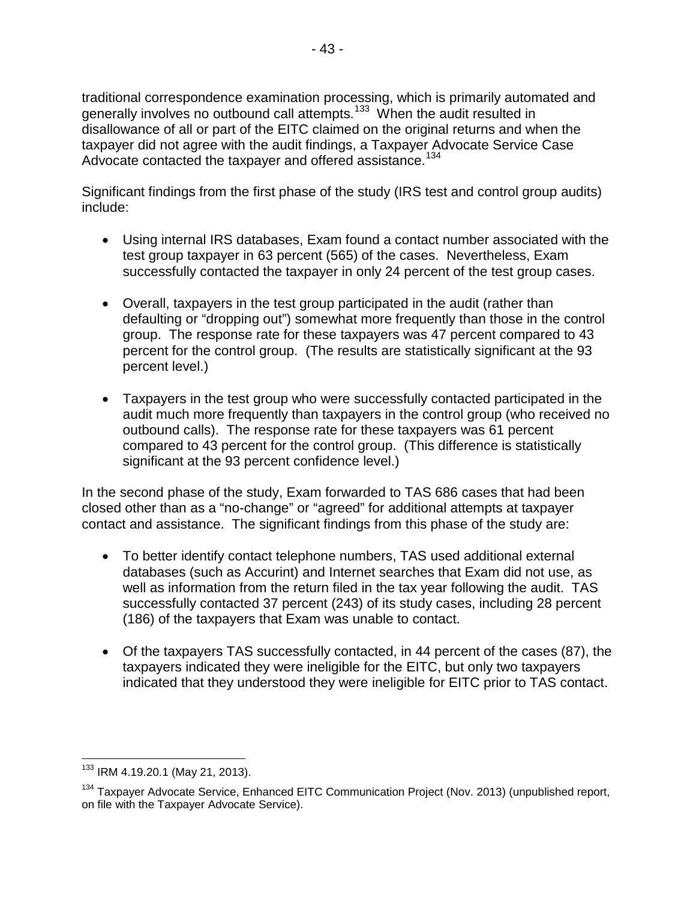traditional correspondence examination processing, which is primarily automated and generally involves no outbound call attempts.[133] When the audit resulted in disallowance of all or part of the EITC claimed on the original returns and when the taxpayer did not agree with the audit findings, a Taxpayer Advocate Service Case Advocate contacted the taxpayer and offered assistance.[134]

Significant findings from the first phase of the study (IRS test and control group audits) include:

- Using internal IRS databases, Exam found a contact number associated with the test group taxpayer in 63 percent (565) of the cases. Nevertheless, Exam successfully contacted the taxpayer in only 24 percent of the test group cases.

- Overall, taxpayers in the test group participated in the audit (rather than defaulting or "dropping out") somewhat more frequently than those in the control group. The response rate for these taxpayers was 47 percent compared to 43 percent for the control group. (The results are statistically significant at the 93 percent level.)

- Taxpayers in the test group who were successfully contacted participated in the audit much more frequently than taxpayers in the control group (who received no outbound calls). The response rate for these taxpayers was 61 percent compared to 43 percent for the control group. (This difference is statistically significant at the 93 percent confidence level.)

In the second phase of the study, Exam forwarded to TAS 686 cases that had been closed other than as a "no-change" or "agreed" for additional attempts at taxpayer contact and assistance. The significant findings from this phase of the study are:

- To better identify contact telephone numbers, TAS used additional external databases (such as Accurint) and Internet searches that Exam did not use, as well as information from the return filed in the tax year following the audit. TAS successfully contacted 37 percent (243) of its study cases, including 28 percent (186) of the taxpayers that Exam was unable to contact.

- Of the taxpayers TAS successfully contacted, in 44 percent of the cases (87), the taxpayers indicated they were ineligible for the EITC, but only two taxpayers indicated that they understood they were ineligible for EITC prior to TAS contact.

---

[133] IRM 4.19.20.1 (May 21, 2013).

[134] Taxpayer Advocate Service, Enhanced EITC Communication Project (Nov. 2013) (unpublished report, on file with the Taxpayer Advocate Service).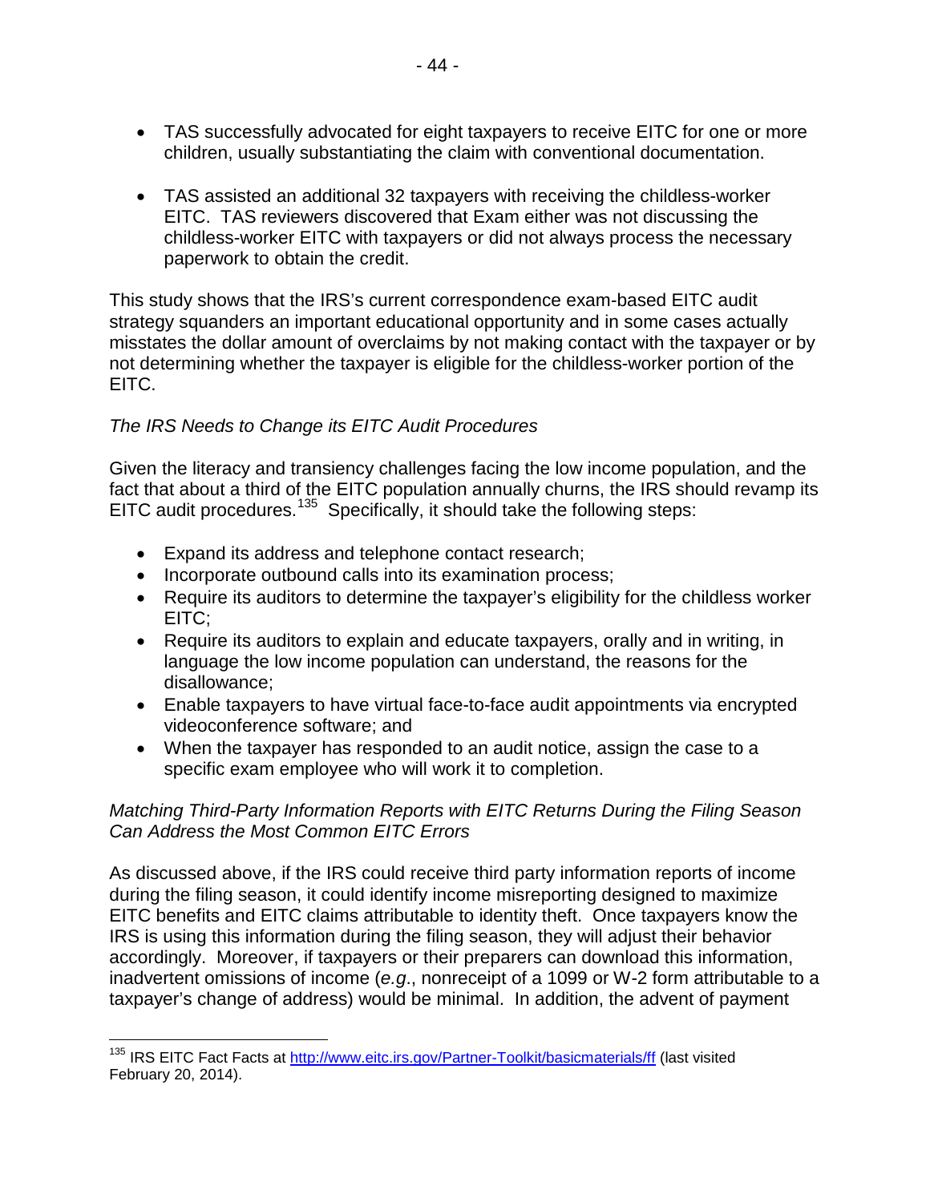- TAS successfully advocated for eight taxpayers to receive EITC for one or more children, usually substantiating the claim with conventional documentation.

- TAS assisted an additional 32 taxpayers with receiving the childless-worker EITC. TAS reviewers discovered that Exam either was not discussing the childless-worker EITC with taxpayers or did not always process the necessary paperwork to obtain the credit.

This study shows that the IRS's current correspondence exam-based EITC audit strategy squanders an important educational opportunity and in some cases actually misstates the dollar amount of overclaims by not making contact with the taxpayer or by not determining whether the taxpayer is eligible for the childless-worker portion of the EITC.

*The IRS Needs to Change its EITC Audit Procedures*

Given the literacy and transiency challenges facing the low income population, and the fact that about a third of the EITC population annually churns, the IRS should revamp its EITC audit procedures.[135] Specifically, it should take the following steps:

- Expand its address and telephone contact research;
- Incorporate outbound calls into its examination process;
- Require its auditors to determine the taxpayer's eligibility for the childless worker EITC;
- Require its auditors to explain and educate taxpayers, orally and in writing, in language the low income population can understand, the reasons for the disallowance;
- Enable taxpayers to have virtual face-to-face audit appointments via encrypted videoconference software; and
- When the taxpayer has responded to an audit notice, assign the case to a specific exam employee who will work it to completion.

*Matching Third-Party Information Reports with EITC Returns During the Filing Season Can Address the Most Common EITC Errors*

As discussed above, if the IRS could receive third party information reports of income during the filing season, it could identify income misreporting designed to maximize EITC benefits and EITC claims attributable to identity theft. Once taxpayers know the IRS is using this information during the filing season, they will adjust their behavior accordingly. Moreover, if taxpayers or their preparers can download this information, inadvertent omissions of income (*e.g.*, nonreceipt of a 1099 or W-2 form attributable to a taxpayer's change of address) would be minimal. In addition, the advent of payment

[135] IRS EITC Fact Facts at http://www.eitc.irs.gov/Partner-Toolkit/basicmaterials/ff (last visited February 20, 2014).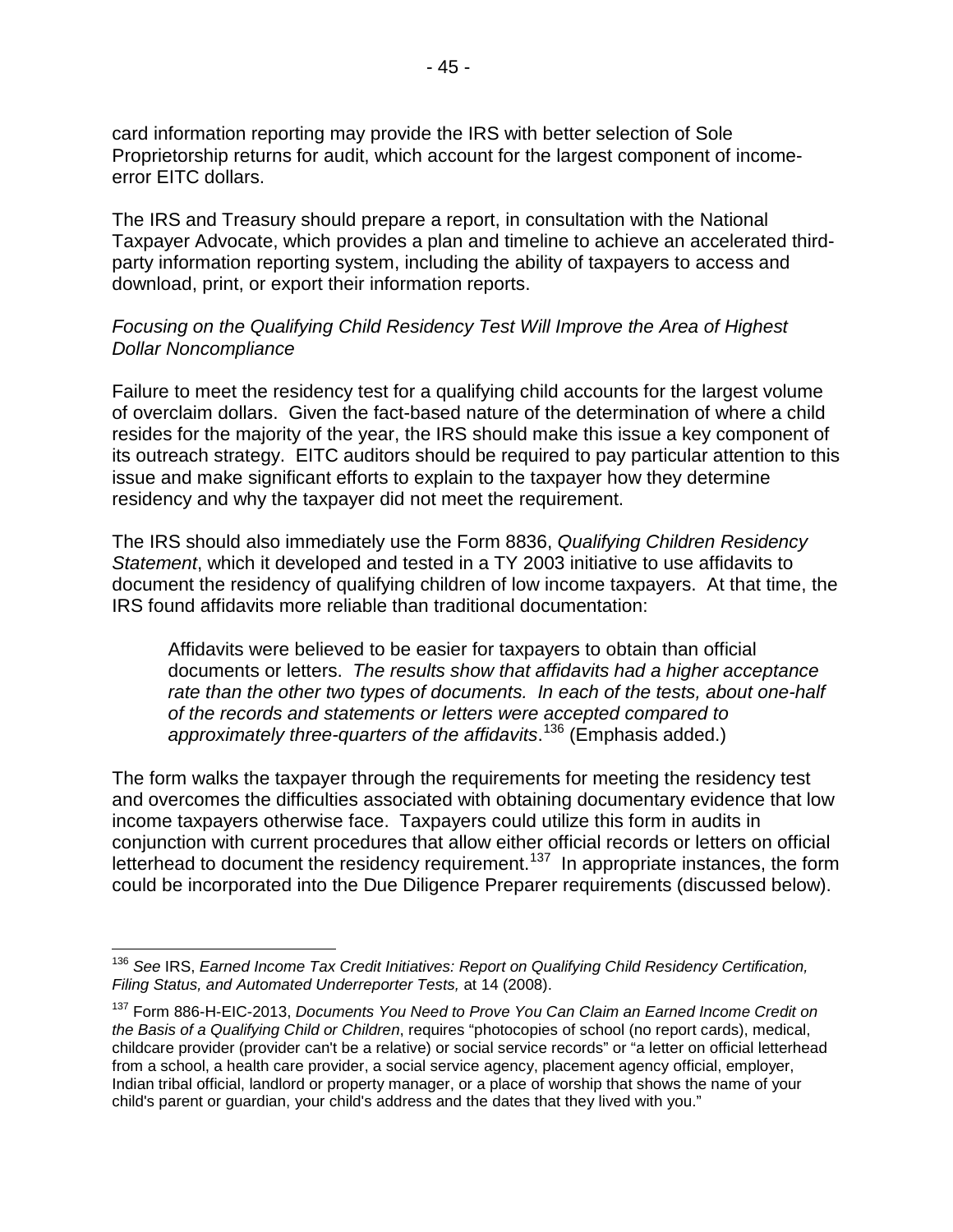card information reporting may provide the IRS with better selection of Sole Proprietorship returns for audit, which account for the largest component of income-error EITC dollars.

The IRS and Treasury should prepare a report, in consultation with the National Taxpayer Advocate, which provides a plan and timeline to achieve an accelerated third-party information reporting system, including the ability of taxpayers to access and download, print, or export their information reports.

*Focusing on the Qualifying Child Residency Test Will Improve the Area of Highest Dollar Noncompliance*

Failure to meet the residency test for a qualifying child accounts for the largest volume of overclaim dollars. Given the fact-based nature of the determination of where a child resides for the majority of the year, the IRS should make this issue a key component of its outreach strategy. EITC auditors should be required to pay particular attention to this issue and make significant efforts to explain to the taxpayer how they determine residency and why the taxpayer did not meet the requirement.

The IRS should also immediately use the Form 8836, *Qualifying Children Residency Statement*, which it developed and tested in a TY 2003 initiative to use affidavits to document the residency of qualifying children of low income taxpayers. At that time, the IRS found affidavits more reliable than traditional documentation:

> Affidavits were believed to be easier for taxpayers to obtain than official documents or letters. *The results show that affidavits had a higher acceptance rate than the other two types of documents. In each of the tests, about one-half of the records and statements or letters were accepted compared to approximately three-quarters of the affidavits*.[136] (Emphasis added.)

The form walks the taxpayer through the requirements for meeting the residency test and overcomes the difficulties associated with obtaining documentary evidence that low income taxpayers otherwise face. Taxpayers could utilize this form in audits in conjunction with current procedures that allow either official records or letters on official letterhead to document the residency requirement.[137] In appropriate instances, the form could be incorporated into the Due Diligence Preparer requirements (discussed below).

---

[136] *See* IRS, *Earned Income Tax Credit Initiatives: Report on Qualifying Child Residency Certification, Filing Status, and Automated Underreporter Tests,* at 14 (2008).

[137] Form 886-H-EIC-2013, *Documents You Need to Prove You Can Claim an Earned Income Credit on the Basis of a Qualifying Child or Children*, requires "photocopies of school (no report cards), medical, childcare provider (provider can't be a relative) or social service records" or "a letter on official letterhead from a school, a health care provider, a social service agency, placement agency official, employer, Indian tribal official, landlord or property manager, or a place of worship that shows the name of your child's parent or guardian, your child's address and the dates that they lived with you."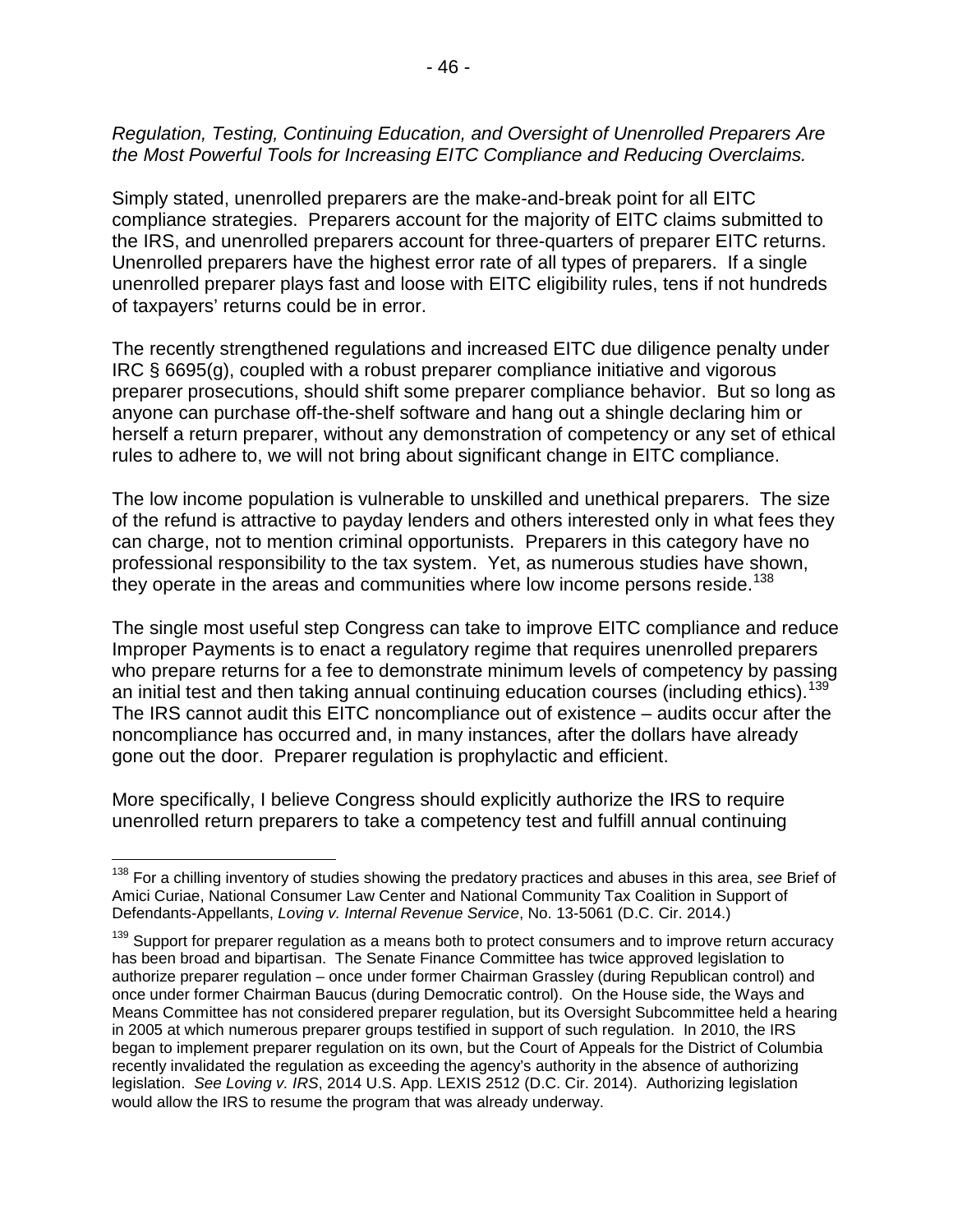*Regulation, Testing, Continuing Education, and Oversight of Unenrolled Preparers Are the Most Powerful Tools for Increasing EITC Compliance and Reducing Overclaims.*

Simply stated, unenrolled preparers are the make-and-break point for all EITC compliance strategies. Preparers account for the majority of EITC claims submitted to the IRS, and unenrolled preparers account for three-quarters of preparer EITC returns. Unenrolled preparers have the highest error rate of all types of preparers. If a single unenrolled preparer plays fast and loose with EITC eligibility rules, tens if not hundreds of taxpayers' returns could be in error.

The recently strengthened regulations and increased EITC due diligence penalty under IRC § 6695(g), coupled with a robust preparer compliance initiative and vigorous preparer prosecutions, should shift some preparer compliance behavior. But so long as anyone can purchase off-the-shelf software and hang out a shingle declaring him or herself a return preparer, without any demonstration of competency or any set of ethical rules to adhere to, we will not bring about significant change in EITC compliance.

The low income population is vulnerable to unskilled and unethical preparers. The size of the refund is attractive to payday lenders and others interested only in what fees they can charge, not to mention criminal opportunists. Preparers in this category have no professional responsibility to the tax system. Yet, as numerous studies have shown, they operate in the areas and communities where low income persons reside.[138]

The single most useful step Congress can take to improve EITC compliance and reduce Improper Payments is to enact a regulatory regime that requires unenrolled preparers who prepare returns for a fee to demonstrate minimum levels of competency by passing an initial test and then taking annual continuing education courses (including ethics).[139] The IRS cannot audit this EITC noncompliance out of existence – audits occur after the noncompliance has occurred and, in many instances, after the dollars have already gone out the door. Preparer regulation is prophylactic and efficient.

More specifically, I believe Congress should explicitly authorize the IRS to require unenrolled return preparers to take a competency test and fulfill annual continuing

---

[138] For a chilling inventory of studies showing the predatory practices and abuses in this area, *see* Brief of Amici Curiae, National Consumer Law Center and National Community Tax Coalition in Support of Defendants-Appellants, *Loving v. Internal Revenue Service*, No. 13-5061 (D.C. Cir. 2014.)

[139] Support for preparer regulation as a means both to protect consumers and to improve return accuracy has been broad and bipartisan. The Senate Finance Committee has twice approved legislation to authorize preparer regulation – once under former Chairman Grassley (during Republican control) and once under former Chairman Baucus (during Democratic control). On the House side, the Ways and Means Committee has not considered preparer regulation, but its Oversight Subcommittee held a hearing in 2005 at which numerous preparer groups testified in support of such regulation. In 2010, the IRS began to implement preparer regulation on its own, but the Court of Appeals for the District of Columbia recently invalidated the regulation as exceeding the agency's authority in the absence of authorizing legislation. *See Loving v. IRS*, 2014 U.S. App. LEXIS 2512 (D.C. Cir. 2014). Authorizing legislation would allow the IRS to resume the program that was already underway.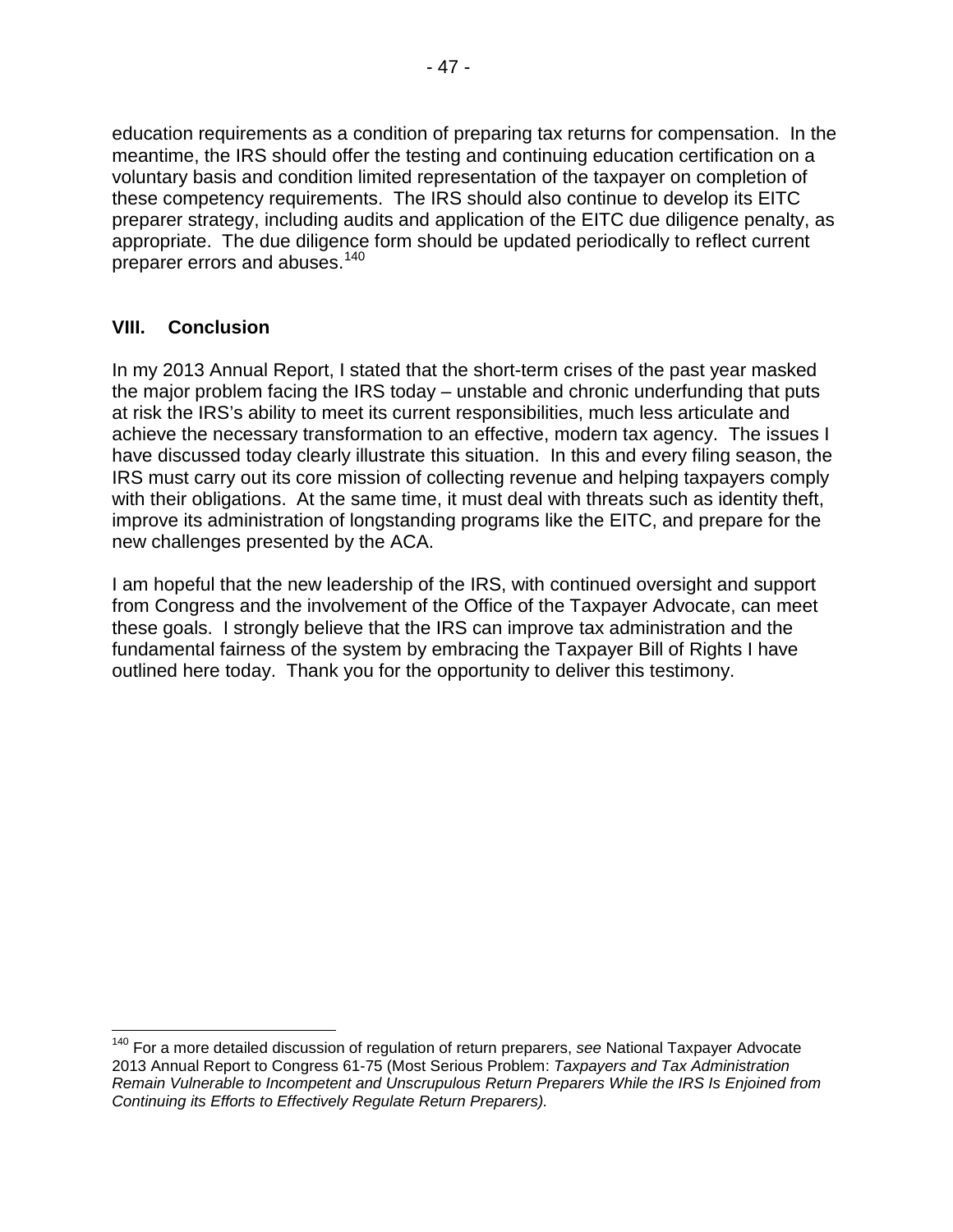education requirements as a condition of preparing tax returns for compensation. In the meantime, the IRS should offer the testing and continuing education certification on a voluntary basis and condition limited representation of the taxpayer on completion of these competency requirements. The IRS should also continue to develop its EITC preparer strategy, including audits and application of the EITC due diligence penalty, as appropriate. The due diligence form should be updated periodically to reflect current preparer errors and abuses.[140]

## VIII. Conclusion

In my 2013 Annual Report, I stated that the short-term crises of the past year masked the major problem facing the IRS today – unstable and chronic underfunding that puts at risk the IRS's ability to meet its current responsibilities, much less articulate and achieve the necessary transformation to an effective, modern tax agency. The issues I have discussed today clearly illustrate this situation. In this and every filing season, the IRS must carry out its core mission of collecting revenue and helping taxpayers comply with their obligations. At the same time, it must deal with threats such as identity theft, improve its administration of longstanding programs like the EITC, and prepare for the new challenges presented by the ACA.

I am hopeful that the new leadership of the IRS, with continued oversight and support from Congress and the involvement of the Office of the Taxpayer Advocate, can meet these goals. I strongly believe that the IRS can improve tax administration and the fundamental fairness of the system by embracing the Taxpayer Bill of Rights I have outlined here today. Thank you for the opportunity to deliver this testimony.

---

[140] For a more detailed discussion of regulation of return preparers, *see* National Taxpayer Advocate 2013 Annual Report to Congress 61-75 (Most Serious Problem: *Taxpayers and Tax Administration Remain Vulnerable to Incompetent and Unscrupulous Return Preparers While the IRS Is Enjoined from Continuing its Efforts to Effectively Regulate Return Preparers).*